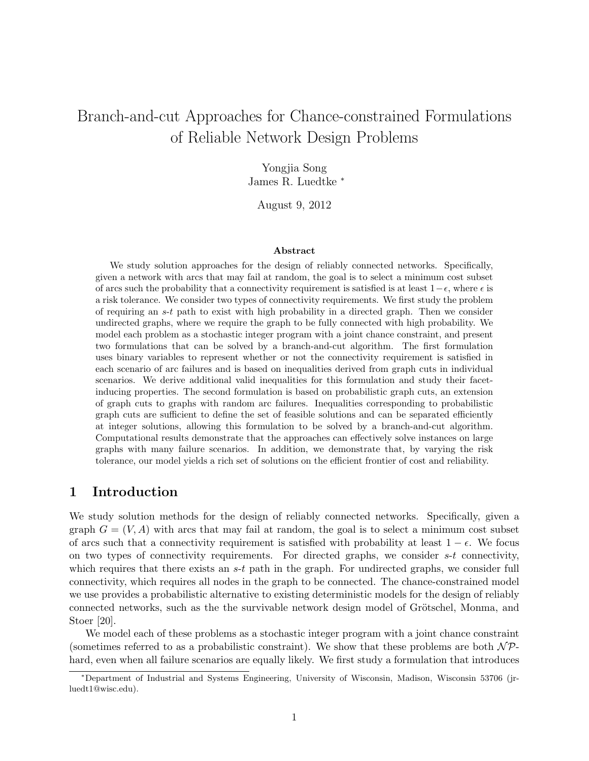# Branch-and-cut Approaches for Chance-constrained Formulations of Reliable Network Design Problems

Yongjia Song
James R. Luedtke [*]

August 9, 2012

**Abstract**

We study solution approaches for the design of reliably connected networks. Specifically, given a network with arcs that may fail at random, the goal is to select a minimum cost subset of arcs such the probability that a connectivity requirement is satisfied is at least $1-\epsilon$, where $\epsilon$ is a risk tolerance. We consider two types of connectivity requirements. We first study the problem of requiring an $s$-$t$ path to exist with high probability in a directed graph. Then we consider undirected graphs, where we require the graph to be fully connected with high probability. We model each problem as a stochastic integer program with a joint chance constraint, and present two formulations that can be solved by a branch-and-cut algorithm. The first formulation uses binary variables to represent whether or not the connectivity requirement is satisfied in each scenario of arc failures and is based on inequalities derived from graph cuts in individual scenarios. We derive additional valid inequalities for this formulation and study their facet-inducing properties. The second formulation is based on probabilistic graph cuts, an extension of graph cuts to graphs with random arc failures. Inequalities corresponding to probabilistic graph cuts are sufficient to define the set of feasible solutions and can be separated efficiently at integer solutions, allowing this formulation to be solved by a branch-and-cut algorithm. Computational results demonstrate that the approaches can effectively solve instances on large graphs with many failure scenarios. In addition, we demonstrate that, by varying the risk tolerance, our model yields a rich set of solutions on the efficient frontier of cost and reliability.

## 1 Introduction

We study solution methods for the design of reliably connected networks. Specifically, given a graph $G = (V, A)$ with arcs that may fail at random, the goal is to select a minimum cost subset of arcs such that a connectivity requirement is satisfied with probability at least $1 - \epsilon$. We focus on two types of connectivity requirements. For directed graphs, we consider $s$-$t$ connectivity, which requires that there exists an $s$-$t$ path in the graph. For undirected graphs, we consider full connectivity, which requires all nodes in the graph to be connected. The chance-constrained model we use provides a probabilistic alternative to existing deterministic models for the design of reliably connected networks, such as the the survivable network design model of Grötschel, Monma, and Stoer [20].

We model each of these problems as a stochastic integer program with a joint chance constraint (sometimes referred to as a probabilistic constraint). We show that these problems are both $\mathcal{NP}$-hard, even when all failure scenarios are equally likely. We first study a formulation that introduces

[*]Department of Industrial and Systems Engineering, University of Wisconsin, Madison, Wisconsin 53706 (jrluedt1@wisc.edu).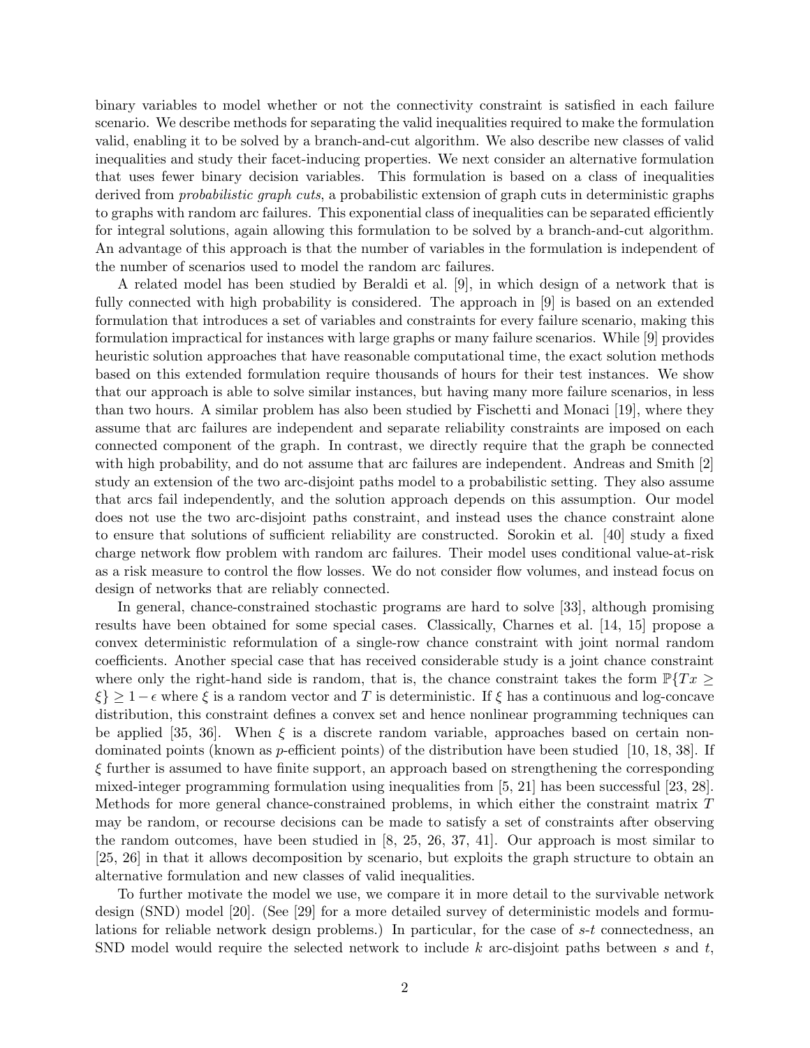binary variables to model whether or not the connectivity constraint is satisfied in each failure scenario. We describe methods for separating the valid inequalities required to make the formulation valid, enabling it to be solved by a branch-and-cut algorithm. We also describe new classes of valid inequalities and study their facet-inducing properties. We next consider an alternative formulation that uses fewer binary decision variables. This formulation is based on a class of inequalities derived from *probabilistic graph cuts*, a probabilistic extension of graph cuts in deterministic graphs to graphs with random arc failures. This exponential class of inequalities can be separated efficiently for integral solutions, again allowing this formulation to be solved by a branch-and-cut algorithm. An advantage of this approach is that the number of variables in the formulation is independent of the number of scenarios used to model the random arc failures.

A related model has been studied by Beraldi et al. [9], in which design of a network that is fully connected with high probability is considered. The approach in [9] is based on an extended formulation that introduces a set of variables and constraints for every failure scenario, making this formulation impractical for instances with large graphs or many failure scenarios. While [9] provides heuristic solution approaches that have reasonable computational time, the exact solution methods based on this extended formulation require thousands of hours for their test instances. We show that our approach is able to solve similar instances, but having many more failure scenarios, in less than two hours. A similar problem has also been studied by Fischetti and Monaci [19], where they assume that arc failures are independent and separate reliability constraints are imposed on each connected component of the graph. In contrast, we directly require that the graph be connected with high probability, and do not assume that arc failures are independent. Andreas and Smith [2] study an extension of the two arc-disjoint paths model to a probabilistic setting. They also assume that arcs fail independently, and the solution approach depends on this assumption. Our model does not use the two arc-disjoint paths constraint, and instead uses the chance constraint alone to ensure that solutions of sufficient reliability are constructed. Sorokin et al. [40] study a fixed charge network flow problem with random arc failures. Their model uses conditional value-at-risk as a risk measure to control the flow losses. We do not consider flow volumes, and instead focus on design of networks that are reliably connected.

In general, chance-constrained stochastic programs are hard to solve [33], although promising results have been obtained for some special cases. Classically, Charnes et al. [14, 15] propose a convex deterministic reformulation of a single-row chance constraint with joint normal random coefficients. Another special case that has received considerable study is a joint chance constraint where only the right-hand side is random, that is, the chance constraint takes the form $\mathbb{P}\{Tx \geq \xi\} \geq 1-\epsilon$ where $\xi$ is a random vector and $T$ is deterministic. If $\xi$ has a continuous and log-concave distribution, this constraint defines a convex set and hence nonlinear programming techniques can be applied [35, 36]. When $\xi$ is a discrete random variable, approaches based on certain non-dominated points (known as $p$-efficient points) of the distribution have been studied [10, 18, 38]. If $\xi$ further is assumed to have finite support, an approach based on strengthening the corresponding mixed-integer programming formulation using inequalities from [5, 21] has been successful [23, 28]. Methods for more general chance-constrained problems, in which either the constraint matrix $T$ may be random, or recourse decisions can be made to satisfy a set of constraints after observing the random outcomes, have been studied in [8, 25, 26, 37, 41]. Our approach is most similar to [25, 26] in that it allows decomposition by scenario, but exploits the graph structure to obtain an alternative formulation and new classes of valid inequalities.

To further motivate the model we use, we compare it in more detail to the survivable network design (SND) model [20]. (See [29] for a more detailed survey of deterministic models and formulations for reliable network design problems.) In particular, for the case of $s$-$t$ connectedness, an SND model would require the selected network to include $k$ arc-disjoint paths between $s$ and $t$,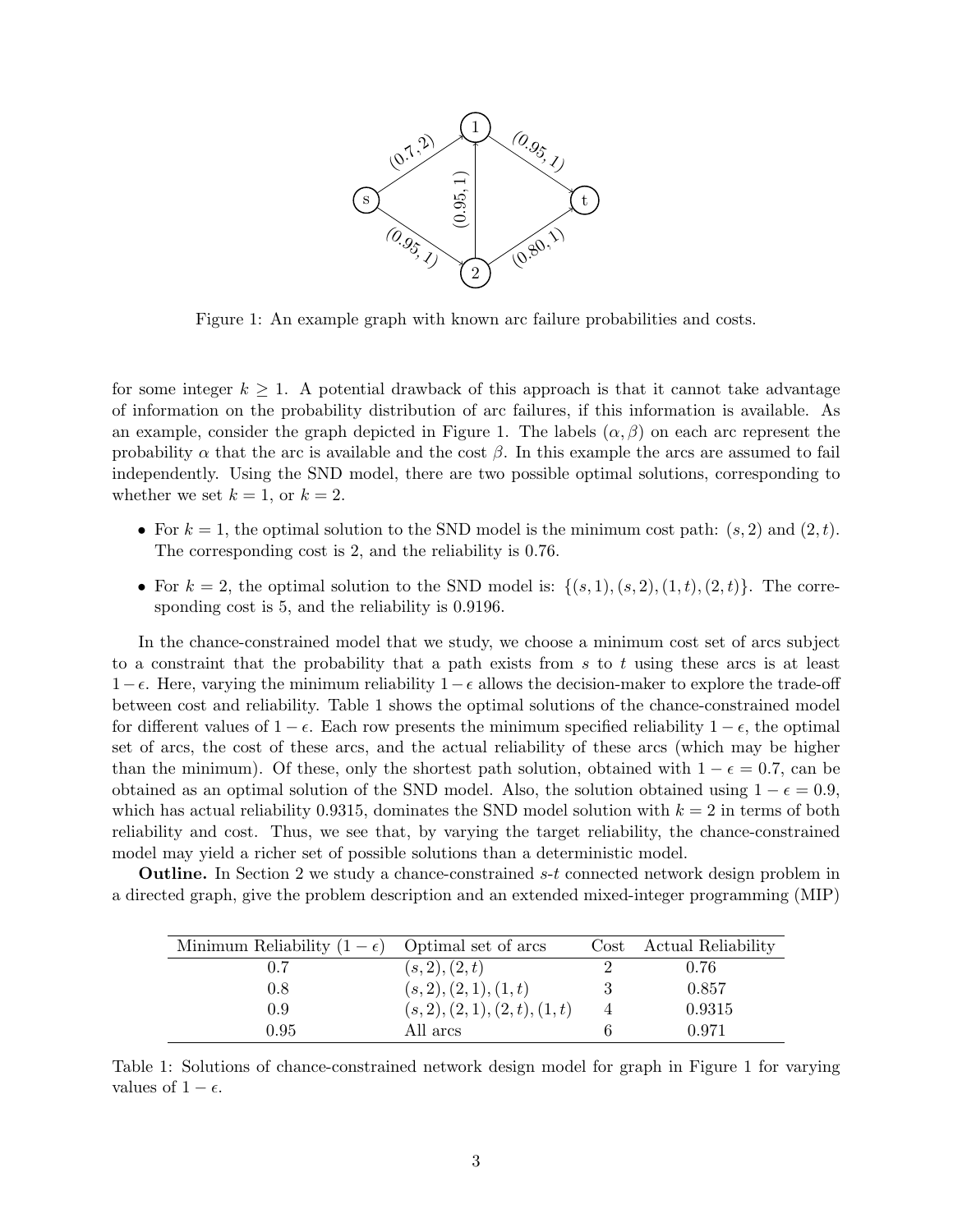Figure 1: An example graph with known arc failure probabilities and costs.

for some integer $k \geq 1$. A potential drawback of this approach is that it cannot take advantage of information on the probability distribution of arc failures, if this information is available. As an example, consider the graph depicted in Figure 1. The labels $(\alpha, \beta)$ on each arc represent the probability $\alpha$ that the arc is available and the cost $\beta$. In this example the arcs are assumed to fail independently. Using the SND model, there are two possible optimal solutions, corresponding to whether we set $k = 1$, or $k = 2$.

- For $k = 1$, the optimal solution to the SND model is the minimum cost path: $(s, 2)$ and $(2, t)$. The corresponding cost is 2, and the reliability is 0.76.
- For $k = 2$, the optimal solution to the SND model is: $\{(s, 1), (s, 2), (1, t), (2, t)\}$. The corresponding cost is 5, and the reliability is 0.9196.

In the chance-constrained model that we study, we choose a minimum cost set of arcs subject to a constraint that the probability that a path exists from $s$ to $t$ using these arcs is at least $1 - \epsilon$. Here, varying the minimum reliability $1 - \epsilon$ allows the decision-maker to explore the trade-off between cost and reliability. Table 1 shows the optimal solutions of the chance-constrained model for different values of $1 - \epsilon$. Each row presents the minimum specified reliability $1 - \epsilon$, the optimal set of arcs, the cost of these arcs, and the actual reliability of these arcs (which may be higher than the minimum). Of these, only the shortest path solution, obtained with $1 - \epsilon = 0.7$, can be obtained as an optimal solution of the SND model. Also, the solution obtained using $1 - \epsilon = 0.9$, which has actual reliability 0.9315, dominates the SND model solution with $k = 2$ in terms of both reliability and cost. Thus, we see that, by varying the target reliability, the chance-constrained model may yield a richer set of possible solutions than a deterministic model.

**Outline.** In Section 2 we study a chance-constrained $s$-$t$ connected network design problem in a directed graph, give the problem description and an extended mixed-integer programming (MIP)

| Minimum Reliability $(1 - \epsilon)$ | Optimal set of arcs | Cost | Actual Reliability |
|---|---|---|---|
| 0.7 | $(s, 2), (2, t)$ | 2 | 0.76 |
| 0.8 | $(s, 2), (2, 1), (1, t)$ | 3 | 0.857 |
| 0.9 | $(s, 2), (2, 1), (2, t), (1, t)$ | 4 | 0.9315 |
| 0.95 | All arcs | 6 | 0.971 |

Table 1: Solutions of chance-constrained network design model for graph in Figure 1 for varying values of $1 - \epsilon$.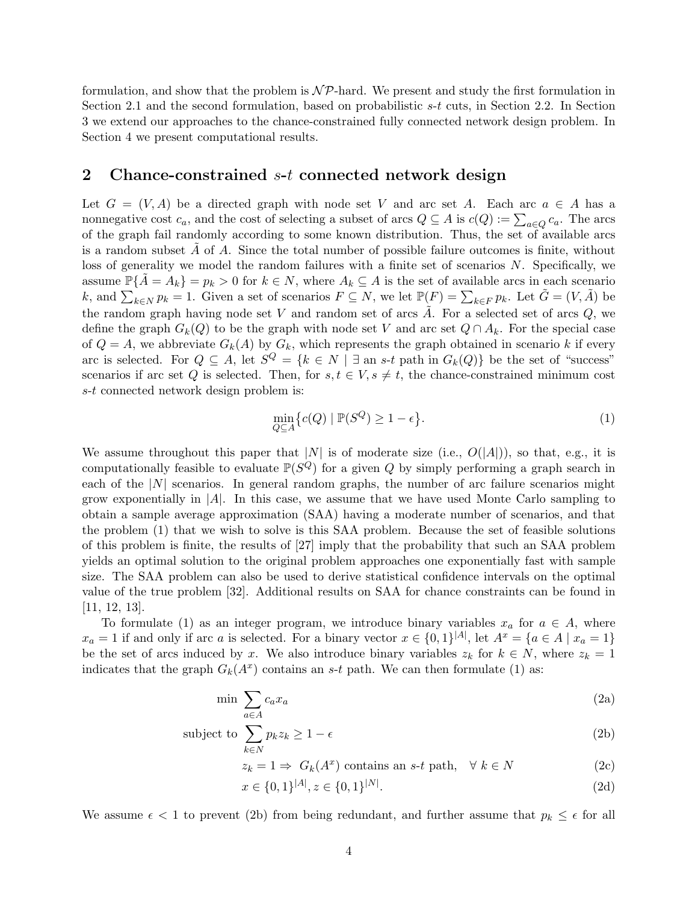formulation, and show that the problem is $\mathcal{NP}$-hard. We present and study the first formulation in Section 2.1 and the second formulation, based on probabilistic $s$-$t$ cuts, in Section 2.2. In Section 3 we extend our approaches to the chance-constrained fully connected network design problem. In Section 4 we present computational results.

## 2 Chance-constrained $s$-$t$ connected network design

Let $G = (V, A)$ be a directed graph with node set $V$ and arc set $A$. Each arc $a \in A$ has a nonnegative cost $c_a$, and the cost of selecting a subset of arcs $Q \subseteq A$ is $c(Q) := \sum_{a \in Q} c_a$. The arcs of the graph fail randomly according to some known distribution. Thus, the set of available arcs is a random subset $\tilde{A}$ of $A$. Since the total number of possible failure outcomes is finite, without loss of generality we model the random failures with a finite set of scenarios $N$. Specifically, we assume $\mathbb{P}\{\tilde{A} = A_k\} = p_k > 0$ for $k \in N$, where $A_k \subseteq A$ is the set of available arcs in each scenario $k$, and $\sum_{k \in N} p_k = 1$. Given a set of scenarios $F \subseteq N$, we let $\mathbb{P}(F) = \sum_{k \in F} p_k$. Let $\tilde{G} = (V, \tilde{A})$ be the random graph having node set $V$ and random set of arcs $\tilde{A}$. For a selected set of arcs $Q$, we define the graph $G_k(Q)$ to be the graph with node set $V$ and arc set $Q \cap A_k$. For the special case of $Q = A$, we abbreviate $G_k(A)$ by $G_k$, which represents the graph obtained in scenario $k$ if every arc is selected. For $Q \subseteq A$, let $S^Q = \{k \in N \mid \exists \text{ an } s\text{-}t \text{ path in } G_k(Q)\}$ be the set of "success" scenarios if arc set $Q$ is selected. Then, for $s, t \in V, s \neq t$, the chance-constrained minimum cost $s$-$t$ connected network design problem is:

$$\min_{Q \subseteq A} \big\{ c(Q) \mid \mathbb{P}(S^Q) \geq 1 - \epsilon \big\}. \tag{1}$$

We assume throughout this paper that $|N|$ is of moderate size (i.e., $O(|A|)$), so that, e.g., it is computationally feasible to evaluate $\mathbb{P}(S^Q)$ for a given $Q$ by simply performing a graph search in each of the $|N|$ scenarios. In general random graphs, the number of arc failure scenarios might grow exponentially in $|A|$. In this case, we assume that we have used Monte Carlo sampling to obtain a sample average approximation (SAA) having a moderate number of scenarios, and that the problem (1) that we wish to solve is this SAA problem. Because the set of feasible solutions of this problem is finite, the results of [27] imply that the probability that such an SAA problem yields an optimal solution to the original problem approaches one exponentially fast with sample size. The SAA problem can also be used to derive statistical confidence intervals on the optimal value of the true problem [32]. Additional results on SAA for chance constraints can be found in [11, 12, 13].

To formulate (1) as an integer program, we introduce binary variables $x_a$ for $a \in A$, where $x_a = 1$ if and only if arc $a$ is selected. For a binary vector $x \in \{0,1\}^{|A|}$, let $A^x = \{a \in A \mid x_a = 1\}$ be the set of arcs induced by $x$. We also introduce binary variables $z_k$ for $k \in N$, where $z_k = 1$ indicates that the graph $G_k(A^x)$ contains an $s$-$t$ path. We can then formulate (1) as:

$$\min \sum_{a \in A} c_a x_a \tag{2a}$$

$$\text{subject to} \sum_{k \in N} p_k z_k \geq 1 - \epsilon \tag{2b}$$

$$z_k = 1 \Rightarrow G_k(A^x) \text{ contains an } s\text{-}t \text{ path}, \quad \forall\, k \in N \tag{2c}$$

$$x \in \{0,1\}^{|A|}, z \in \{0,1\}^{|N|}. \tag{2d}$$

We assume $\epsilon < 1$ to prevent (2b) from being redundant, and further assume that $p_k \leq \epsilon$ for all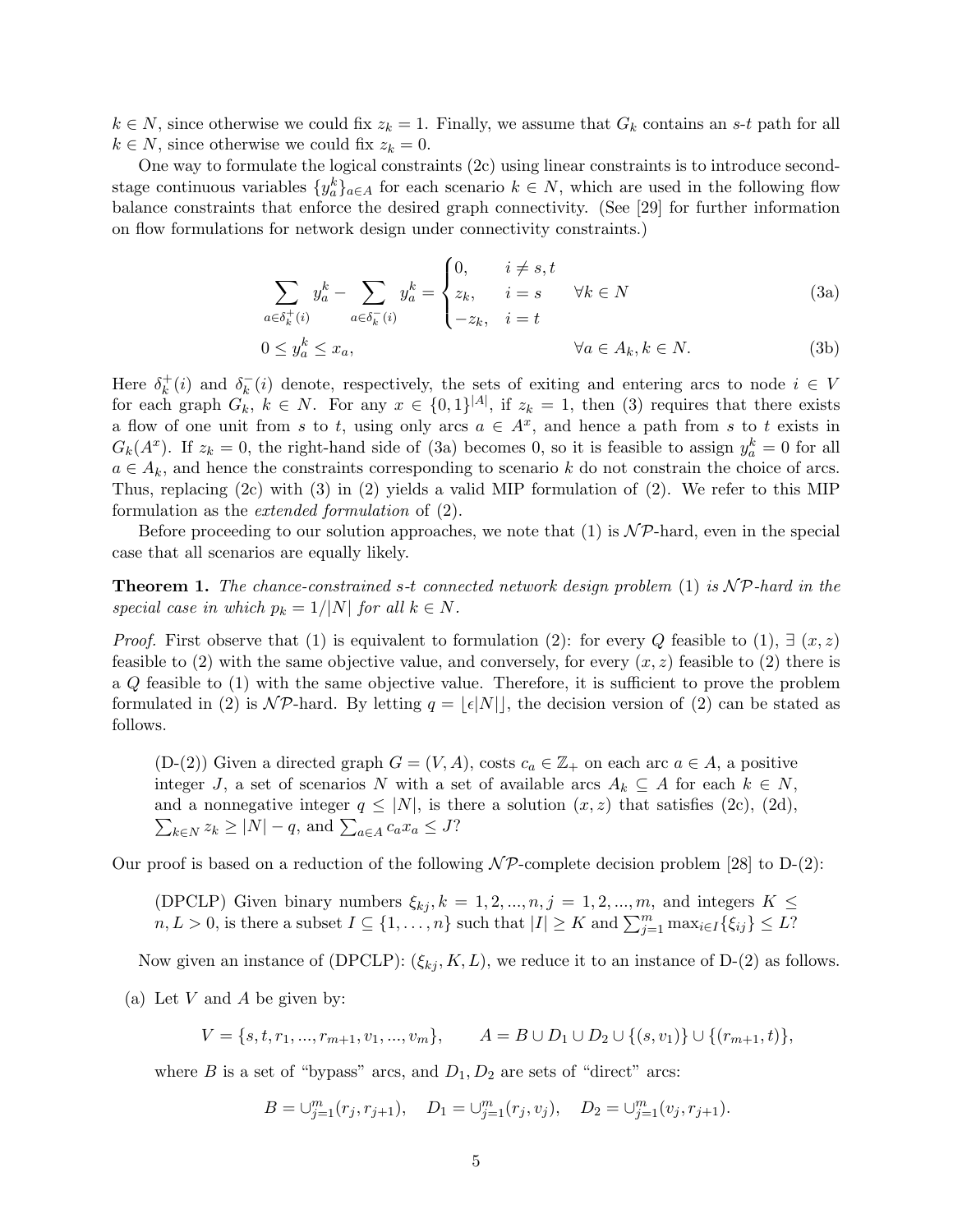$k \in N$, since otherwise we could fix $z_k = 1$. Finally, we assume that $G_k$ contains an $s$-$t$ path for all $k \in N$, since otherwise we could fix $z_k = 0$.

One way to formulate the logical constraints (2c) using linear constraints is to introduce second-stage continuous variables $\{y_a^k\}_{a \in A}$ for each scenario $k \in N$, which are used in the following flow balance constraints that enforce the desired graph connectivity. (See [29] for further information on flow formulations for network design under connectivity constraints.)

$$\sum_{a \in \delta_k^+(i)} y_a^k - \sum_{a \in \delta_k^-(i)} y_a^k = \begin{cases} 0, & i \neq s, t \\ z_k, & i = s \\ -z_k, & i = t \end{cases} \qquad \forall k \in N \tag{3a}$$

$$0 \leq y_a^k \leq x_a, \qquad \forall a \in A_k, k \in N. \tag{3b}$$

Here $\delta_k^+(i)$ and $\delta_k^-(i)$ denote, respectively, the sets of exiting and entering arcs to node $i \in V$ for each graph $G_k$, $k \in N$. For any $x \in \{0,1\}^{|A|}$, if $z_k = 1$, then (3) requires that there exists a flow of one unit from $s$ to $t$, using only arcs $a \in A^x$, and hence a path from $s$ to $t$ exists in $G_k(A^x)$. If $z_k = 0$, the right-hand side of (3a) becomes 0, so it is feasible to assign $y_a^k = 0$ for all $a \in A_k$, and hence the constraints corresponding to scenario $k$ do not constrain the choice of arcs. Thus, replacing (2c) with (3) in (2) yields a valid MIP formulation of (2). We refer to this MIP formulation as the *extended formulation* of (2).

Before proceeding to our solution approaches, we note that (1) is $\mathcal{NP}$-hard, even in the special case that all scenarios are equally likely.

**Theorem 1.** *The chance-constrained s-t connected network design problem* (1) *is $\mathcal{NP}$-hard in the special case in which $p_k = 1/|N|$ for all $k \in N$.*

*Proof.* First observe that (1) is equivalent to formulation (2): for every $Q$ feasible to (1), $\exists$ $(x, z)$ feasible to (2) with the same objective value, and conversely, for every $(x, z)$ feasible to (2) there is a $Q$ feasible to (1) with the same objective value. Therefore, it is sufficient to prove the problem formulated in (2) is $\mathcal{NP}$-hard. By letting $q = \lfloor \epsilon |N| \rfloor$, the decision version of (2) can be stated as follows.

> (D-(2)) Given a directed graph $G = (V, A)$, costs $c_a \in \mathbb{Z}_+$ on each arc $a \in A$, a positive integer $J$, a set of scenarios $N$ with a set of available arcs $A_k \subseteq A$ for each $k \in N$, and a nonnegative integer $q \leq |N|$, is there a solution $(x, z)$ that satisfies (2c), (2d), $\sum_{k \in N} z_k \geq |N| - q$, and $\sum_{a \in A} c_a x_a \leq J$?

Our proof is based on a reduction of the following $\mathcal{NP}$-complete decision problem [28] to D-(2):

> (DPCLP) Given binary numbers $\xi_{kj}, k = 1, 2, ..., n, j = 1, 2, ..., m$, and integers $K \leq n, L > 0$, is there a subset $I \subseteq \{1, \ldots, n\}$ such that $|I| \geq K$ and $\sum_{j=1}^m \max_{i \in I}\{\xi_{ij}\} \leq L$?

Now given an instance of (DPCLP): $(\xi_{kj}, K, L)$, we reduce it to an instance of D-(2) as follows.

(a) Let $V$ and $A$ be given by:

$$V = \{s, t, r_1, ..., r_{m+1}, v_1, ..., v_m\}, \qquad A = B \cup D_1 \cup D_2 \cup \{(s, v_1)\} \cup \{(r_{m+1}, t)\},$$

where $B$ is a set of "bypass" arcs, and $D_1, D_2$ are sets of "direct" arcs:

$$B = \cup_{j=1}^m (r_j, r_{j+1}), \quad D_1 = \cup_{j=1}^m (r_j, v_j), \quad D_2 = \cup_{j=1}^m (v_j, r_{j+1}).$$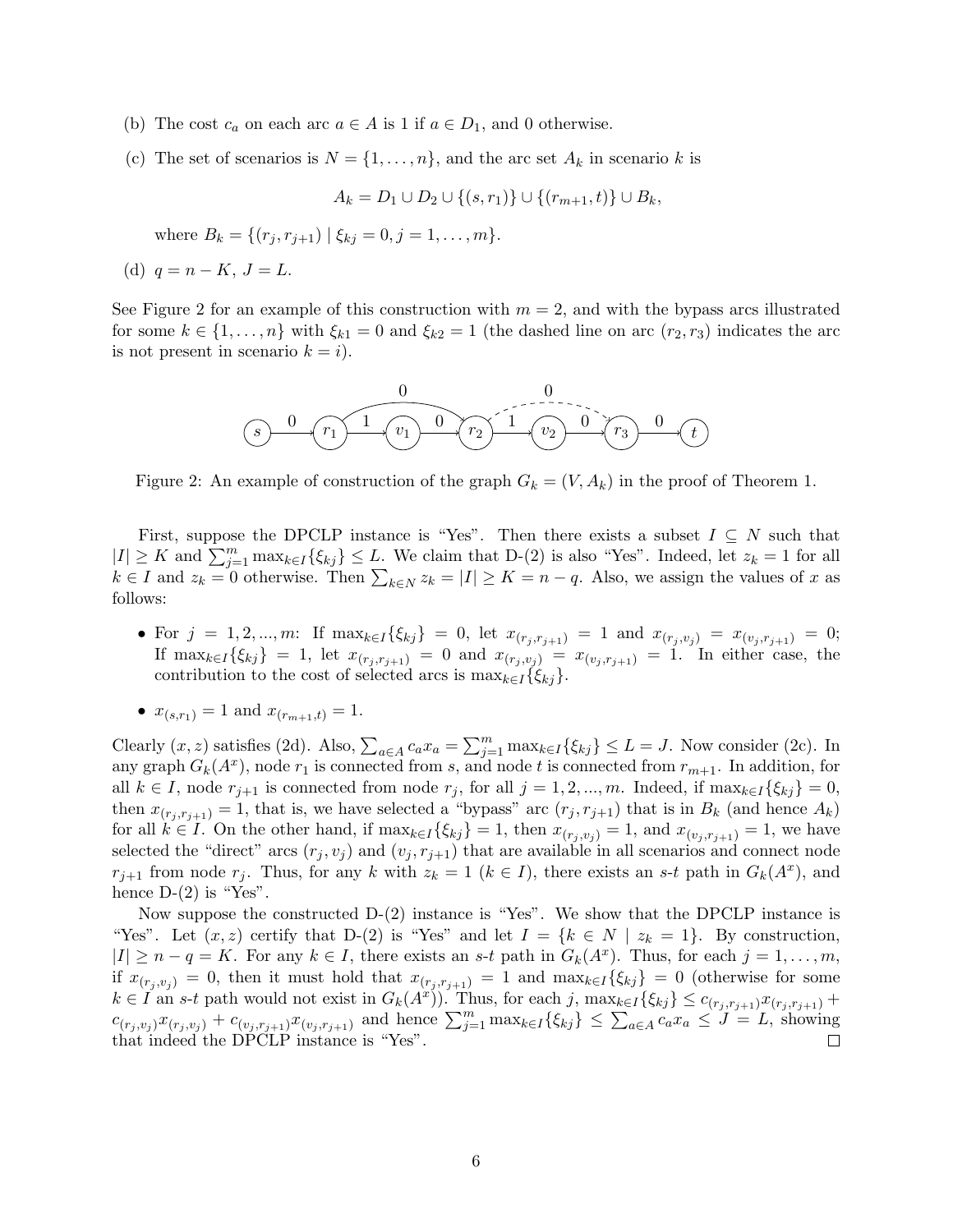(b) The cost $c_a$ on each arc $a \in A$ is 1 if $a \in D_1$, and 0 otherwise.

(c) The set of scenarios is $N = \{1, \ldots, n\}$, and the arc set $A_k$ in scenario $k$ is

$$A_k = D_1 \cup D_2 \cup \{(s, r_1)\} \cup \{(r_{m+1}, t)\} \cup B_k,$$

where $B_k = \{(r_j, r_{j+1}) \mid \xi_{kj} = 0, j = 1, \ldots, m\}$.

(d) $q = n - K$, $J = L$.

See Figure 2 for an example of this construction with $m = 2$, and with the bypass arcs illustrated for some $k \in \{1, \ldots, n\}$ with $\xi_{k1} = 0$ and $\xi_{k2} = 1$ (the dashed line on arc $(r_2, r_3)$ indicates the arc is not present in scenario $k = i$).

Figure 2: An example of construction of the graph $G_k = (V, A_k)$ in the proof of Theorem 1.

First, suppose the DPCLP instance is "Yes". Then there exists a subset $I \subseteq N$ such that $|I| \geq K$ and $\sum_{j=1}^{m} \max_{k \in I}\{\xi_{kj}\} \leq L$. We claim that D-(2) is also "Yes". Indeed, let $z_k = 1$ for all $k \in I$ and $z_k = 0$ otherwise. Then $\sum_{k \in N} z_k = |I| \geq K = n - q$. Also, we assign the values of $x$ as follows:

- For $j = 1, 2, ..., m$: If $\max_{k \in I}\{\xi_{kj}\} = 0$, let $x_{(r_j, r_{j+1})} = 1$ and $x_{(r_j, v_j)} = x_{(v_j, r_{j+1})} = 0$; If $\max_{k \in I}\{\xi_{kj}\} = 1$, let $x_{(r_j, r_{j+1})} = 0$ and $x_{(r_j, v_j)} = x_{(v_j, r_{j+1})} = 1$. In either case, the contribution to the cost of selected arcs is $\max_{k \in I}\{\xi_{kj}\}$.
- $x_{(s, r_1)} = 1$ and $x_{(r_{m+1}, t)} = 1$.

Clearly $(x, z)$ satisfies (2d). Also, $\sum_{a \in A} c_a x_a = \sum_{j=1}^{m} \max_{k \in I}\{\xi_{kj}\} \leq L = J$. Now consider (2c). In any graph $G_k(A^x)$, node $r_1$ is connected from $s$, and node $t$ is connected from $r_{m+1}$. In addition, for all $k \in I$, node $r_{j+1}$ is connected from node $r_j$, for all $j = 1, 2, ..., m$. Indeed, if $\max_{k \in I}\{\xi_{kj}\} = 0$, then $x_{(r_j, r_{j+1})} = 1$, that is, we have selected a "bypass" arc $(r_j, r_{j+1})$ that is in $B_k$ (and hence $A_k$) for all $k \in I$. On the other hand, if $\max_{k \in I}\{\xi_{kj}\} = 1$, then $x_{(r_j, v_j)} = 1$, and $x_{(v_j, r_{j+1})} = 1$, we have selected the "direct" arcs $(r_j, v_j)$ and $(v_j, r_{j+1})$ that are available in all scenarios and connect node $r_{j+1}$ from node $r_j$. Thus, for any $k$ with $z_k = 1$ ($k \in I$), there exists an $s$-$t$ path in $G_k(A^x)$, and hence D-(2) is "Yes".

Now suppose the constructed D-(2) instance is "Yes". We show that the DPCLP instance is "Yes". Let $(x, z)$ certify that D-(2) is "Yes" and let $I = \{k \in N \mid z_k = 1\}$. By construction, $|I| \geq n - q = K$. For any $k \in I$, there exists an $s$-$t$ path in $G_k(A^x)$. Thus, for each $j = 1, \ldots, m$, if $x_{(r_j, v_j)} = 0$, then it must hold that $x_{(r_j, r_{j+1})} = 1$ and $\max_{k \in I}\{\xi_{kj}\} = 0$ (otherwise for some $k \in I$ an $s$-$t$ path would not exist in $G_k(A^x)$). Thus, for each $j$, $\max_{k \in I}\{\xi_{kj}\} \leq c_{(r_j, r_{j+1})} x_{(r_j, r_{j+1})} + c_{(r_j, v_j)} x_{(r_j, v_j)} + c_{(v_j, r_{j+1})} x_{(v_j, r_{j+1})}$ and hence $\sum_{j=1}^{m} \max_{k \in I}\{\xi_{kj}\} \leq \sum_{a \in A} c_a x_a \leq J = L$, showing that indeed the DPCLP instance is "Yes". $\square$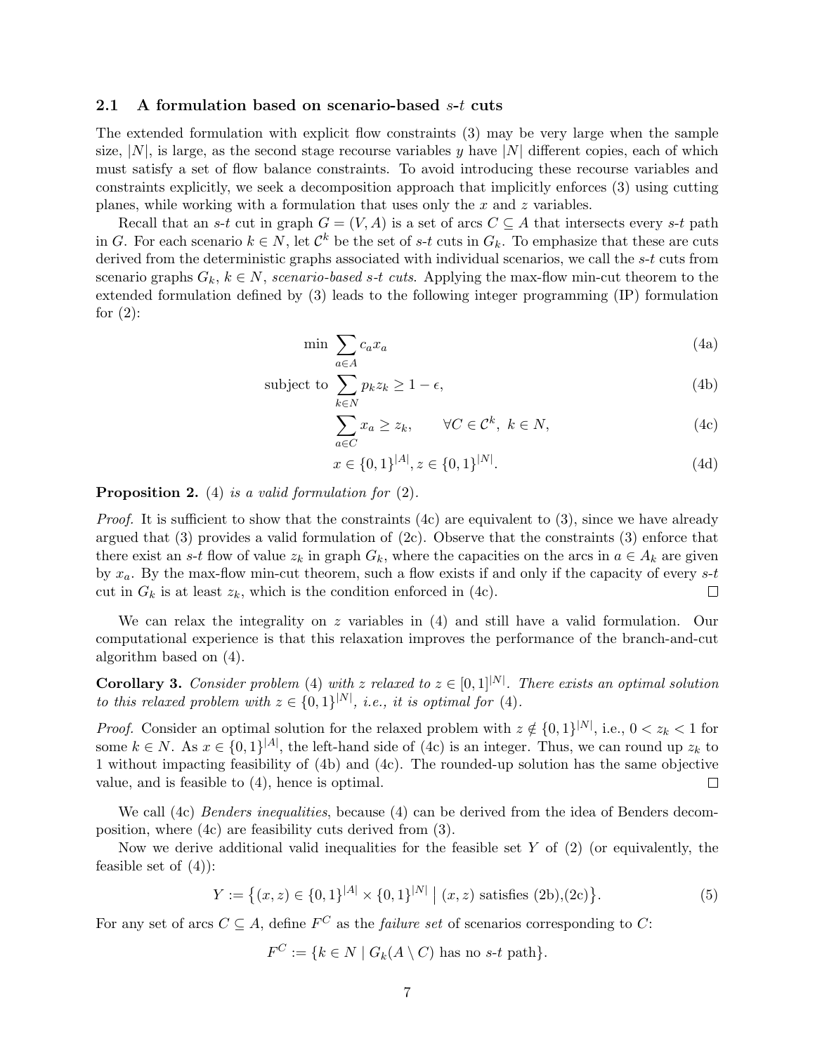### 2.1 A formulation based on scenario-based $s$-$t$ cuts

The extended formulation with explicit flow constraints (3) may be very large when the sample size, $|N|$, is large, as the second stage recourse variables $y$ have $|N|$ different copies, each of which must satisfy a set of flow balance constraints. To avoid introducing these recourse variables and constraints explicitly, we seek a decomposition approach that implicitly enforces (3) using cutting planes, while working with a formulation that uses only the $x$ and $z$ variables.

Recall that an $s$-$t$ cut in graph $G = (V, A)$ is a set of arcs $C \subseteq A$ that intersects every $s$-$t$ path in $G$. For each scenario $k \in N$, let $\mathcal{C}^k$ be the set of $s$-$t$ cuts in $G_k$. To emphasize that these are cuts derived from the deterministic graphs associated with individual scenarios, we call the $s$-$t$ cuts from scenario graphs $G_k$, $k \in N$, *scenario-based $s$-$t$ cuts*. Applying the max-flow min-cut theorem to the extended formulation defined by (3) leads to the following integer programming (IP) formulation for (2):

$$\min \sum_{a \in A} c_a x_a \tag{4a}$$

$$\text{subject to } \sum_{k \in N} p_k z_k \geq 1 - \epsilon, \tag{4b}$$

$$\sum_{a \in C} x_a \geq z_k, \qquad \forall C \in \mathcal{C}^k,\ k \in N, \tag{4c}$$

$$x \in \{0,1\}^{|A|}, z \in \{0,1\}^{|N|}. \tag{4d}$$

**Proposition 2.** *(4) is a valid formulation for (2).*

*Proof.* It is sufficient to show that the constraints (4c) are equivalent to (3), since we have already argued that (3) provides a valid formulation of (2c). Observe that the constraints (3) enforce that there exist an $s$-$t$ flow of value $z_k$ in graph $G_k$, where the capacities on the arcs in $a \in A_k$ are given by $x_a$. By the max-flow min-cut theorem, such a flow exists if and only if the capacity of every $s$-$t$ cut in $G_k$ is at least $z_k$, which is the condition enforced in (4c). $\square$

We can relax the integrality on $z$ variables in (4) and still have a valid formulation. Our computational experience is that this relaxation improves the performance of the branch-and-cut algorithm based on (4).

**Corollary 3.** *Consider problem (4) with $z$ relaxed to $z \in [0,1]^{|N|}$. There exists an optimal solution to this relaxed problem with $z \in \{0,1\}^{|N|}$, i.e., it is optimal for (4).*

*Proof.* Consider an optimal solution for the relaxed problem with $z \notin \{0,1\}^{|N|}$, i.e., $0 < z_k < 1$ for some $k \in N$. As $x \in \{0,1\}^{|A|}$, the left-hand side of (4c) is an integer. Thus, we can round up $z_k$ to 1 without impacting feasibility of (4b) and (4c). The rounded-up solution has the same objective value, and is feasible to (4), hence is optimal. $\square$

We call (4c) *Benders inequalities*, because (4) can be derived from the idea of Benders decomposition, where (4c) are feasibility cuts derived from (3).

Now we derive additional valid inequalities for the feasible set $Y$ of (2) (or equivalently, the feasible set of (4)):

$$Y := \{(x,z) \in \{0,1\}^{|A|} \times \{0,1\}^{|N|} \mid (x,z) \text{ satisfies (2b),(2c)}\}. \tag{5}$$

For any set of arcs $C \subseteq A$, define $F^C$ as the *failure set* of scenarios corresponding to $C$:

$$F^C := \{k \in N \mid G_k(A \setminus C) \text{ has no } s\text{-}t \text{ path}\}.$$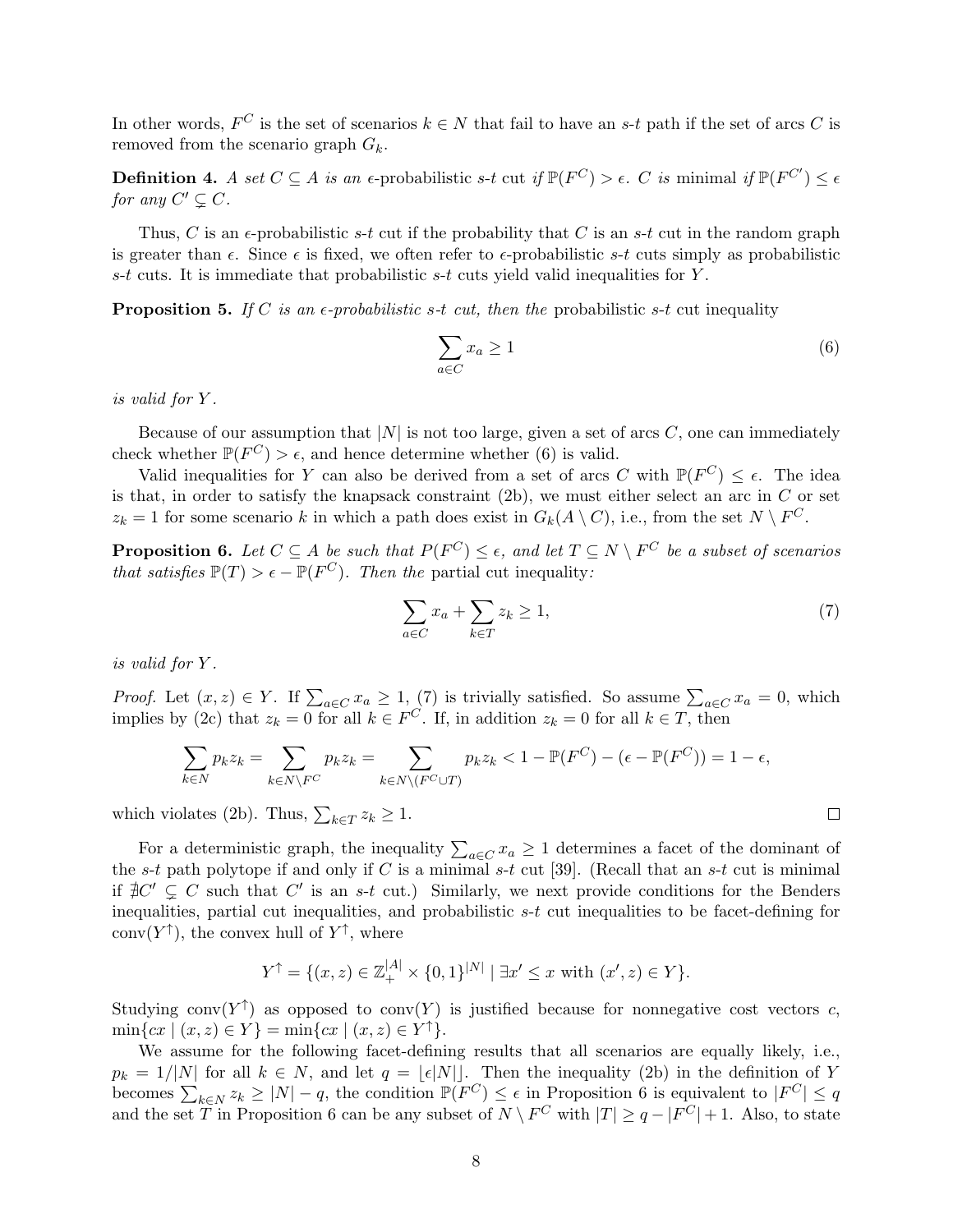In other words, $F^C$ is the set of scenarios $k \in N$ that fail to have an $s$-$t$ path if the set of arcs $C$ is removed from the scenario graph $G_k$.

**Definition 4.** *A set $C \subseteq A$ is an* $\epsilon$-probabilistic $s$-$t$ cut *if $\mathbb{P}(F^C) > \epsilon$. $C$ is* minimal *if $\mathbb{P}(F^{C'}) \leq \epsilon$ for any $C' \subsetneq C$.*

Thus, $C$ is an $\epsilon$-probabilistic $s$-$t$ cut if the probability that $C$ is an $s$-$t$ cut in the random graph is greater than $\epsilon$. Since $\epsilon$ is fixed, we often refer to $\epsilon$-probabilistic $s$-$t$ cuts simply as probabilistic $s$-$t$ cuts. It is immediate that probabilistic $s$-$t$ cuts yield valid inequalities for $Y$.

**Proposition 5.** *If $C$ is an $\epsilon$-probabilistic $s$-$t$ cut, then the* probabilistic $s$-$t$ cut inequality

$$\sum_{a \in C} x_a \geq 1 \tag{6}$$

*is valid for $Y$.*

Because of our assumption that $|N|$ is not too large, given a set of arcs $C$, one can immediately check whether $\mathbb{P}(F^C) > \epsilon$, and hence determine whether (6) is valid.

Valid inequalities for $Y$ can also be derived from a set of arcs $C$ with $\mathbb{P}(F^C) \leq \epsilon$. The idea is that, in order to satisfy the knapsack constraint (2b), we must either select an arc in $C$ or set $z_k = 1$ for some scenario $k$ in which a path does exist in $G_k(A \setminus C)$, i.e., from the set $N \setminus F^C$.

**Proposition 6.** *Let $C \subseteq A$ be such that $P(F^C) \leq \epsilon$, and let $T \subseteq N \setminus F^C$ be a subset of scenarios that satisfies $\mathbb{P}(T) > \epsilon - \mathbb{P}(F^C)$. Then the* partial cut inequality*:*

$$\sum_{a \in C} x_a + \sum_{k \in T} z_k \geq 1, \tag{7}$$

*is valid for $Y$.*

*Proof.* Let $(x, z) \in Y$. If $\sum_{a \in C} x_a \geq 1$, (7) is trivially satisfied. So assume $\sum_{a \in C} x_a = 0$, which implies by (2c) that $z_k = 0$ for all $k \in F^C$. If, in addition $z_k = 0$ for all $k \in T$, then

$$\sum_{k \in N} p_k z_k = \sum_{k \in N \setminus F^C} p_k z_k = \sum_{k \in N \setminus (F^C \cup T)} p_k z_k < 1 - \mathbb{P}(F^C) - (\epsilon - \mathbb{P}(F^C)) = 1 - \epsilon,$$

which violates (2b). Thus, $\sum_{k \in T} z_k \geq 1$. $\square$

For a deterministic graph, the inequality $\sum_{a \in C} x_a \geq 1$ determines a facet of the dominant of the $s$-$t$ path polytope if and only if $C$ is a minimal $s$-$t$ cut [39]. (Recall that an $s$-$t$ cut is minimal if $\nexists C' \subsetneq C$ such that $C'$ is an $s$-$t$ cut.) Similarly, we next provide conditions for the Benders inequalities, partial cut inequalities, and probabilistic $s$-$t$ cut inequalities to be facet-defining for $\text{conv}(Y^{\uparrow})$, the convex hull of $Y^{\uparrow}$, where

$$Y^{\uparrow} = \{(x, z) \in \mathbb{Z}_+^{|A|} \times \{0, 1\}^{|N|} \mid \exists x' \leq x \text{ with } (x', z) \in Y\}.$$

Studying $\text{conv}(Y^{\uparrow})$ as opposed to $\text{conv}(Y)$ is justified because for nonnegative cost vectors $c$, $\min\{cx \mid (x, z) \in Y\} = \min\{cx \mid (x, z) \in Y^{\uparrow}\}$.

We assume for the following facet-defining results that all scenarios are equally likely, i.e., $p_k = 1/|N|$ for all $k \in N$, and let $q = \lfloor \epsilon |N| \rfloor$. Then the inequality (2b) in the definition of $Y$ becomes $\sum_{k \in N} z_k \geq |N| - q$, the condition $\mathbb{P}(F^C) \leq \epsilon$ in Proposition 6 is equivalent to $|F^C| \leq q$ and the set $T$ in Proposition 6 can be any subset of $N \setminus F^C$ with $|T| \geq q - |F^C| + 1$. Also, to state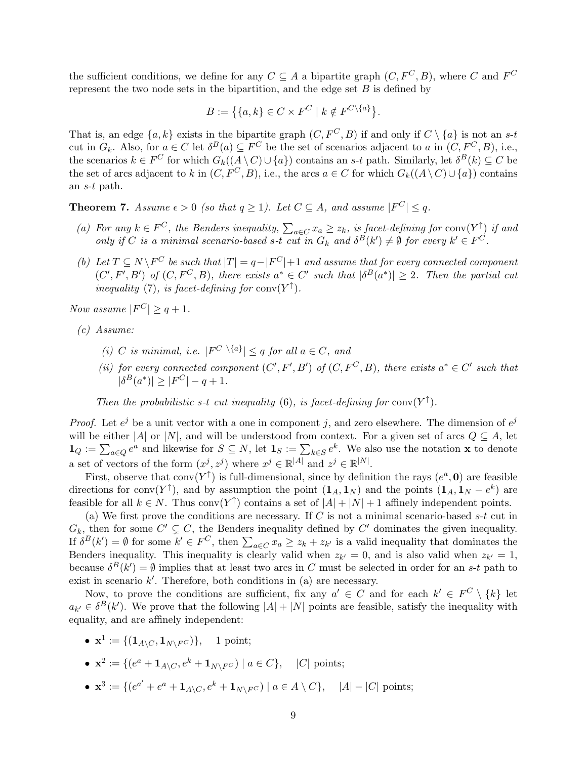the sufficient conditions, we define for any $C \subseteq A$ a bipartite graph $(C, F^C, B)$, where $C$ and $F^C$ represent the two node sets in the bipartition, and the edge set $B$ is defined by

$$B := \{\{a, k\} \in C \times F^C \mid k \notin F^{C \setminus \{a\}}\}.$$

That is, an edge $\{a, k\}$ exists in the bipartite graph $(C, F^C, B)$ if and only if $C \setminus \{a\}$ is not an $s$-$t$ cut in $G_k$. Also, for $a \in C$ let $\delta^B(a) \subseteq F^C$ be the set of scenarios adjacent to $a$ in $(C, F^C, B)$, i.e., the scenarios $k \in F^C$ for which $G_k((A \setminus C) \cup \{a\})$ contains an $s$-$t$ path. Similarly, let $\delta^B(k) \subseteq C$ be the set of arcs adjacent to $k$ in $(C, F^C, B)$, i.e., the arcs $a \in C$ for which $G_k((A \setminus C) \cup \{a\})$ contains an $s$-$t$ path.

**Theorem 7.** *Assume $\epsilon > 0$ (so that $q \geq 1$). Let $C \subseteq A$, and assume $|F^C| \leq q$.*

*(a) For any $k \in F^C$, the Benders inequality, $\sum_{a \in C} x_a \geq z_k$, is facet-defining for $\text{conv}(Y^{\uparrow})$ if and only if $C$ is a minimal scenario-based $s$-$t$ cut in $G_k$ and $\delta^B(k') \neq \emptyset$ for every $k' \in F^C$.*

*(b) Let $T \subseteq N \setminus F^C$ be such that $|T| = q - |F^C| + 1$ and assume that for every connected component $(C', F', B')$ of $(C, F^C, B)$, there exists $a^* \in C'$ such that $|\delta^B(a^*)| \geq 2$. Then the partial cut inequality (7), is facet-defining for $\text{conv}(Y^{\uparrow})$.*

*Now assume $|F^C| \geq q + 1$.*

*(c) Assume:*

*(i) $C$ is minimal, i.e. $|F^{C \setminus \{a\}}| \leq q$ for all $a \in C$, and*

*(ii) for every connected component $(C', F', B')$ of $(C, F^C, B)$, there exists $a^* \in C'$ such that $|\delta^B(a^*)| \geq |F^C| - q + 1$.*

*Then the probabilistic $s$-$t$ cut inequality (6), is facet-defining for $\text{conv}(Y^{\uparrow})$.*

*Proof.* Let $e^j$ be a unit vector with a one in component $j$, and zero elsewhere. The dimension of $e^j$ will be either $|A|$ or $|N|$, and will be understood from context. For a given set of arcs $Q \subseteq A$, let $\mathbf{1}_Q := \sum_{a \in Q} e^a$ and likewise for $S \subseteq N$, let $\mathbf{1}_S := \sum_{k \in S} e^k$. We also use the notation $\mathbf{x}$ to denote a set of vectors of the form $(x^j, z^j)$ where $x^j \in \mathbb{R}^{|A|}$ and $z^j \in \mathbb{R}^{|N|}$.

First, observe that $\text{conv}(Y^{\uparrow})$ is full-dimensional, since by definition the rays $(e^a, \mathbf{0})$ are feasible directions for $\text{conv}(Y^{\uparrow})$, and by assumption the point $(\mathbf{1}_A, \mathbf{1}_N)$ and the points $(\mathbf{1}_A, \mathbf{1}_N - e^k)$ are feasible for all $k \in N$. Thus $\text{conv}(Y^{\uparrow})$ contains a set of $|A| + |N| + 1$ affinely independent points.

(a) We first prove the conditions are necessary. If $C$ is not a minimal scenario-based $s$-$t$ cut in $G_k$, then for some $C' \subsetneq C$, the Benders inequality defined by $C'$ dominates the given inequality. If $\delta^B(k') = \emptyset$ for some $k' \in F^C$, then $\sum_{a \in C} x_a \geq z_k + z_{k'}$ is a valid inequality that dominates the Benders inequality. This inequality is clearly valid when $z_{k'} = 0$, and is also valid when $z_{k'} = 1$, because $\delta^B(k') = \emptyset$ implies that at least two arcs in $C$ must be selected in order for an $s$-$t$ path to exist in scenario $k'$. Therefore, both conditions in (a) are necessary.

Now, to prove the conditions are sufficient, fix any $a' \in C$ and for each $k' \in F^C \setminus \{k\}$ let $a_{k'} \in \delta^B(k')$. We prove that the following $|A| + |N|$ points are feasible, satisfy the inequality with equality, and are affinely independent:

- $\mathbf{x}^1 := \{(\mathbf{1}_{A \setminus C}, \mathbf{1}_{N \setminus F^C})\}$, 1 point;
- $\mathbf{x}^2 := \{(e^a + \mathbf{1}_{A \setminus C}, e^k + \mathbf{1}_{N \setminus F^C}) \mid a \in C\}$, $|C|$ points;
- $\mathbf{x}^3 := \{(e^{a'} + e^a + \mathbf{1}_{A \setminus C}, e^k + \mathbf{1}_{N \setminus F^C}) \mid a \in A \setminus C\}$, $|A| - |C|$ points;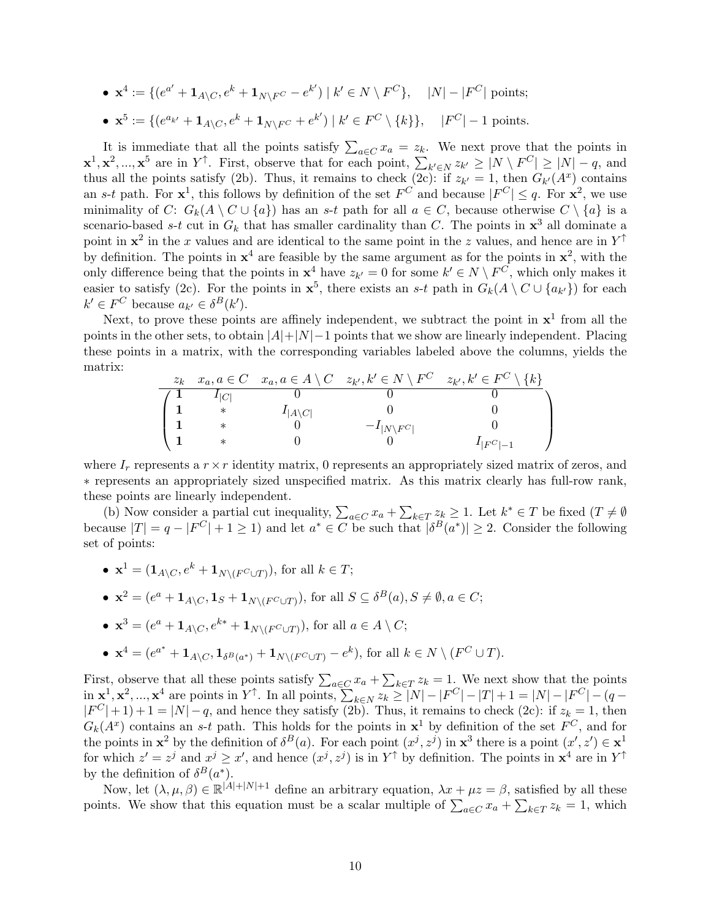- $\mathbf{x}^4 := \{(e^{a'} + \mathbf{1}_{A \setminus C}, e^k + \mathbf{1}_{N \setminus F^C} - e^{k'}) \mid k' \in N \setminus F^C\}$, $\quad |N| - |F^C|$ points;
- $\mathbf{x}^5 := \{(e^{a_{k'}} + \mathbf{1}_{A \setminus C}, e^k + \mathbf{1}_{N \setminus F^C} + e^{k'}) \mid k' \in F^C \setminus \{k\}\}$, $\quad |F^C| - 1$ points.

It is immediate that all the points satisfy $\sum_{a \in C} x_a = z_k$. We next prove that the points in $\mathbf{x}^1, \mathbf{x}^2, ..., \mathbf{x}^5$ are in $Y^\uparrow$. First, observe that for each point, $\sum_{k' \in N} z_{k'} \geq |N \setminus F^C| \geq |N| - q$, and thus all the points satisfy (2b). Thus, it remains to check (2c): if $z_{k'} = 1$, then $G_{k'}(A^x)$ contains an $s$-$t$ path. For $\mathbf{x}^1$, this follows by definition of the set $F^C$ and because $|F^C| \leq q$. For $\mathbf{x}^2$, we use minimality of $C$: $G_k(A \setminus C \cup \{a\})$ has an $s$-$t$ path for all $a \in C$, because otherwise $C \setminus \{a\}$ is a scenario-based $s$-$t$ cut in $G_k$ that has smaller cardinality than $C$. The points in $\mathbf{x}^3$ all dominate a point in $\mathbf{x}^2$ in the $x$ values and are identical to the same point in the $z$ values, and hence are in $Y^\uparrow$ by definition. The points in $\mathbf{x}^4$ are feasible by the same argument as for the points in $\mathbf{x}^2$, with the only difference being that the points in $\mathbf{x}^4$ have $z_{k'} = 0$ for some $k' \in N \setminus F^C$, which only makes it easier to satisfy (2c). For the points in $\mathbf{x}^5$, there exists an $s$-$t$ path in $G_k(A \setminus C \cup \{a_{k'}\})$ for each $k' \in F^C$ because $a_{k'} \in \delta^B(k')$.

Next, to prove these points are affinely independent, we subtract the point in $\mathbf{x}^1$ from all the points in the other sets, to obtain $|A|+|N|-1$ points that we show are linearly independent. Placing these points in a matrix, with the corresponding variables labeled above the columns, yields the matrix:

$$
\begin{array}{c}
\begin{array}{ccccc} z_k & x_a, a \in C & x_a, a \in A \setminus C & z_{k'}, k' \in N \setminus F^C & z_{k'}, k' \in F^C \setminus \{k\} \end{array} \\
\begin{pmatrix}
\mathbf{1} & I_{|C|} & 0 & 0 & 0 \\
\mathbf{1} & * & I_{|A \setminus C|} & 0 & 0 \\
\mathbf{1} & * & 0 & -I_{|N \setminus F^C|} & 0 \\
\mathbf{1} & * & 0 & 0 & I_{|F^C|-1}
\end{pmatrix}
\end{array}
$$

where $I_r$ represents a $r \times r$ identity matrix, 0 represents an appropriately sized matrix of zeros, and $*$ represents an appropriately sized unspecified matrix. As this matrix clearly has full-row rank, these points are linearly independent.

(b) Now consider a partial cut inequality, $\sum_{a \in C} x_a + \sum_{k \in T} z_k \geq 1$. Let $k^* \in T$ be fixed ($T \neq \emptyset$ because $|T| = q - |F^C| + 1 \geq 1$) and let $a^* \in C$ be such that $|\delta^B(a^*)| \geq 2$. Consider the following set of points:

- $\mathbf{x}^1 = (\mathbf{1}_{A \setminus C}, e^k + \mathbf{1}_{N \setminus (F^C \cup T)})$, for all $k \in T$;
- $\mathbf{x}^2 = (e^a + \mathbf{1}_{A \setminus C}, \mathbf{1}_S + \mathbf{1}_{N \setminus (F^C \cup T)})$, for all $S \subseteq \delta^B(a), S \neq \emptyset, a \in C$;
- $\mathbf{x}^3 = (e^a + \mathbf{1}_{A \setminus C}, e^{k*} + \mathbf{1}_{N \setminus (F^C \cup T)})$, for all $a \in A \setminus C$;
- $\mathbf{x}^4 = (e^{a^*} + \mathbf{1}_{A \setminus C}, \mathbf{1}_{\delta^B(a^*)} + \mathbf{1}_{N \setminus (F^C \cup T)} - e^k)$, for all $k \in N \setminus (F^C \cup T)$.

First, observe that all these points satisfy $\sum_{a \in C} x_a + \sum_{k \in T} z_k = 1$. We next show that the points in $\mathbf{x}^1, \mathbf{x}^2, ..., \mathbf{x}^4$ are points in $Y^\uparrow$. In all points, $\sum_{k \in N} z_k \geq |N| - |F^C| - |T| + 1 = |N| - |F^C| - (q - |F^C| + 1) + 1 = |N| - q$, and hence they satisfy (2b). Thus, it remains to check (2c): if $z_k = 1$, then $G_k(A^x)$ contains an $s$-$t$ path. This holds for the points in $\mathbf{x}^1$ by definition of the set $F^C$, and for the points in $\mathbf{x}^2$ by the definition of $\delta^B(a)$. For each point $(x^j, z^j)$ in $\mathbf{x}^3$ there is a point $(x', z') \in \mathbf{x}^1$ for which $z' = z^j$ and $x^j \geq x'$, and hence $(x^j, z^j)$ is in $Y^\uparrow$ by definition. The points in $\mathbf{x}^4$ are in $Y^\uparrow$ by the definition of $\delta^B(a^*)$.

Now, let $(\lambda, \mu, \beta) \in \mathbb{R}^{|A|+|N|+1}$ define an arbitrary equation, $\lambda x + \mu z = \beta$, satisfied by all these points. We show that this equation must be a scalar multiple of $\sum_{a \in C} x_a + \sum_{k \in T} z_k = 1$, which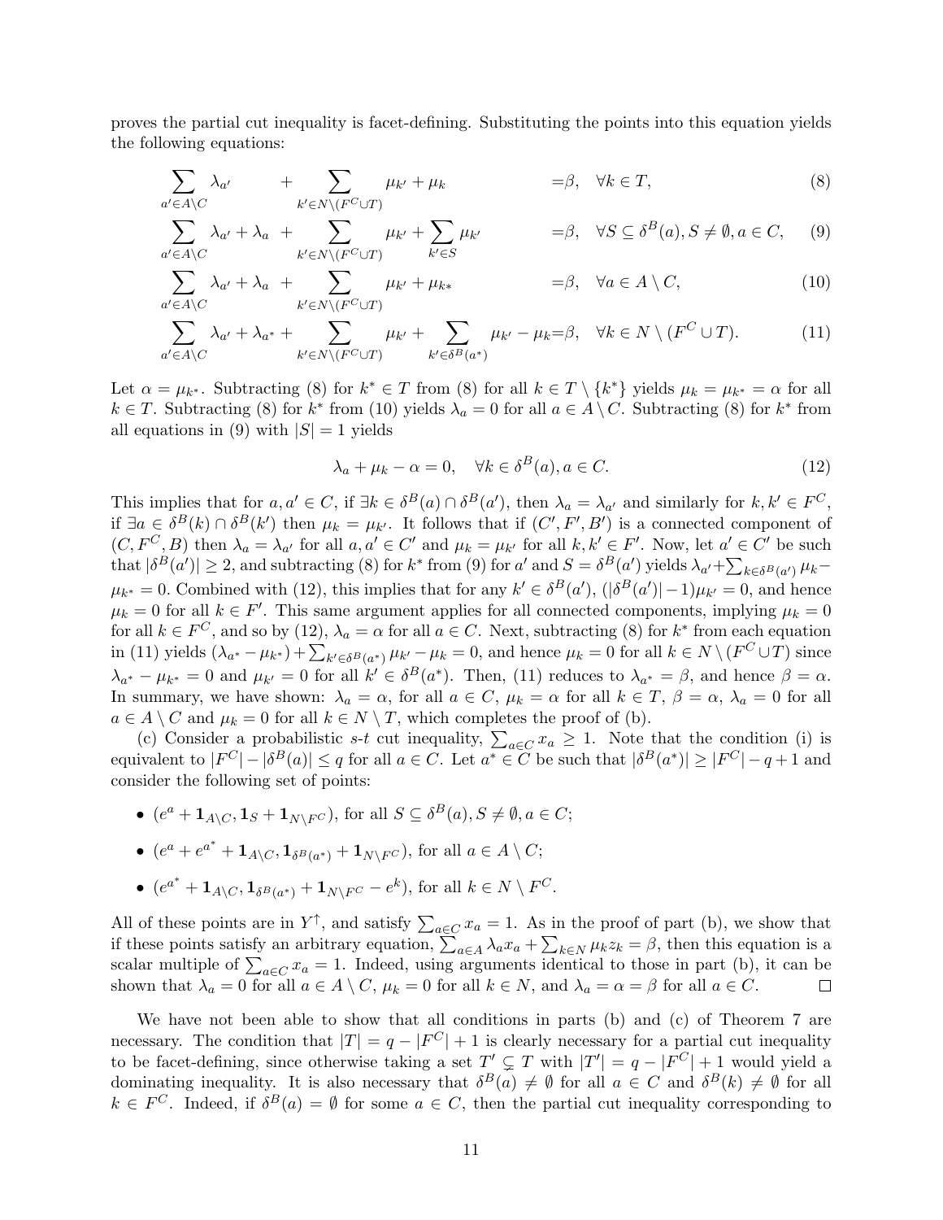proves the partial cut inequality is facet-defining. Substituting the points into this equation yields the following equations:

$$\sum_{a'\in A\setminus C} \lambda_{a'} \quad + \sum_{k'\in N\setminus(F^C\cup T)} \mu_{k'} + \mu_k \qquad =\beta, \quad \forall k \in T, \tag{8}$$

$$\sum_{a'\in A\setminus C} \lambda_{a'} + \lambda_a \ + \sum_{k'\in N\setminus(F^C\cup T)} \mu_{k'} + \sum_{k'\in S} \mu_{k'} \qquad =\beta, \quad \forall S \subseteq \delta^B(a), S\neq\emptyset, a\in C, \tag{9}$$

$$\sum_{a'\in A\setminus C} \lambda_{a'} + \lambda_a \ + \sum_{k'\in N\setminus(F^C\cup T)} \mu_{k'} + \mu_{k*} \qquad =\beta, \quad \forall a \in A\setminus C, \tag{10}$$

$$\sum_{a'\in A\setminus C} \lambda_{a'} + \lambda_{a^*} + \sum_{k'\in N\setminus(F^C\cup T)} \mu_{k'} + \sum_{k'\in \delta^B(a^*)} \mu_{k'} - \mu_k = \beta, \quad \forall k \in N\setminus(F^C\cup T). \tag{11}$$

Let $\alpha = \mu_{k^*}$. Subtracting (8) for $k^*\in T$ from (8) for all $k\in T\setminus\{k^*\}$ yields $\mu_k = \mu_{k^*} = \alpha$ for all $k\in T$. Subtracting (8) for $k^*$ from (10) yields $\lambda_a = 0$ for all $a\in A\setminus C$. Subtracting (8) for $k^*$ from all equations in (9) with $|S| = 1$ yields

$$\lambda_a + \mu_k - \alpha = 0, \quad \forall k\in\delta^B(a), a\in C. \tag{12}$$

This implies that for $a, a'\in C$, if $\exists k\in\delta^B(a)\cap\delta^B(a')$, then $\lambda_a = \lambda_{a'}$ and similarly for $k, k'\in F^C$, if $\exists a\in\delta^B(k)\cap\delta^B(k')$ then $\mu_k = \mu_{k'}$. It follows that if $(C', F', B')$ is a connected component of $(C, F^C, B)$ then $\lambda_a = \lambda_{a'}$ for all $a, a'\in C'$ and $\mu_k = \mu_{k'}$ for all $k, k'\in F'$. Now, let $a'\in C'$ be such that $|\delta^B(a')|\geq 2$, and subtracting (8) for $k^*$ from (9) for $a'$ and $S = \delta^B(a')$ yields $\lambda_{a'} + \sum_{k\in\delta^B(a')}\mu_k - \mu_{k^*} = 0$. Combined with (12), this implies that for any $k'\in\delta^B(a')$, $(|\delta^B(a')|-1)\mu_{k'} = 0$, and hence $\mu_k = 0$ for all $k\in F'$. This same argument applies for all connected components, implying $\mu_k = 0$ for all $k\in F^C$, and so by (12), $\lambda_a = \alpha$ for all $a\in C$. Next, subtracting (8) for $k^*$ from each equation in (11) yields $(\lambda_{a^*} - \mu_{k^*}) + \sum_{k'\in\delta^B(a^*)}\mu_{k'} - \mu_k = 0$, and hence $\mu_k = 0$ for all $k\in N\setminus(F^C\cup T)$ since $\lambda_{a^*} - \mu_{k^*} = 0$ and $\mu_{k'} = 0$ for all $k'\in\delta^B(a^*)$. Then, (11) reduces to $\lambda_{a^*} = \beta$, and hence $\beta = \alpha$. In summary, we have shown: $\lambda_a = \alpha$, for all $a\in C$, $\mu_k = \alpha$ for all $k\in T$, $\beta = \alpha$, $\lambda_a = 0$ for all $a\in A\setminus C$ and $\mu_k = 0$ for all $k\in N\setminus T$, which completes the proof of (b).

(c) Consider a probabilistic $s$-$t$ cut inequality, $\sum_{a\in C} x_a \geq 1$. Note that the condition (i) is equivalent to $|F^C| - |\delta^B(a)| \leq q$ for all $a\in C$. Let $a^*\in C$ be such that $|\delta^B(a^*)|\geq |F^C| - q + 1$ and consider the following set of points:

- $(e^a + \mathbf{1}_{A\setminus C}, \mathbf{1}_S + \mathbf{1}_{N\setminus F^C})$, for all $S\subseteq\delta^B(a), S\neq\emptyset, a\in C$;
- $(e^a + e^{a^*} + \mathbf{1}_{A\setminus C}, \mathbf{1}_{\delta^B(a^*)} + \mathbf{1}_{N\setminus F^C})$, for all $a\in A\setminus C$;
- $(e^{a^*} + \mathbf{1}_{A\setminus C}, \mathbf{1}_{\delta^B(a^*)} + \mathbf{1}_{N\setminus F^C} - e^k)$, for all $k\in N\setminus F^C$.

All of these points are in $Y^{\uparrow}$, and satisfy $\sum_{a\in C} x_a = 1$. As in the proof of part (b), we show that if these points satisfy an arbitrary equation, $\sum_{a\in A}\lambda_a x_a + \sum_{k\in N}\mu_k z_k = \beta$, then this equation is a scalar multiple of $\sum_{a\in C} x_a = 1$. Indeed, using arguments identical to those in part (b), it can be shown that $\lambda_a = 0$ for all $a\in A\setminus C$, $\mu_k = 0$ for all $k\in N$, and $\lambda_a = \alpha = \beta$ for all $a\in C$. □

We have not been able to show that all conditions in parts (b) and (c) of Theorem 7 are necessary. The condition that $|T| = q - |F^C| + 1$ is clearly necessary for a partial cut inequality to be facet-defining, since otherwise taking a set $T'\subsetneq T$ with $|T'| = q - |F^C| + 1$ would yield a dominating inequality. It is also necessary that $\delta^B(a)\neq\emptyset$ for all $a\in C$ and $\delta^B(k)\neq\emptyset$ for all $k\in F^C$. Indeed, if $\delta^B(a) = \emptyset$ for some $a\in C$, then the partial cut inequality corresponding to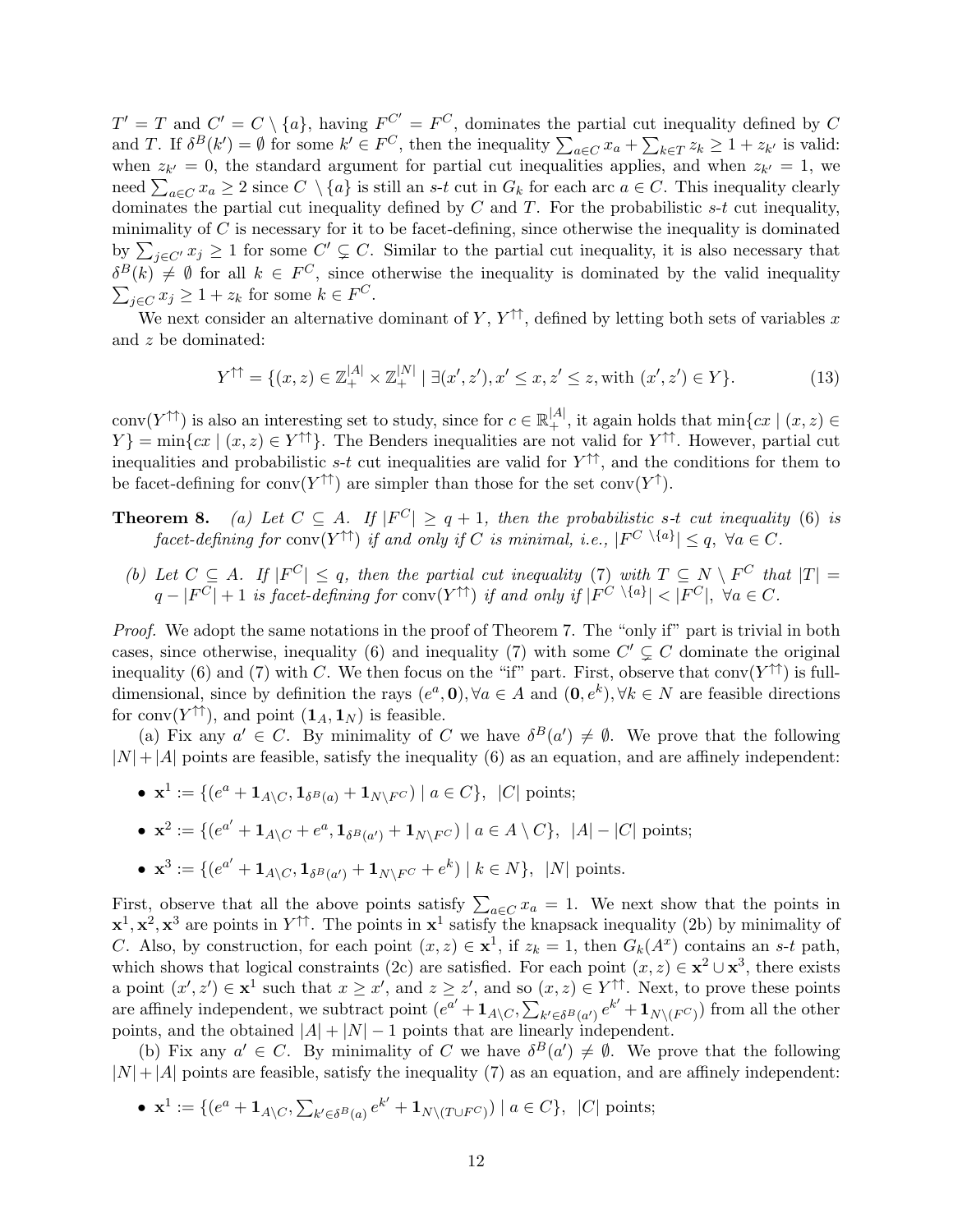$T' = T$ and $C' = C \setminus \{a\}$, having $F^{C'} = F^C$, dominates the partial cut inequality defined by $C$ and $T$. If $\delta^B(k') = \emptyset$ for some $k' \in F^C$, then the inequality $\sum_{a\in C} x_a + \sum_{k\in T} z_k \geq 1 + z_{k'}$ is valid: when $z_{k'} = 0$, the standard argument for partial cut inequalities applies, and when $z_{k'} = 1$, we need $\sum_{a\in C} x_a \geq 2$ since $C \setminus \{a\}$ is still an $s$-$t$ cut in $G_k$ for each arc $a \in C$. This inequality clearly dominates the partial cut inequality defined by $C$ and $T$. For the probabilistic $s$-$t$ cut inequality, minimality of $C$ is necessary for it to be facet-defining, since otherwise the inequality is dominated by $\sum_{j\in C'} x_j \geq 1$ for some $C' \subsetneq C$. Similar to the partial cut inequality, it is also necessary that $\delta^B(k) \neq \emptyset$ for all $k \in F^C$, since otherwise the inequality is dominated by the valid inequality $\sum_{j\in C} x_j \geq 1 + z_k$ for some $k \in F^C$.

We next consider an alternative dominant of $Y$, $Y^{\uparrow\uparrow}$, defined by letting both sets of variables $x$ and $z$ be dominated:

$$Y^{\uparrow\uparrow} = \{(x, z) \in \mathbb{Z}_+^{|A|} \times \mathbb{Z}_+^{|N|} \mid \exists(x', z'), x' \leq x, z' \leq z, \text{with } (x', z') \in Y\}. \tag{13}$$

$\text{conv}(Y^{\uparrow\uparrow})$ is also an interesting set to study, since for $c \in \mathbb{R}_+^{|A|}$, it again holds that $\min\{cx \mid (x, z) \in Y\} = \min\{cx \mid (x, z) \in Y^{\uparrow\uparrow}\}$. The Benders inequalities are not valid for $Y^{\uparrow\uparrow}$. However, partial cut inequalities and probabilistic $s$-$t$ cut inequalities are valid for $Y^{\uparrow\uparrow}$, and the conditions for them to be facet-defining for $\text{conv}(Y^{\uparrow\uparrow})$ are simpler than those for the set $\text{conv}(Y^{\uparrow})$.

**Theorem 8.** *(a) Let $C \subseteq A$. If $|F^C| \geq q + 1$, then the probabilistic $s$-$t$ cut inequality (6) is facet-defining for $\text{conv}(Y^{\uparrow\uparrow})$ if and only if $C$ is minimal, i.e., $|F^{C\setminus\{a\}}| \leq q$, $\forall a \in C$.*

*(b) Let $C \subseteq A$. If $|F^C| \leq q$, then the partial cut inequality (7) with $T \subseteq N \setminus F^C$ that $|T| = q - |F^C| + 1$ is facet-defining for $\text{conv}(Y^{\uparrow\uparrow})$ if and only if $|F^{C\setminus\{a\}}| < |F^C|$, $\forall a \in C$.*

*Proof.* We adopt the same notations in the proof of Theorem 7. The "only if" part is trivial in both cases, since otherwise, inequality (6) and inequality (7) with some $C' \subsetneq C$ dominate the original inequality (6) and (7) with $C$. We then focus on the "if" part. First, observe that $\text{conv}(Y^{\uparrow\uparrow})$ is full-dimensional, since by definition the rays $(e^a, \mathbf{0}), \forall a \in A$ and $(\mathbf{0}, e^k), \forall k \in N$ are feasible directions for $\text{conv}(Y^{\uparrow\uparrow})$, and point $(\mathbf{1}_A, \mathbf{1}_N)$ is feasible.

(a) Fix any $a' \in C$. By minimality of $C$ we have $\delta^B(a') \neq \emptyset$. We prove that the following $|N| + |A|$ points are feasible, satisfy the inequality (6) as an equation, and are affinely independent:

- $\mathbf{x}^1 := \{(e^a + \mathbf{1}_{A\setminus C}, \mathbf{1}_{\delta^B(a)} + \mathbf{1}_{N\setminus F^C}) \mid a \in C\}$, $|C|$ points;
- $\mathbf{x}^2 := \{(e^{a'} + \mathbf{1}_{A\setminus C} + e^a, \mathbf{1}_{\delta^B(a')} + \mathbf{1}_{N\setminus F^C}) \mid a \in A \setminus C\}$, $|A| - |C|$ points;
- $\mathbf{x}^3 := \{(e^{a'} + \mathbf{1}_{A\setminus C}, \mathbf{1}_{\delta^B(a')} + \mathbf{1}_{N\setminus F^C} + e^k) \mid k \in N\}$, $|N|$ points.

First, observe that all the above points satisfy $\sum_{a\in C} x_a = 1$. We next show that the points in $\mathbf{x}^1, \mathbf{x}^2, \mathbf{x}^3$ are points in $Y^{\uparrow\uparrow}$. The points in $\mathbf{x}^1$ satisfy the knapsack inequality (2b) by minimality of $C$. Also, by construction, for each point $(x, z) \in \mathbf{x}^1$, if $z_k = 1$, then $G_k(A^x)$ contains an $s$-$t$ path, which shows that logical constraints (2c) are satisfied. For each point $(x, z) \in \mathbf{x}^2 \cup \mathbf{x}^3$, there exists a point $(x', z') \in \mathbf{x}^1$ such that $x \geq x'$, and $z \geq z'$, and so $(x, z) \in Y^{\uparrow\uparrow}$. Next, to prove these points are affinely independent, we subtract point $(e^{a'} + \mathbf{1}_{A\setminus C}, \sum_{k'\in\delta^B(a')} e^{k'} + \mathbf{1}_{N\setminus(F^C)})$ from all the other points, and the obtained $|A| + |N| - 1$ points that are linearly independent.

(b) Fix any $a' \in C$. By minimality of $C$ we have $\delta^B(a') \neq \emptyset$. We prove that the following $|N| + |A|$ points are feasible, satisfy the inequality (7) as an equation, and are affinely independent:

- $\mathbf{x}^1 := \{(e^a + \mathbf{1}_{A\setminus C}, \sum_{k'\in\delta^B(a)} e^{k'} + \mathbf{1}_{N\setminus(T\cup F^C)}) \mid a \in C\}$, $|C|$ points;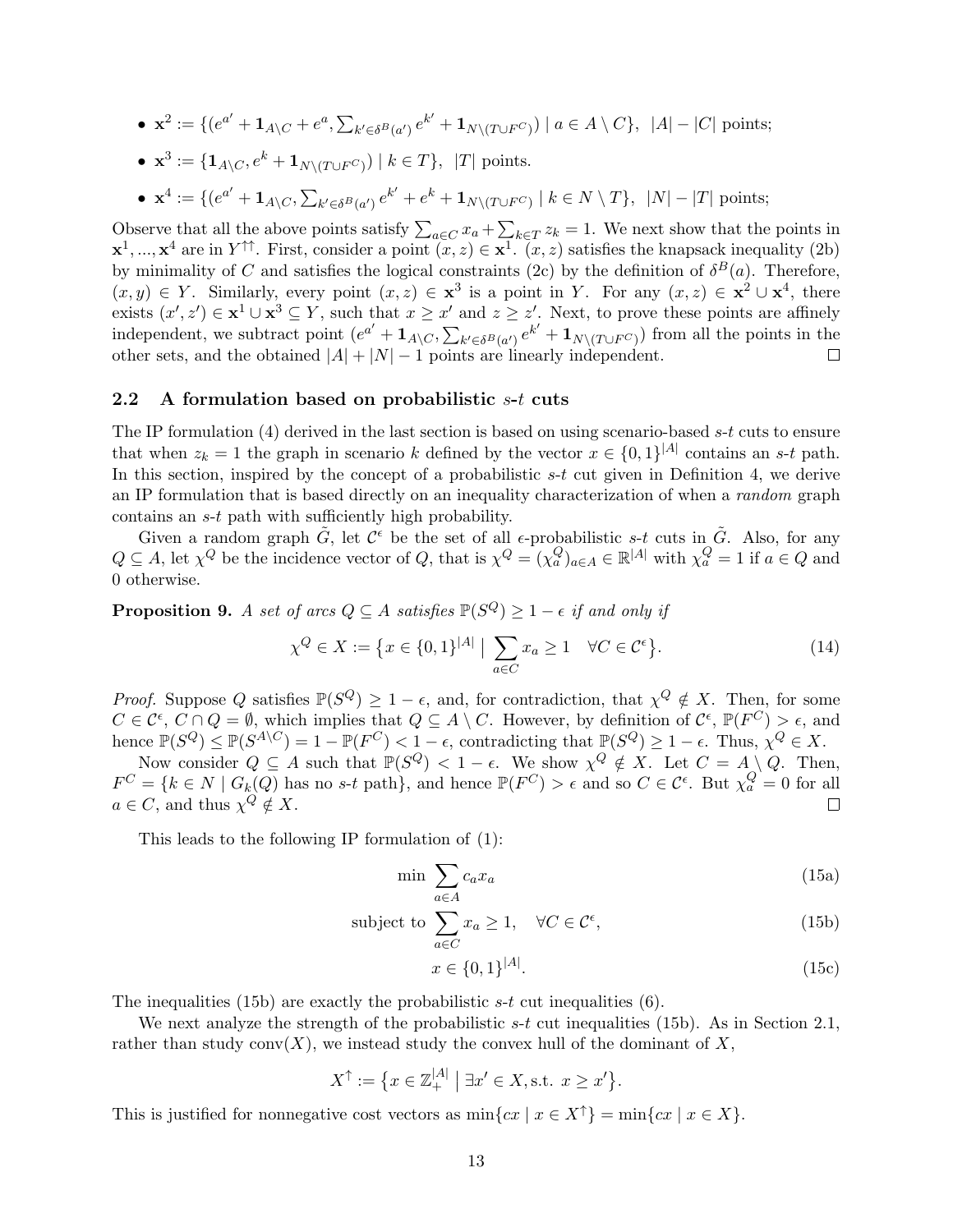- $\mathbf{x}^2 := \{(e^{a'} + \mathbf{1}_{A\setminus C} + e^a, \sum_{k' \in \delta^B(a')} e^{k'} + \mathbf{1}_{N\setminus(T\cup F^C)}) \mid a \in A \setminus C\}$, $|A| - |C|$ points;
- $\mathbf{x}^3 := \{\mathbf{1}_{A\setminus C}, e^k + \mathbf{1}_{N\setminus(T\cup F^C)}) \mid k \in T\}$, $|T|$ points.
- $\mathbf{x}^4 := \{(e^{a'} + \mathbf{1}_{A\setminus C}, \sum_{k' \in \delta^B(a')} e^{k'} + e^k + \mathbf{1}_{N\setminus(T\cup F^C)}) \mid k \in N \setminus T\}$, $|N| - |T|$ points;

Observe that all the above points satisfy $\sum_{a\in C} x_a + \sum_{k\in T} z_k = 1$. We next show that the points in $\mathbf{x}^1, ..., \mathbf{x}^4$ are in $Y^{\uparrow\uparrow}$. First, consider a point $(x, z) \in \mathbf{x}^1$. $(x, z)$ satisfies the knapsack inequality (2b) by minimality of $C$ and satisfies the logical constraints (2c) by the definition of $\delta^B(a)$. Therefore, $(x, y) \in Y$. Similarly, every point $(x, z) \in \mathbf{x}^3$ is a point in $Y$. For any $(x, z) \in \mathbf{x}^2 \cup \mathbf{x}^4$, there exists $(x', z') \in \mathbf{x}^1 \cup \mathbf{x}^3 \subseteq Y$, such that $x \geq x'$ and $z \geq z'$. Next, to prove these points are affinely independent, we subtract point $(e^{a'} + \mathbf{1}_{A\setminus C}, \sum_{k'\in\delta^B(a')} e^{k'} + \mathbf{1}_{N\setminus(T\cup F^C)})$ from all the points in the other sets, and the obtained $|A| + |N| - 1$ points are linearly independent. □

### 2.2 A formulation based on probabilistic $s$-$t$ cuts

The IP formulation (4) derived in the last section is based on using scenario-based $s$-$t$ cuts to ensure that when $z_k = 1$ the graph in scenario $k$ defined by the vector $x \in \{0,1\}^{|A|}$ contains an $s$-$t$ path. In this section, inspired by the concept of a probabilistic $s$-$t$ cut given in Definition 4, we derive an IP formulation that is based directly on an inequality characterization of when a *random* graph contains an $s$-$t$ path with sufficiently high probability.

Given a random graph $\tilde{G}$, let $\mathcal{C}^\epsilon$ be the set of all $\epsilon$-probabilistic $s$-$t$ cuts in $\tilde{G}$. Also, for any $Q \subseteq A$, let $\chi^Q$ be the incidence vector of $Q$, that is $\chi^Q = (\chi^Q_a)_{a\in A} \in \mathbb{R}^{|A|}$ with $\chi^Q_a = 1$ if $a \in Q$ and 0 otherwise.

**Proposition 9.** *A set of arcs $Q \subseteq A$ satisfies $\mathbb{P}(S^Q) \geq 1 - \epsilon$ if and only if*

$$\chi^Q \in X := \big\{x \in \{0,1\}^{|A|} \mid \sum_{a\in C} x_a \geq 1 \quad \forall C \in \mathcal{C}^\epsilon\big\}. \tag{14}$$

*Proof.* Suppose $Q$ satisfies $\mathbb{P}(S^Q) \geq 1 - \epsilon$, and, for contradiction, that $\chi^Q \notin X$. Then, for some $C \in \mathcal{C}^\epsilon$, $C \cap Q = \emptyset$, which implies that $Q \subseteq A \setminus C$. However, by definition of $\mathcal{C}^\epsilon$, $\mathbb{P}(F^C) > \epsilon$, and hence $\mathbb{P}(S^Q) \leq \mathbb{P}(S^{A\setminus C}) = 1 - \mathbb{P}(F^C) < 1 - \epsilon$, contradicting that $\mathbb{P}(S^Q) \geq 1 - \epsilon$. Thus, $\chi^Q \in X$.

Now consider $Q \subseteq A$ such that $\mathbb{P}(S^Q) < 1 - \epsilon$. We show $\chi^Q \notin X$. Let $C = A \setminus Q$. Then, $F^C = \{k \in N \mid G_k(Q)$ has no $s$-$t$ path$\}$, and hence $\mathbb{P}(F^C) > \epsilon$ and so $C \in \mathcal{C}^\epsilon$. But $\chi^Q_a = 0$ for all $a \in C$, and thus $\chi^Q \notin X$. □

This leads to the following IP formulation of (1):

$$\min \sum_{a\in A} c_a x_a \tag{15a}$$

$$\text{subject to } \sum_{a\in C} x_a \geq 1, \quad \forall C \in \mathcal{C}^\epsilon, \tag{15b}$$

$$x \in \{0,1\}^{|A|}. \tag{15c}$$

The inequalities (15b) are exactly the probabilistic $s$-$t$ cut inequalities (6).

We next analyze the strength of the probabilistic $s$-$t$ cut inequalities (15b). As in Section 2.1, rather than study $\text{conv}(X)$, we instead study the convex hull of the dominant of $X$,

$$X^\uparrow := \big\{x \in \mathbb{Z}^{|A|}_+ \;\big|\; \exists x' \in X, \text{s.t. } x \geq x'\big\}.$$

This is justified for nonnegative cost vectors as $\min\{cx \mid x \in X^\uparrow\} = \min\{cx \mid x \in X\}$.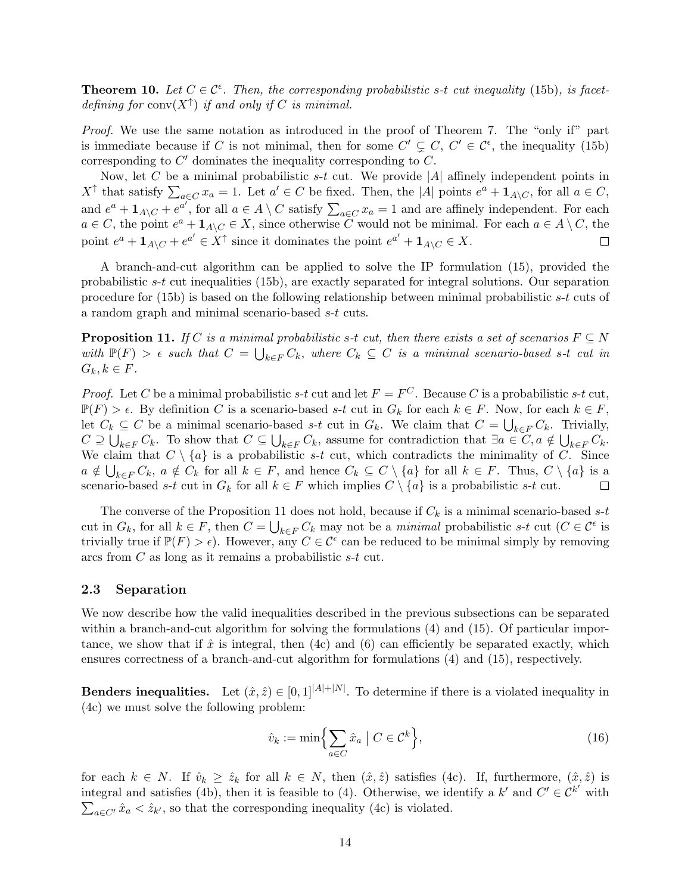**Theorem 10.** *Let $C \in \mathcal{C}^\epsilon$. Then, the corresponding probabilistic s-t cut inequality* (15b)*, is facet-defining for* $\text{conv}(X^\uparrow)$ *if and only if* $C$ *is minimal.*

*Proof.* We use the same notation as introduced in the proof of Theorem 7. The "only if" part is immediate because if $C$ is not minimal, then for some $C' \subsetneq C$, $C' \in \mathcal{C}^\epsilon$, the inequality (15b) corresponding to $C'$ dominates the inequality corresponding to $C$.

Now, let $C$ be a minimal probabilistic $s$-$t$ cut. We provide $|A|$ affinely independent points in $X^\uparrow$ that satisfy $\sum_{a \in C} x_a = 1$. Let $a' \in C$ be fixed. Then, the $|A|$ points $e^a + \mathbf{1}_{A\setminus C}$, for all $a \in C$, and $e^a + \mathbf{1}_{A\setminus C} + e^{a'}$, for all $a \in A \setminus C$ satisfy $\sum_{a\in C} x_a = 1$ and are affinely independent. For each $a \in C$, the point $e^a + \mathbf{1}_{A\setminus C} \in X$, since otherwise $C$ would not be minimal. For each $a \in A \setminus C$, the point $e^a + \mathbf{1}_{A\setminus C} + e^{a'} \in X^\uparrow$ since it dominates the point $e^{a'} + \mathbf{1}_{A\setminus C} \in X$. $\square$

A branch-and-cut algorithm can be applied to solve the IP formulation (15), provided the probabilistic $s$-$t$ cut inequalities (15b), are exactly separated for integral solutions. Our separation procedure for (15b) is based on the following relationship between minimal probabilistic $s$-$t$ cuts of a random graph and minimal scenario-based $s$-$t$ cuts.

**Proposition 11.** *If $C$ is a minimal probabilistic s-t cut, then there exists a set of scenarios $F \subseteq N$ with $\mathbb{P}(F) > \epsilon$ such that $C = \bigcup_{k\in F} C_k$, where $C_k \subseteq C$ is a minimal scenario-based s-t cut in $G_k, k \in F$.*

*Proof.* Let $C$ be a minimal probabilistic $s$-$t$ cut and let $F = F^C$. Because $C$ is a probabilistic $s$-$t$ cut, $\mathbb{P}(F) > \epsilon$. By definition $C$ is a scenario-based $s$-$t$ cut in $G_k$ for each $k \in F$. Now, for each $k \in F$, let $C_k \subseteq C$ be a minimal scenario-based $s$-$t$ cut in $G_k$. We claim that $C = \bigcup_{k\in F} C_k$. Trivially, $C \supseteq \bigcup_{k\in F} C_k$. To show that $C \subseteq \bigcup_{k\in F} C_k$, assume for contradiction that $\exists a \in C, a \notin \bigcup_{k\in F} C_k$. We claim that $C \setminus \{a\}$ is a probabilistic $s$-$t$ cut, which contradicts the minimality of $C$. Since $a \notin \bigcup_{k\in F} C_k$, $a \notin C_k$ for all $k \in F$, and hence $C_k \subseteq C \setminus \{a\}$ for all $k \in F$. Thus, $C \setminus \{a\}$ is a scenario-based $s$-$t$ cut in $G_k$ for all $k \in F$ which implies $C \setminus \{a\}$ is a probabilistic $s$-$t$ cut. $\square$

The converse of the Proposition 11 does not hold, because if $C_k$ is a minimal scenario-based $s$-$t$ cut in $G_k$, for all $k \in F$, then $C = \bigcup_{k\in F} C_k$ may not be a *minimal* probabilistic $s$-$t$ cut ($C \in \mathcal{C}^\epsilon$ is trivially true if $\mathbb{P}(F) > \epsilon$). However, any $C \in \mathcal{C}^\epsilon$ can be reduced to be minimal simply by removing arcs from $C$ as long as it remains a probabilistic $s$-$t$ cut.

### 2.3 Separation

We now describe how the valid inequalities described in the previous subsections can be separated within a branch-and-cut algorithm for solving the formulations (4) and (15). Of particular importance, we show that if $\hat{x}$ is integral, then (4c) and (6) can efficiently be separated exactly, which ensures correctness of a branch-and-cut algorithm for formulations (4) and (15), respectively.

**Benders inequalities.** Let $(\hat{x}, \hat{z}) \in [0, 1]^{|A|+|N|}$. To determine if there is a violated inequality in (4c) we must solve the following problem:

$$\hat{v}_k := \min\Big\{ \sum_{a\in C} \hat{x}_a \mid C \in \mathcal{C}^k \Big\}, \tag{16}$$

for each $k \in N$. If $\hat{v}_k \geq \hat{z}_k$ for all $k \in N$, then $(\hat{x}, \hat{z})$ satisfies (4c). If, furthermore, $(\hat{x}, \hat{z})$ is integral and satisfies (4b), then it is feasible to (4). Otherwise, we identify a $k'$ and $C' \in \mathcal{C}^{k'}$ with $\sum_{a\in C'} \hat{x}_a < \hat{z}_{k'}$, so that the corresponding inequality (4c) is violated.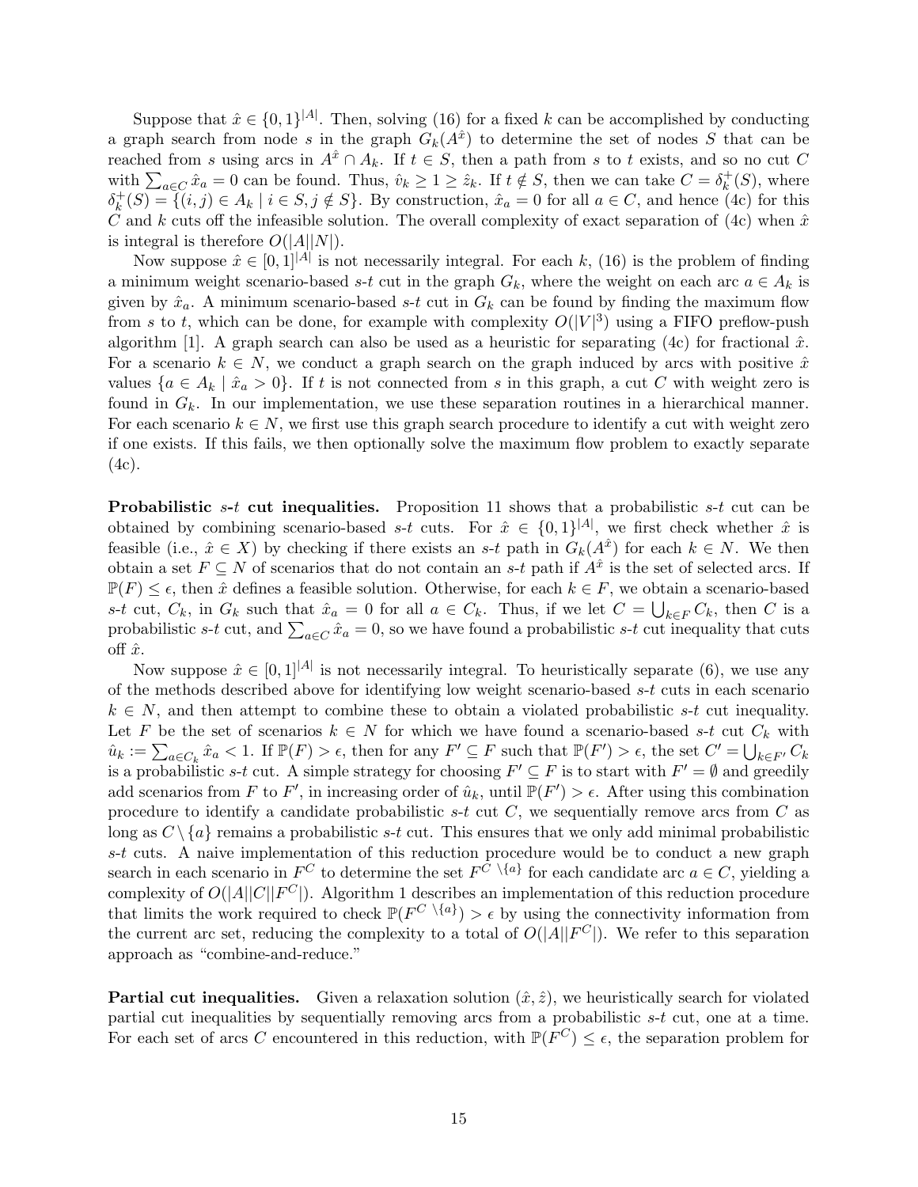Suppose that $\hat{x} \in \{0,1\}^{|A|}$. Then, solving (16) for a fixed $k$ can be accomplished by conducting a graph search from node $s$ in the graph $G_k(A^{\hat{x}})$ to determine the set of nodes $S$ that can be reached from $s$ using arcs in $A^{\hat{x}} \cap A_k$. If $t \in S$, then a path from $s$ to $t$ exists, and so no cut $C$ with $\sum_{a \in C} \hat{x}_a = 0$ can be found. Thus, $\hat{v}_k \geq 1 \geq \hat{z}_k$. If $t \notin S$, then we can take $C = \delta_k^+(S)$, where $\delta_k^+(S) = \{(i,j) \in A_k \mid i \in S, j \notin S\}$. By construction, $\hat{x}_a = 0$ for all $a \in C$, and hence (4c) for this $C$ and $k$ cuts off the infeasible solution. The overall complexity of exact separation of (4c) when $\hat{x}$ is integral is therefore $O(|A||N|)$.

Now suppose $\hat{x} \in [0,1]^{|A|}$ is not necessarily integral. For each $k$, (16) is the problem of finding a minimum weight scenario-based $s$-$t$ cut in the graph $G_k$, where the weight on each arc $a \in A_k$ is given by $\hat{x}_a$. A minimum scenario-based $s$-$t$ cut in $G_k$ can be found by finding the maximum flow from $s$ to $t$, which can be done, for example with complexity $O(|V|^3)$ using a FIFO preflow-push algorithm [1]. A graph search can also be used as a heuristic for separating (4c) for fractional $\hat{x}$. For a scenario $k \in N$, we conduct a graph search on the graph induced by arcs with positive $\hat{x}$ values $\{a \in A_k \mid \hat{x}_a > 0\}$. If $t$ is not connected from $s$ in this graph, a cut $C$ with weight zero is found in $G_k$. In our implementation, we use these separation routines in a hierarchical manner. For each scenario $k \in N$, we first use this graph search procedure to identify a cut with weight zero if one exists. If this fails, we then optionally solve the maximum flow problem to exactly separate (4c).

**Probabilistic $s$-$t$ cut inequalities.** Proposition 11 shows that a probabilistic $s$-$t$ cut can be obtained by combining scenario-based $s$-$t$ cuts. For $\hat{x} \in \{0,1\}^{|A|}$, we first check whether $\hat{x}$ is feasible (i.e., $\hat{x} \in X$) by checking if there exists an $s$-$t$ path in $G_k(A^{\hat{x}})$ for each $k \in N$. We then obtain a set $F \subseteq N$ of scenarios that do not contain an $s$-$t$ path if $A^{\hat{x}}$ is the set of selected arcs. If $\mathbb{P}(F) \leq \epsilon$, then $\hat{x}$ defines a feasible solution. Otherwise, for each $k \in F$, we obtain a scenario-based $s$-$t$ cut, $C_k$, in $G_k$ such that $\hat{x}_a = 0$ for all $a \in C_k$. Thus, if we let $C = \bigcup_{k \in F} C_k$, then $C$ is a probabilistic $s$-$t$ cut, and $\sum_{a \in C} \hat{x}_a = 0$, so we have found a probabilistic $s$-$t$ cut inequality that cuts off $\hat{x}$.

Now suppose $\hat{x} \in [0,1]^{|A|}$ is not necessarily integral. To heuristically separate (6), we use any of the methods described above for identifying low weight scenario-based $s$-$t$ cuts in each scenario $k \in N$, and then attempt to combine these to obtain a violated probabilistic $s$-$t$ cut inequality. Let $F$ be the set of scenarios $k \in N$ for which we have found a scenario-based $s$-$t$ cut $C_k$ with $\hat{u}_k := \sum_{a \in C_k} \hat{x}_a < 1$. If $\mathbb{P}(F) > \epsilon$, then for any $F' \subseteq F$ such that $\mathbb{P}(F') > \epsilon$, the set $C' = \bigcup_{k \in F'} C_k$ is a probabilistic $s$-$t$ cut. A simple strategy for choosing $F' \subseteq F$ is to start with $F' = \emptyset$ and greedily add scenarios from $F$ to $F'$, in increasing order of $\hat{u}_k$, until $\mathbb{P}(F') > \epsilon$. After using this combination procedure to identify a candidate probabilistic $s$-$t$ cut $C$, we sequentially remove arcs from $C$ as long as $C \setminus \{a\}$ remains a probabilistic $s$-$t$ cut. This ensures that we only add minimal probabilistic $s$-$t$ cuts. A naive implementation of this reduction procedure would be to conduct a new graph search in each scenario in $F^C$ to determine the set $F^{C \setminus \{a\}}$ for each candidate arc $a \in C$, yielding a complexity of $O(|A||C||F^C|)$. Algorithm 1 describes an implementation of this reduction procedure that limits the work required to check $\mathbb{P}(F^{C \setminus \{a\}}) > \epsilon$ by using the connectivity information from the current arc set, reducing the complexity to a total of $O(|A||F^C|)$. We refer to this separation approach as "combine-and-reduce."

**Partial cut inequalities.** Given a relaxation solution $(\hat{x}, \hat{z})$, we heuristically search for violated partial cut inequalities by sequentially removing arcs from a probabilistic $s$-$t$ cut, one at a time. For each set of arcs $C$ encountered in this reduction, with $\mathbb{P}(F^C) \leq \epsilon$, the separation problem for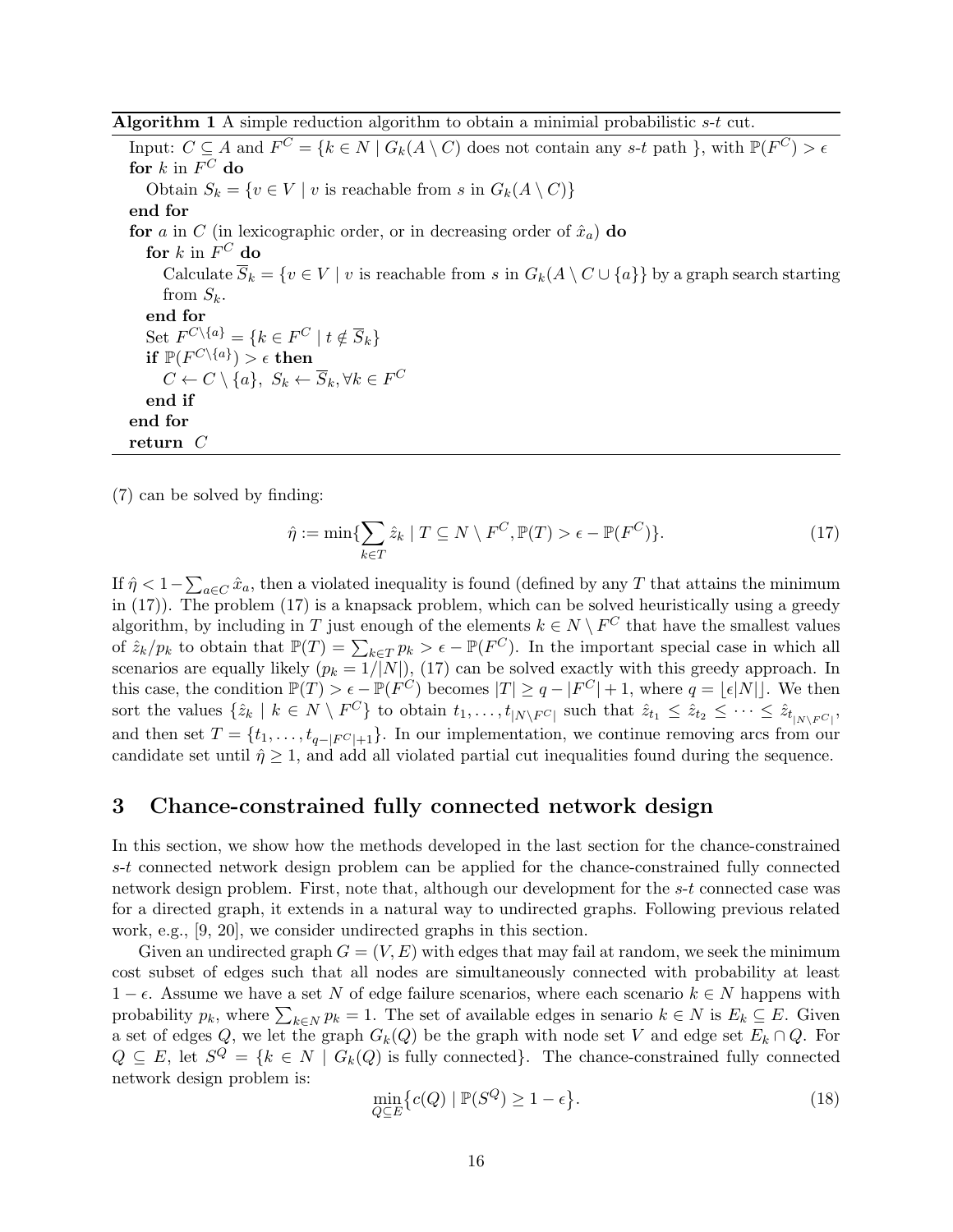**Algorithm 1** A simple reduction algorithm to obtain a minimial probabilistic $s$-$t$ cut.

```
Input: C ⊆ A and F^C = {k ∈ N | G_k(A \ C) does not contain any s-t path }, with P(F^C) > ε
for k in F^C do
    Obtain S_k = {v ∈ V | v is reachable from s in G_k(A \ C)}
end for
for a in C (in lexicographic order, or in decreasing order of x̂_a) do
    for k in F^C do
        Calculate S̄_k = {v ∈ V | v is reachable from s in G_k(A \ C ∪ {a}} by a graph search starting
        from S_k.
    end for
    Set F^{C\{a}} = {k ∈ F^C | t ∉ S̄_k}
    if P(F^{C\{a}}) > ε then
        C ← C \ {a}, S_k ← S̄_k, ∀k ∈ F^C
    end if
end for
return C
```

(7) can be solved by finding:

$$\hat{\eta} := \min\{\sum_{k \in T} \hat{z}_k \mid T \subseteq N \setminus F^C, \mathbb{P}(T) > \epsilon - \mathbb{P}(F^C)\}. \tag{17}$$

If $\hat{\eta} < 1 - \sum_{a \in C} \hat{x}_a$, then a violated inequality is found (defined by any $T$ that attains the minimum in (17)). The problem (17) is a knapsack problem, which can be solved heuristically using a greedy algorithm, by including in $T$ just enough of the elements $k \in N \setminus F^C$ that have the smallest values of $\hat{z}_k/p_k$ to obtain that $\mathbb{P}(T) = \sum_{k \in T} p_k > \epsilon - \mathbb{P}(F^C)$. In the important special case in which all scenarios are equally likely ($p_k = 1/|N|$), (17) can be solved exactly with this greedy approach. In this case, the condition $\mathbb{P}(T) > \epsilon - \mathbb{P}(F^C)$ becomes $|T| \geq q - |F^C| + 1$, where $q = \lfloor \epsilon |N| \rfloor$. We then sort the values $\{\hat{z}_k \mid k \in N \setminus F^C\}$ to obtain $t_1, \ldots, t_{|N \setminus F^C|}$ such that $\hat{z}_{t_1} \leq \hat{z}_{t_2} \leq \cdots \leq \hat{z}_{t_{|N \setminus F^C|}}$, and then set $T = \{t_1, \ldots, t_{q-|F^C|+1}\}$. In our implementation, we continue removing arcs from our candidate set until $\hat{\eta} \geq 1$, and add all violated partial cut inequalities found during the sequence.

## 3 Chance-constrained fully connected network design

In this section, we show how the methods developed in the last section for the chance-constrained $s$-$t$ connected network design problem can be applied for the chance-constrained fully connected network design problem. First, note that, although our development for the $s$-$t$ connected case was for a directed graph, it extends in a natural way to undirected graphs. Following previous related work, e.g., [9, 20], we consider undirected graphs in this section.

Given an undirected graph $G = (V, E)$ with edges that may fail at random, we seek the minimum cost subset of edges such that all nodes are simultaneously connected with probability at least $1 - \epsilon$. Assume we have a set $N$ of edge failure scenarios, where each scenario $k \in N$ happens with probability $p_k$, where $\sum_{k \in N} p_k = 1$. The set of available edges in senario $k \in N$ is $E_k \subseteq E$. Given a set of edges $Q$, we let the graph $G_k(Q)$ be the graph with node set $V$ and edge set $E_k \cap Q$. For $Q \subseteq E$, let $S^Q = \{k \in N \mid G_k(Q) \text{ is fully connected}\}$. The chance-constrained fully connected network design problem is:

$$\min_{Q \subseteq E} \{c(Q) \mid \mathbb{P}(S^Q) \geq 1 - \epsilon\}. \tag{18}$$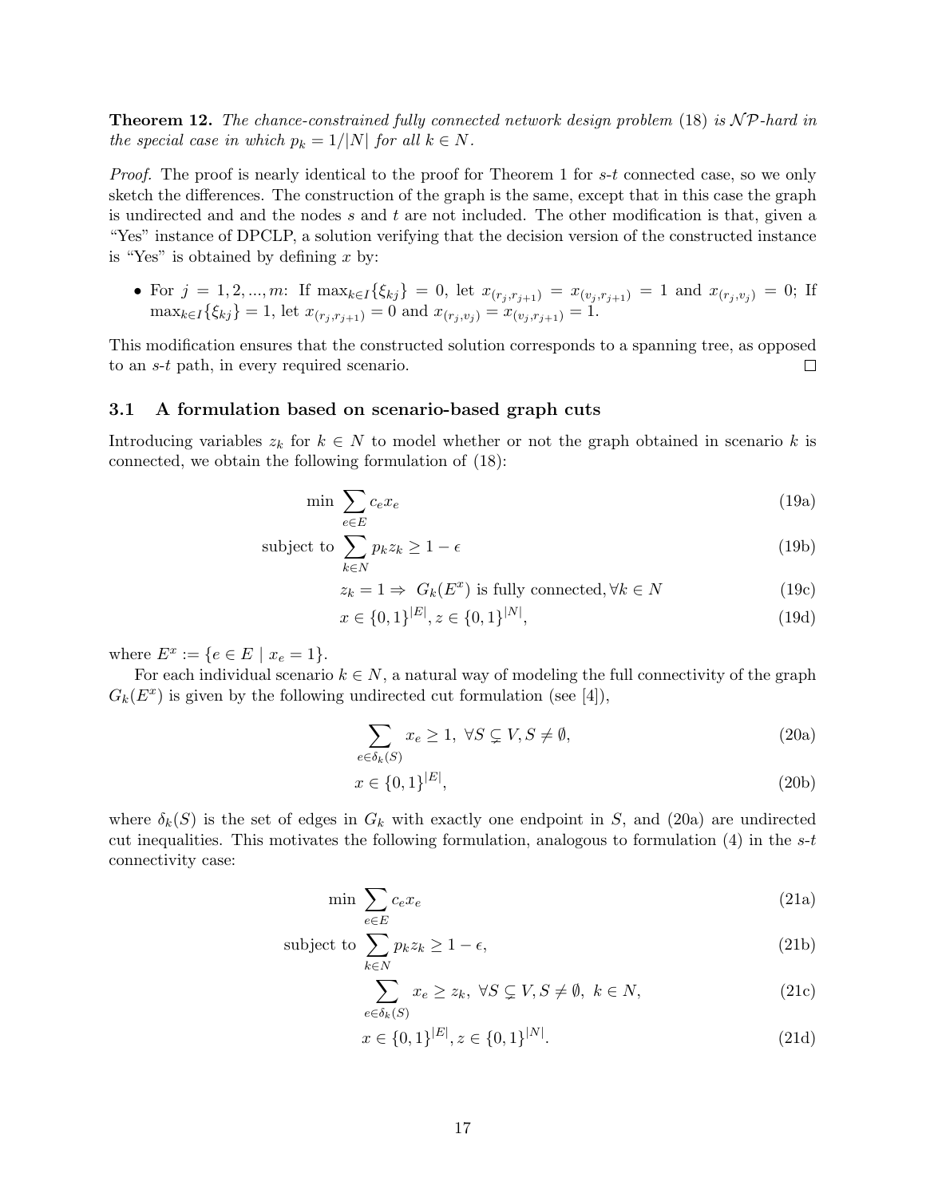**Theorem 12.** *The chance-constrained fully connected network design problem* (18) *is $\mathcal{NP}$-hard in the special case in which $p_k = 1/|N|$ for all $k \in N$.*

*Proof.* The proof is nearly identical to the proof for Theorem 1 for *s-t* connected case, so we only sketch the differences. The construction of the graph is the same, except that in this case the graph is undirected and and the nodes $s$ and $t$ are not included. The other modification is that, given a "Yes" instance of DPCLP, a solution verifying that the decision version of the constructed instance is "Yes" is obtained by defining $x$ by:

- For $j = 1, 2, ..., m$: If $\max_{k\in I}\{\xi_{kj}\} = 0$, let $x_{(r_j,r_{j+1})} = x_{(v_j,r_{j+1})} = 1$ and $x_{(r_j,v_j)} = 0$; If $\max_{k\in I}\{\xi_{kj}\} = 1$, let $x_{(r_j,r_{j+1})} = 0$ and $x_{(r_j,v_j)} = x_{(v_j,r_{j+1})} = 1$.

This modification ensures that the constructed solution corresponds to a spanning tree, as opposed to an *s-t* path, in every required scenario. □

### 3.1 A formulation based on scenario-based graph cuts

Introducing variables $z_k$ for $k \in N$ to model whether or not the graph obtained in scenario $k$ is connected, we obtain the following formulation of (18):

$$\min \sum_{e\in E} c_e x_e \tag{19a}$$

$$\text{subject to} \sum_{k\in N} p_k z_k \geq 1 - \epsilon \tag{19b}$$

$$z_k = 1 \Rightarrow \; G_k(E^x) \text{ is fully connected}, \forall k \in N \tag{19c}$$

$$x \in \{0,1\}^{|E|}, z \in \{0,1\}^{|N|}, \tag{19d}$$

where $E^x := \{e \in E \mid x_e = 1\}$.

For each individual scenario $k \in N$, a natural way of modeling the full connectivity of the graph $G_k(E^x)$ is given by the following undirected cut formulation (see [4]),

$$\sum_{e\in\delta_k(S)} x_e \geq 1, \; \forall S \subsetneq V, S \neq \emptyset, \tag{20a}$$

$$x \in \{0,1\}^{|E|}, \tag{20b}$$

where $\delta_k(S)$ is the set of edges in $G_k$ with exactly one endpoint in $S$, and (20a) are undirected cut inequalities. This motivates the following formulation, analogous to formulation (4) in the *s-t* connectivity case:

$$\min \sum_{e\in E} c_e x_e \tag{21a}$$

$$\text{subject to} \sum_{k\in N} p_k z_k \geq 1 - \epsilon, \tag{21b}$$

$$\sum_{e\in\delta_k(S)} x_e \geq z_k, \; \forall S \subsetneq V, S \neq \emptyset, \; k \in N, \tag{21c}$$

$$x \in \{0,1\}^{|E|}, z \in \{0,1\}^{|N|}. \tag{21d}$$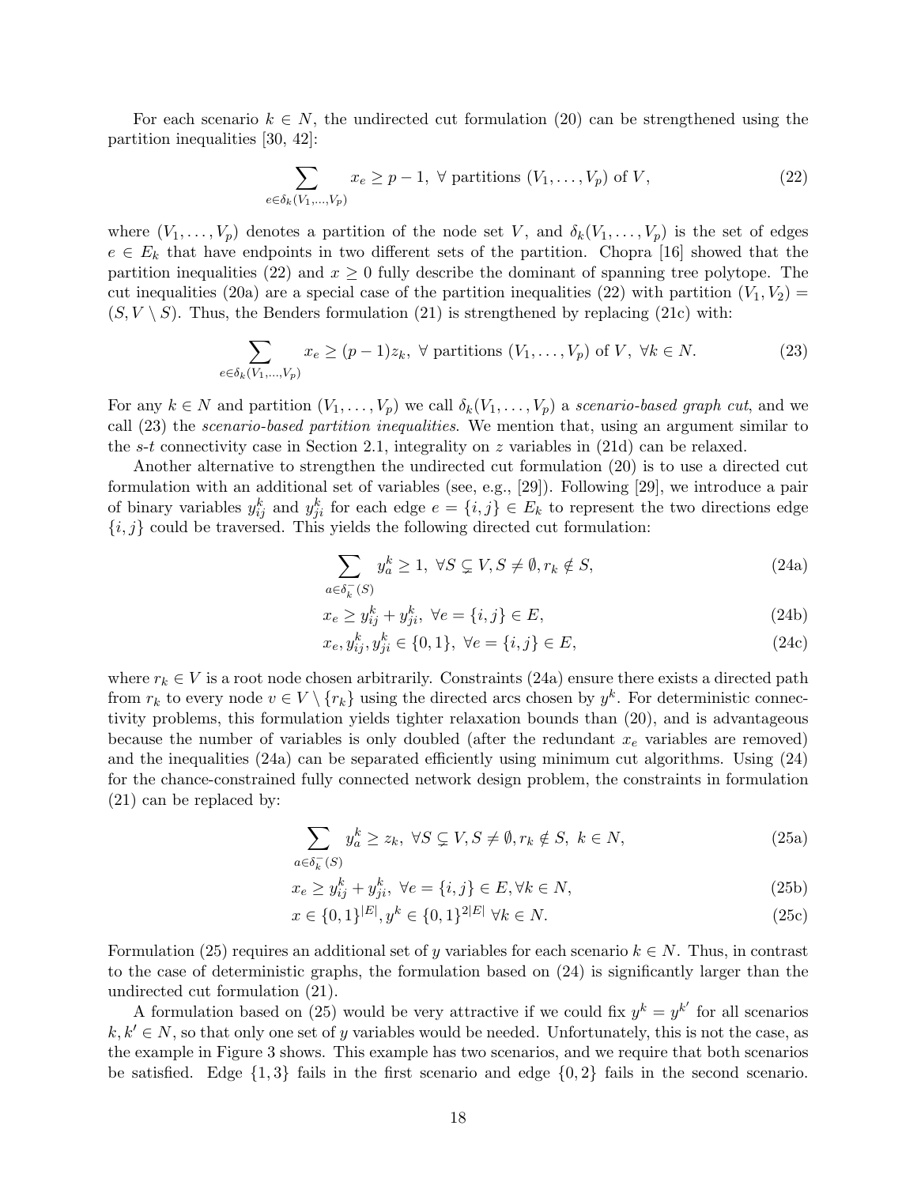For each scenario $k \in N$, the undirected cut formulation (20) can be strengthened using the partition inequalities [30, 42]:

$$\sum_{e \in \delta_k(V_1,\ldots,V_p)} x_e \geq p-1, \ \forall \text{ partitions } (V_1,\ldots,V_p) \text{ of } V, \tag{22}$$

where $(V_1,\ldots,V_p)$ denotes a partition of the node set $V$, and $\delta_k(V_1,\ldots,V_p)$ is the set of edges $e \in E_k$ that have endpoints in two different sets of the partition. Chopra [16] showed that the partition inequalities (22) and $x \geq 0$ fully describe the dominant of spanning tree polytope. The cut inequalities (20a) are a special case of the partition inequalities (22) with partition $(V_1, V_2) = (S, V \setminus S)$. Thus, the Benders formulation (21) is strengthened by replacing (21c) with:

$$\sum_{e \in \delta_k(V_1,\ldots,V_p)} x_e \geq (p-1)z_k, \ \forall \text{ partitions } (V_1,\ldots,V_p) \text{ of } V, \ \forall k \in N. \tag{23}$$

For any $k \in N$ and partition $(V_1,\ldots,V_p)$ we call $\delta_k(V_1,\ldots,V_p)$ a *scenario-based graph cut*, and we call (23) the *scenario-based partition inequalities*. We mention that, using an argument similar to the *s-t* connectivity case in Section 2.1, integrality on $z$ variables in (21d) can be relaxed.

Another alternative to strengthen the undirected cut formulation (20) is to use a directed cut formulation with an additional set of variables (see, e.g., [29]). Following [29], we introduce a pair of binary variables $y^k_{ij}$ and $y^k_{ji}$ for each edge $e = \{i,j\} \in E_k$ to represent the two directions edge $\{i,j\}$ could be traversed. This yields the following directed cut formulation:

$$\sum_{a \in \delta^-_k(S)} y^k_a \geq 1, \ \forall S \subsetneq V, S \neq \emptyset, r_k \notin S, \tag{24a}$$

$$x_e \geq y^k_{ij} + y^k_{ji}, \ \forall e = \{i,j\} \in E, \tag{24b}$$

$$x_e, y^k_{ij}, y^k_{ji} \in \{0,1\}, \ \forall e = \{i,j\} \in E, \tag{24c}$$

where $r_k \in V$ is a root node chosen arbitrarily. Constraints (24a) ensure there exists a directed path from $r_k$ to every node $v \in V \setminus \{r_k\}$ using the directed arcs chosen by $y^k$. For deterministic connectivity problems, this formulation yields tighter relaxation bounds than (20), and is advantageous because the number of variables is only doubled (after the redundant $x_e$ variables are removed) and the inequalities (24a) can be separated efficiently using minimum cut algorithms. Using (24) for the chance-constrained fully connected network design problem, the constraints in formulation (21) can be replaced by:

$$\sum_{a \in \delta^-_k(S)} y^k_a \geq z_k, \ \forall S \subsetneq V, S \neq \emptyset, r_k \notin S, \ k \in N, \tag{25a}$$

$$x_e \geq y^k_{ij} + y^k_{ji}, \ \forall e = \{i,j\} \in E, \forall k \in N, \tag{25b}$$

$$x \in \{0,1\}^{|E|}, y^k \in \{0,1\}^{2|E|} \ \forall k \in N. \tag{25c}$$

Formulation (25) requires an additional set of $y$ variables for each scenario $k \in N$. Thus, in contrast to the case of deterministic graphs, the formulation based on (24) is significantly larger than the undirected cut formulation (21).

A formulation based on (25) would be very attractive if we could fix $y^k = y^{k'}$ for all scenarios $k, k' \in N$, so that only one set of $y$ variables would be needed. Unfortunately, this is not the case, as the example in Figure 3 shows. This example has two scenarios, and we require that both scenarios be satisfied. Edge $\{1,3\}$ fails in the first scenario and edge $\{0,2\}$ fails in the second scenario.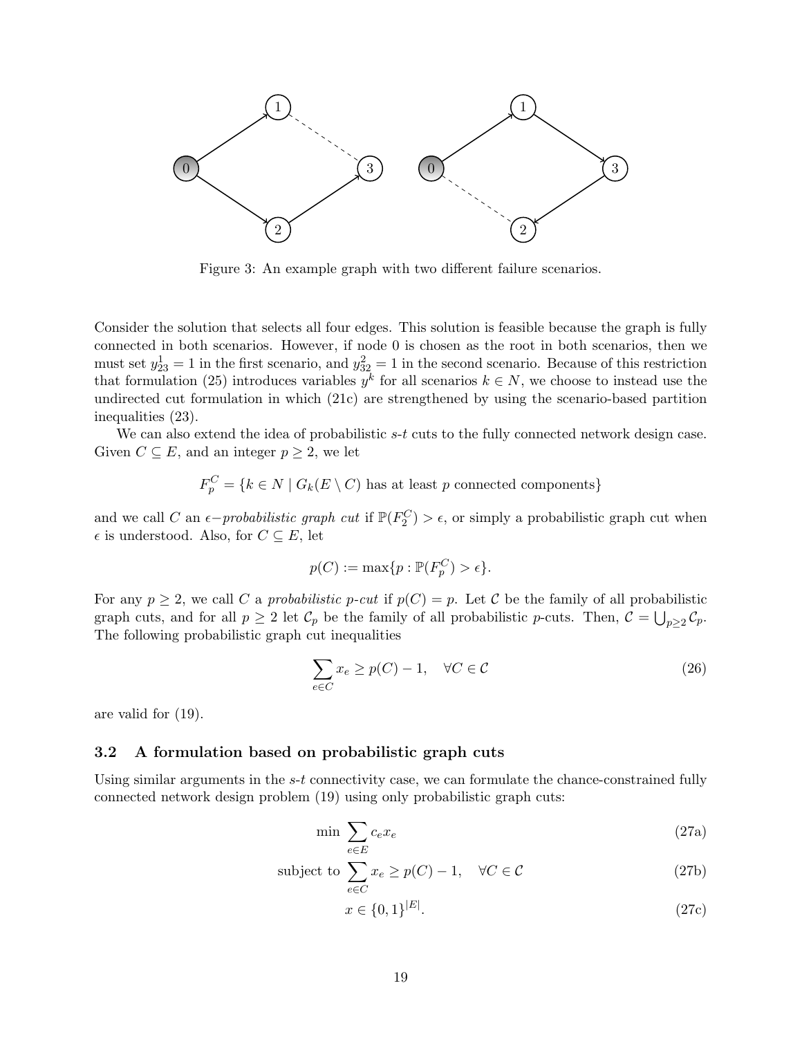Figure 3: An example graph with two different failure scenarios.

Consider the solution that selects all four edges. This solution is feasible because the graph is fully connected in both scenarios. However, if node 0 is chosen as the root in both scenarios, then we must set $y^1_{23} = 1$ in the first scenario, and $y^2_{32} = 1$ in the second scenario. Because of this restriction that formulation (25) introduces variables $y^k$ for all scenarios $k \in N$, we choose to instead use the undirected cut formulation in which (21c) are strengthened by using the scenario-based partition inequalities (23).

We can also extend the idea of probabilistic $s$-$t$ cuts to the fully connected network design case. Given $C \subseteq E$, and an integer $p \geq 2$, we let

$$F_p^C = \{k \in N \mid G_k(E \setminus C) \text{ has at least } p \text{ connected components}\}$$

and we call $C$ an *$\epsilon-$probabilistic graph cut* if $\mathbb{P}(F_2^C) > \epsilon$, or simply a probabilistic graph cut when $\epsilon$ is understood. Also, for $C \subseteq E$, let

$$p(C) := \max\{p : \mathbb{P}(F_p^C) > \epsilon\}.$$

For any $p \geq 2$, we call $C$ a *probabilistic $p$-cut* if $p(C) = p$. Let $\mathcal{C}$ be the family of all probabilistic graph cuts, and for all $p \geq 2$ let $\mathcal{C}_p$ be the family of all probabilistic $p$-cuts. Then, $\mathcal{C} = \bigcup_{p \geq 2} \mathcal{C}_p$. The following probabilistic graph cut inequalities

$$\sum_{e \in C} x_e \geq p(C) - 1, \quad \forall C \in \mathcal{C} \tag{26}$$

are valid for (19).

### 3.2 A formulation based on probabilistic graph cuts

Using similar arguments in the $s$-$t$ connectivity case, we can formulate the chance-constrained fully connected network design problem (19) using only probabilistic graph cuts:

$$\min \sum_{e \in E} c_e x_e \tag{27a}$$

$$\text{subject to } \sum_{e \in C} x_e \geq p(C) - 1, \quad \forall C \in \mathcal{C} \tag{27b}$$

$$x \in \{0, 1\}^{|E|}. \tag{27c}$$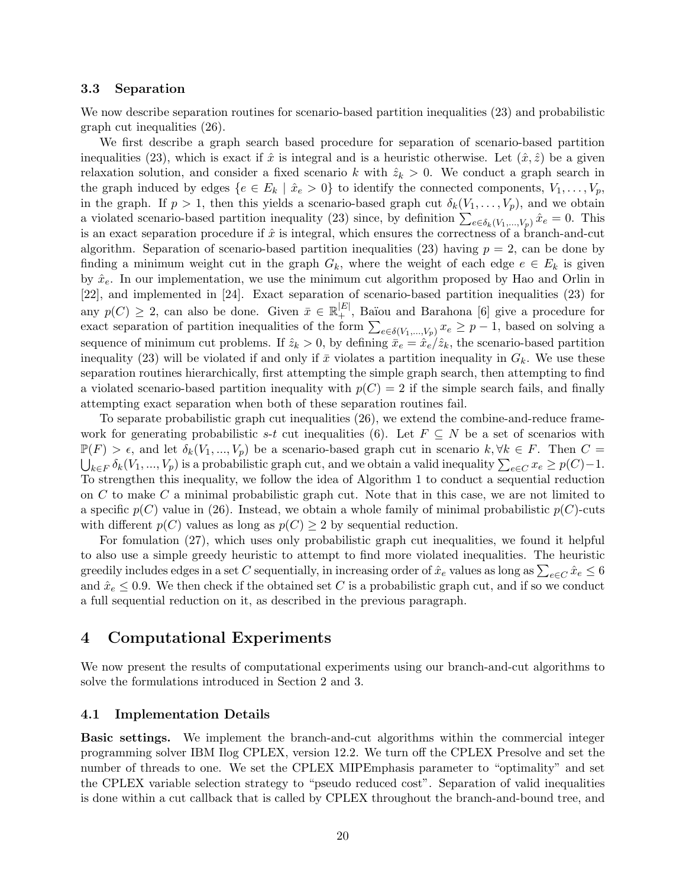### 3.3 Separation

We now describe separation routines for scenario-based partition inequalities (23) and probabilistic graph cut inequalities (26).

We first describe a graph search based procedure for separation of scenario-based partition inequalities (23), which is exact if $\hat{x}$ is integral and is a heuristic otherwise. Let $(\hat{x}, \hat{z})$ be a given relaxation solution, and consider a fixed scenario $k$ with $\hat{z}_k > 0$. We conduct a graph search in the graph induced by edges $\{e \in E_k \mid \hat{x}_e > 0\}$ to identify the connected components, $V_1, \ldots, V_p$, in the graph. If $p > 1$, then this yields a scenario-based graph cut $\delta_k(V_1, \ldots, V_p)$, and we obtain a violated scenario-based partition inequality (23) since, by definition $\sum_{e \in \delta_k(V_1,\ldots,V_p)} \hat{x}_e = 0$. This is an exact separation procedure if $\hat{x}$ is integral, which ensures the correctness of a branch-and-cut algorithm. Separation of scenario-based partition inequalities (23) having $p = 2$, can be done by finding a minimum weight cut in the graph $G_k$, where the weight of each edge $e \in E_k$ is given by $\hat{x}_e$. In our implementation, we use the minimum cut algorithm proposed by Hao and Orlin in [22], and implemented in [24]. Exact separation of scenario-based partition inequalities (23) for any $p(C) \geq 2$, can also be done. Given $\bar{x} \in \mathbb{R}_+^{|E|}$, Baïou and Barahona [6] give a procedure for exact separation of partition inequalities of the form $\sum_{e \in \delta(V_1,\ldots,V_p)} x_e \geq p - 1$, based on solving a sequence of minimum cut problems. If $\hat{z}_k > 0$, by defining $\bar{x}_e = \hat{x}_e / \hat{z}_k$, the scenario-based partition inequality (23) will be violated if and only if $\bar{x}$ violates a partition inequality in $G_k$. We use these separation routines hierarchically, first attempting the simple graph search, then attempting to find a violated scenario-based partition inequality with $p(C) = 2$ if the simple search fails, and finally attempting exact separation when both of these separation routines fail.

To separate probabilistic graph cut inequalities (26), we extend the combine-and-reduce framework for generating probabilistic $s$-$t$ cut inequalities (6). Let $F \subseteq N$ be a set of scenarios with $\mathbb{P}(F) > \epsilon$, and let $\delta_k(V_1, ..., V_p)$ be a scenario-based graph cut in scenario $k, \forall k \in F$. Then $C = \bigcup_{k \in F} \delta_k(V_1, ..., V_p)$ is a probabilistic graph cut, and we obtain a valid inequality $\sum_{e \in C} x_e \geq p(C) - 1$. To strengthen this inequality, we follow the idea of Algorithm 1 to conduct a sequential reduction on $C$ to make $C$ a minimal probabilistic graph cut. Note that in this case, we are not limited to a specific $p(C)$ value in (26). Instead, we obtain a whole family of minimal probabilistic $p(C)$-cuts with different $p(C)$ values as long as $p(C) \geq 2$ by sequential reduction.

For fomulation (27), which uses only probabilistic graph cut inequalities, we found it helpful to also use a simple greedy heuristic to attempt to find more violated inequalities. The heuristic greedily includes edges in a set $C$ sequentially, in increasing order of $\hat{x}_e$ values as long as $\sum_{e \in C} \hat{x}_e \leq 6$ and $\hat{x}_e \leq 0.9$. We then check if the obtained set $C$ is a probabilistic graph cut, and if so we conduct a full sequential reduction on it, as described in the previous paragraph.

## 4 Computational Experiments

We now present the results of computational experiments using our branch-and-cut algorithms to solve the formulations introduced in Section 2 and 3.

### 4.1 Implementation Details

**Basic settings.** We implement the branch-and-cut algorithms within the commercial integer programming solver IBM Ilog CPLEX, version 12.2. We turn off the CPLEX Presolve and set the number of threads to one. We set the CPLEX MIPEmphasis parameter to "optimality" and set the CPLEX variable selection strategy to "pseudo reduced cost". Separation of valid inequalities is done within a cut callback that is called by CPLEX throughout the branch-and-bound tree, and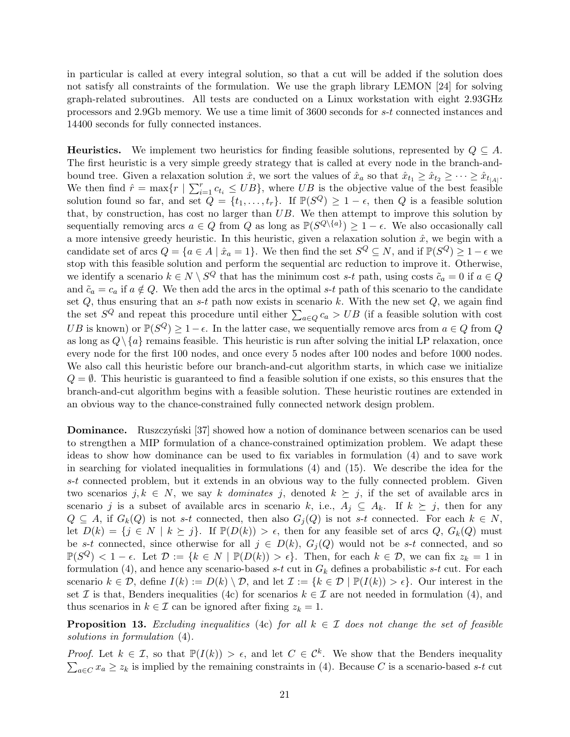in particular is called at every integral solution, so that a cut will be added if the solution does not satisfy all constraints of the formulation. We use the graph library LEMON [24] for solving graph-related subroutines. All tests are conducted on a Linux workstation with eight 2.93GHz processors and 2.9Gb memory. We use a time limit of 3600 seconds for $s$-$t$ connected instances and 14400 seconds for fully connected instances.

**Heuristics.** We implement two heuristics for finding feasible solutions, represented by $Q \subseteq A$. The first heuristic is a very simple greedy strategy that is called at every node in the branch-and-bound tree. Given a relaxation solution $\hat{x}$, we sort the values of $\hat{x}_a$ so that $\hat{x}_{t_1} \geq \hat{x}_{t_2} \geq \cdots \geq \hat{x}_{t_{|A|}}$. We then find $\hat{r} = \max\{r \mid \sum_{i=1}^{r} c_{t_i} \leq UB\}$, where $UB$ is the objective value of the best feasible solution found so far, and set $Q = \{t_1, \ldots, t_r\}$. If $\mathbb{P}(S^Q) \geq 1 - \epsilon$, then $Q$ is a feasible solution that, by construction, has cost no larger than $UB$. We then attempt to improve this solution by sequentially removing arcs $a \in Q$ from $Q$ as long as $\mathbb{P}(S^{Q \setminus \{a\}}) \geq 1 - \epsilon$. We also occasionally call a more intensive greedy heuristic. In this heuristic, given a relaxation solution $\hat{x}$, we begin with a candidate set of arcs $Q = \{a \in A \mid \hat{x}_a = 1\}$. We then find the set $S^Q \subseteq N$, and if $\mathbb{P}(S^Q) \geq 1 - \epsilon$ we stop with this feasible solution and perform the sequential arc reduction to improve it. Otherwise, we identify a scenario $k \in N \setminus S^Q$ that has the minimum cost $s$-$t$ path, using costs $\tilde{c}_a = 0$ if $a \in Q$ and $\tilde{c}_a = c_a$ if $a \notin Q$. We then add the arcs in the optimal $s$-$t$ path of this scenario to the candidate set $Q$, thus ensuring that an $s$-$t$ path now exists in scenario $k$. With the new set $Q$, we again find the set $S^Q$ and repeat this procedure until either $\sum_{a \in Q} c_a > UB$ (if a feasible solution with cost $UB$ is known) or $\mathbb{P}(S^Q) \geq 1 - \epsilon$. In the latter case, we sequentially remove arcs from $a \in Q$ from $Q$ as long as $Q \setminus \{a\}$ remains feasible. This heuristic is run after solving the initial LP relaxation, once every node for the first 100 nodes, and once every 5 nodes after 100 nodes and before 1000 nodes. We also call this heuristic before our branch-and-cut algorithm starts, in which case we initialize $Q = \emptyset$. This heuristic is guaranteed to find a feasible solution if one exists, so this ensures that the branch-and-cut algorithm begins with a feasible solution. These heuristic routines are extended in an obvious way to the chance-constrained fully connected network design problem.

**Dominance.** Ruszczyński [37] showed how a notion of dominance between scenarios can be used to strengthen a MIP formulation of a chance-constrained optimization problem. We adapt these ideas to show how dominance can be used to fix variables in formulation (4) and to save work in searching for violated inequalities in formulations (4) and (15). We describe the idea for the $s$-$t$ connected problem, but it extends in an obvious way to the fully connected problem. Given two scenarios $j, k \in N$, we say $k$ *dominates* $j$, denoted $k \succeq j$, if the set of available arcs in scenario $j$ is a subset of available arcs in scenario $k$, i.e., $A_j \subseteq A_k$. If $k \succeq j$, then for any $Q \subseteq A$, if $G_k(Q)$ is not $s$-$t$ connected, then also $G_j(Q)$ is not $s$-$t$ connected. For each $k \in N$, let $D(k) = \{j \in N \mid k \succeq j\}$. If $\mathbb{P}(D(k)) > \epsilon$, then for any feasible set of arcs $Q$, $G_k(Q)$ must be $s$-$t$ connected, since otherwise for all $j \in D(k)$, $G_j(Q)$ would not be $s$-$t$ connected, and so $\mathbb{P}(S^Q) < 1 - \epsilon$. Let $\mathcal{D} := \{k \in N \mid \mathbb{P}(D(k)) > \epsilon\}$. Then, for each $k \in \mathcal{D}$, we can fix $z_k = 1$ in formulation (4), and hence any scenario-based $s$-$t$ cut in $G_k$ defines a probabilistic $s$-$t$ cut. For each scenario $k \in \mathcal{D}$, define $I(k) := D(k) \setminus \mathcal{D}$, and let $\mathcal{I} := \{k \in \mathcal{D} \mid \mathbb{P}(I(k)) > \epsilon\}$. Our interest in the set $\mathcal{I}$ is that, Benders inequalities (4c) for scenarios $k \in \mathcal{I}$ are not needed in formulation (4), and thus scenarios in $k \in \mathcal{I}$ can be ignored after fixing $z_k = 1$.

**Proposition 13.** *Excluding inequalities* (4c) *for all* $k \in \mathcal{I}$ *does not change the set of feasible solutions in formulation* (4)*.*

*Proof.* Let $k \in \mathcal{I}$, so that $\mathbb{P}(I(k)) > \epsilon$, and let $C \in \mathcal{C}^k$. We show that the Benders inequality $\sum_{a \in C} x_a \geq z_k$ is implied by the remaining constraints in (4). Because $C$ is a scenario-based $s$-$t$ cut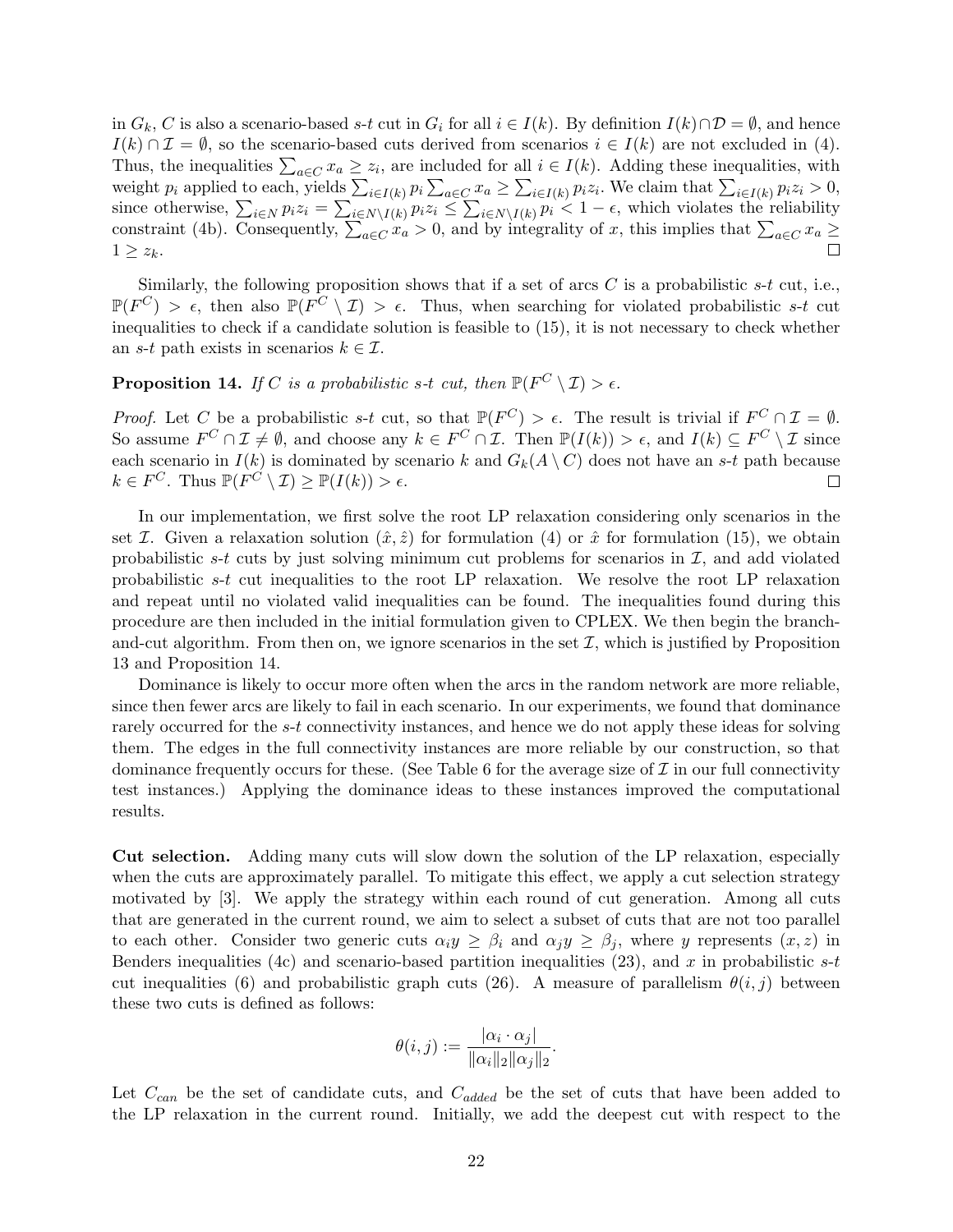in $G_k$, $C$ is also a scenario-based $s$-$t$ cut in $G_i$ for all $i \in I(k)$. By definition $I(k) \cap \mathcal{D} = \emptyset$, and hence $I(k) \cap \mathcal{I} = \emptyset$, so the scenario-based cuts derived from scenarios $i \in I(k)$ are not excluded in (4). Thus, the inequalities $\sum_{a \in C} x_a \geq z_i$, are included for all $i \in I(k)$. Adding these inequalities, with weight $p_i$ applied to each, yields $\sum_{i \in I(k)} p_i \sum_{a \in C} x_a \geq \sum_{i \in I(k)} p_i z_i$. We claim that $\sum_{i \in I(k)} p_i z_i > 0$, since otherwise, $\sum_{i \in N} p_i z_i = \sum_{i \in N \setminus I(k)} p_i z_i \leq \sum_{i \in N \setminus I(k)} p_i < 1 - \epsilon$, which violates the reliability constraint (4b). Consequently, $\sum_{a \in C} x_a > 0$, and by integrality of $x$, this implies that $\sum_{a \in C} x_a \geq 1 \geq z_k$. □

Similarly, the following proposition shows that if a set of arcs $C$ is a probabilistic $s$-$t$ cut, i.e., $\mathbb{P}(F^C) > \epsilon$, then also $\mathbb{P}(F^C \setminus \mathcal{I}) > \epsilon$. Thus, when searching for violated probabilistic $s$-$t$ cut inequalities to check if a candidate solution is feasible to (15), it is not necessary to check whether an $s$-$t$ path exists in scenarios $k \in \mathcal{I}$.

**Proposition 14.** *If $C$ is a probabilistic $s$-$t$ cut, then $\mathbb{P}(F^C \setminus \mathcal{I}) > \epsilon$.*

*Proof.* Let $C$ be a probabilistic $s$-$t$ cut, so that $\mathbb{P}(F^C) > \epsilon$. The result is trivial if $F^C \cap \mathcal{I} = \emptyset$. So assume $F^C \cap \mathcal{I} \neq \emptyset$, and choose any $k \in F^C \cap \mathcal{I}$. Then $\mathbb{P}(I(k)) > \epsilon$, and $I(k) \subseteq F^C \setminus \mathcal{I}$ since each scenario in $I(k)$ is dominated by scenario $k$ and $G_k(A \setminus C)$ does not have an $s$-$t$ path because $k \in F^C$. Thus $\mathbb{P}(F^C \setminus \mathcal{I}) \geq \mathbb{P}(I(k)) > \epsilon$. □

In our implementation, we first solve the root LP relaxation considering only scenarios in the set $\mathcal{I}$. Given a relaxation solution $(\hat{x}, \hat{z})$ for formulation (4) or $\hat{x}$ for formulation (15), we obtain probabilistic $s$-$t$ cuts by just solving minimum cut problems for scenarios in $\mathcal{I}$, and add violated probabilistic $s$-$t$ cut inequalities to the root LP relaxation. We resolve the root LP relaxation and repeat until no violated valid inequalities can be found. The inequalities found during this procedure are then included in the initial formulation given to CPLEX. We then begin the branch-and-cut algorithm. From then on, we ignore scenarios in the set $\mathcal{I}$, which is justified by Proposition 13 and Proposition 14.

Dominance is likely to occur more often when the arcs in the random network are more reliable, since then fewer arcs are likely to fail in each scenario. In our experiments, we found that dominance rarely occurred for the $s$-$t$ connectivity instances, and hence we do not apply these ideas for solving them. The edges in the full connectivity instances are more reliable by our construction, so that dominance frequently occurs for these. (See Table 6 for the average size of $\mathcal{I}$ in our full connectivity test instances.) Applying the dominance ideas to these instances improved the computational results.

**Cut selection.** Adding many cuts will slow down the solution of the LP relaxation, especially when the cuts are approximately parallel. To mitigate this effect, we apply a cut selection strategy motivated by [3]. We apply the strategy within each round of cut generation. Among all cuts that are generated in the current round, we aim to select a subset of cuts that are not too parallel to each other. Consider two generic cuts $\alpha_i y \geq \beta_i$ and $\alpha_j y \geq \beta_j$, where $y$ represents $(x, z)$ in Benders inequalities (4c) and scenario-based partition inequalities (23), and $x$ in probabilistic $s$-$t$ cut inequalities (6) and probabilistic graph cuts (26). A measure of parallelism $\theta(i,j)$ between these two cuts is defined as follows:

$$\theta(i,j) := \frac{|\alpha_i \cdot \alpha_j|}{\|\alpha_i\|_2 \|\alpha_j\|_2}.$$

Let $C_{can}$ be the set of candidate cuts, and $C_{added}$ be the set of cuts that have been added to the LP relaxation in the current round. Initially, we add the deepest cut with respect to the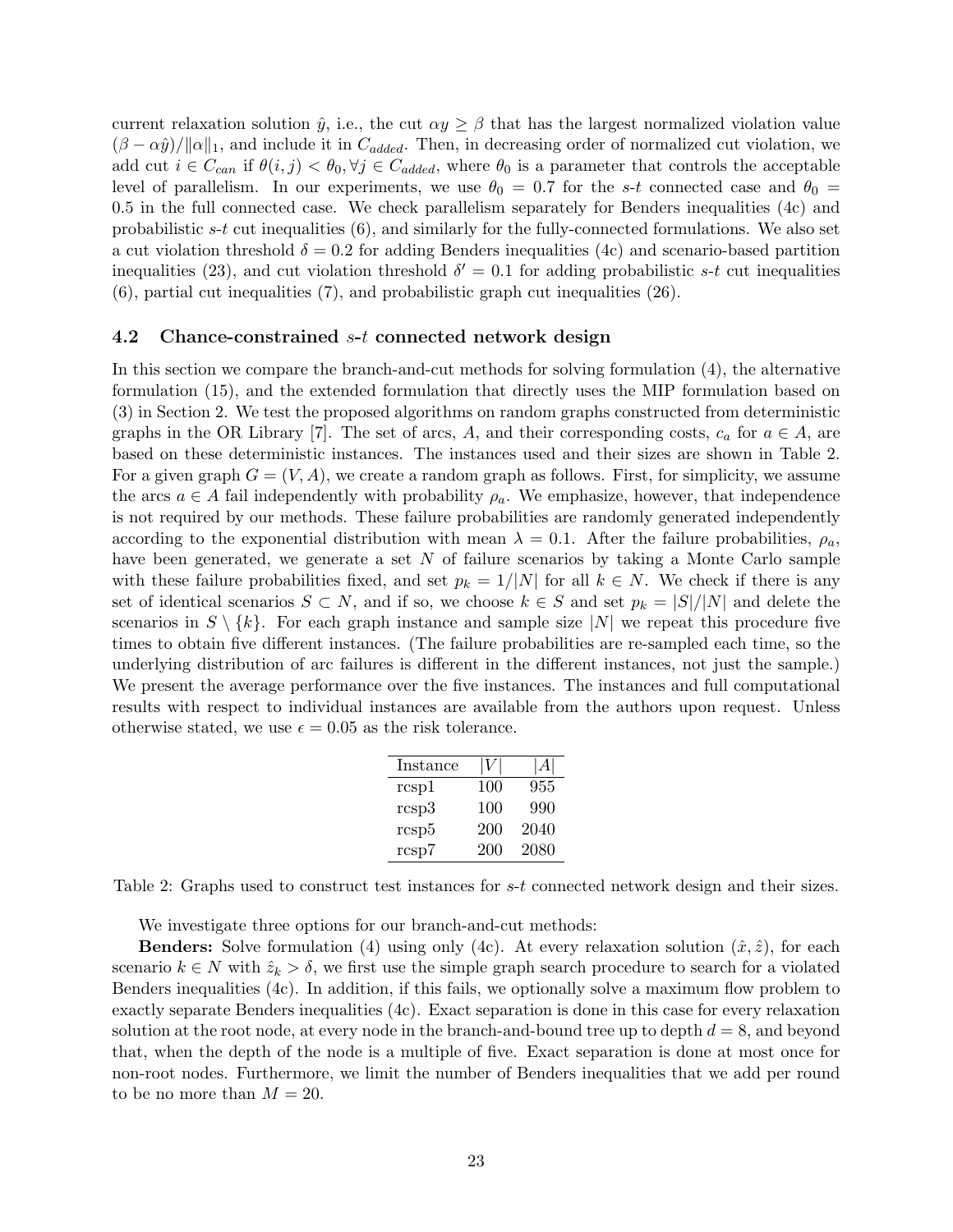current relaxation solution $\hat{y}$, i.e., the cut $\alpha y \geq \beta$ that has the largest normalized violation value $(\beta - \alpha\hat{y})/\|\alpha\|_1$, and include it in $C_{added}$. Then, in decreasing order of normalized cut violation, we add cut $i \in C_{can}$ if $\theta(i,j) < \theta_0, \forall j \in C_{added}$, where $\theta_0$ is a parameter that controls the acceptable level of parallelism. In our experiments, we use $\theta_0 = 0.7$ for the *s*-*t* connected case and $\theta_0 = 0.5$ in the full connected case. We check parallelism separately for Benders inequalities (4c) and probabilistic *s*-*t* cut inequalities (6), and similarly for the fully-connected formulations. We also set a cut violation threshold $\delta = 0.2$ for adding Benders inequalities (4c) and scenario-based partition inequalities (23), and cut violation threshold $\delta' = 0.1$ for adding probabilistic *s*-*t* cut inequalities (6), partial cut inequalities (7), and probabilistic graph cut inequalities (26).

### 4.2 Chance-constrained *s*-*t* connected network design

In this section we compare the branch-and-cut methods for solving formulation (4), the alternative formulation (15), and the extended formulation that directly uses the MIP formulation based on (3) in Section 2. We test the proposed algorithms on random graphs constructed from deterministic graphs in the OR Library [7]. The set of arcs, $A$, and their corresponding costs, $c_a$ for $a \in A$, are based on these deterministic instances. The instances used and their sizes are shown in Table 2. For a given graph $G = (V, A)$, we create a random graph as follows. First, for simplicity, we assume the arcs $a \in A$ fail independently with probability $\rho_a$. We emphasize, however, that independence is not required by our methods. These failure probabilities are randomly generated independently according to the exponential distribution with mean $\lambda = 0.1$. After the failure probabilities, $\rho_a$, have been generated, we generate a set $N$ of failure scenarios by taking a Monte Carlo sample with these failure probabilities fixed, and set $p_k = 1/|N|$ for all $k \in N$. We check if there is any set of identical scenarios $S \subset N$, and if so, we choose $k \in S$ and set $p_k = |S|/|N|$ and delete the scenarios in $S \setminus \{k\}$. For each graph instance and sample size $|N|$ we repeat this procedure five times to obtain five different instances. (The failure probabilities are re-sampled each time, so the underlying distribution of arc failures is different in the different instances, not just the sample.) We present the average performance over the five instances. The instances and full computational results with respect to individual instances are available from the authors upon request. Unless otherwise stated, we use $\epsilon = 0.05$ as the risk tolerance.

| Instance | $\lvert V\rvert$ | $\lvert A\rvert$ |
|---|---|---|
| rcsp1 | 100 | 955 |
| rcsp3 | 100 | 990 |
| rcsp5 | 200 | 2040 |
| rcsp7 | 200 | 2080 |

Table 2: Graphs used to construct test instances for *s*-*t* connected network design and their sizes.

We investigate three options for our branch-and-cut methods:

**Benders:** Solve formulation (4) using only (4c). At every relaxation solution $(\hat{x}, \hat{z})$, for each scenario $k \in N$ with $\hat{z}_k > \delta$, we first use the simple graph search procedure to search for a violated Benders inequalities (4c). In addition, if this fails, we optionally solve a maximum flow problem to exactly separate Benders inequalities (4c). Exact separation is done in this case for every relaxation solution at the root node, at every node in the branch-and-bound tree up to depth $d = 8$, and beyond that, when the depth of the node is a multiple of five. Exact separation is done at most once for non-root nodes. Furthermore, we limit the number of Benders inequalities that we add per round to be no more than $M = 20$.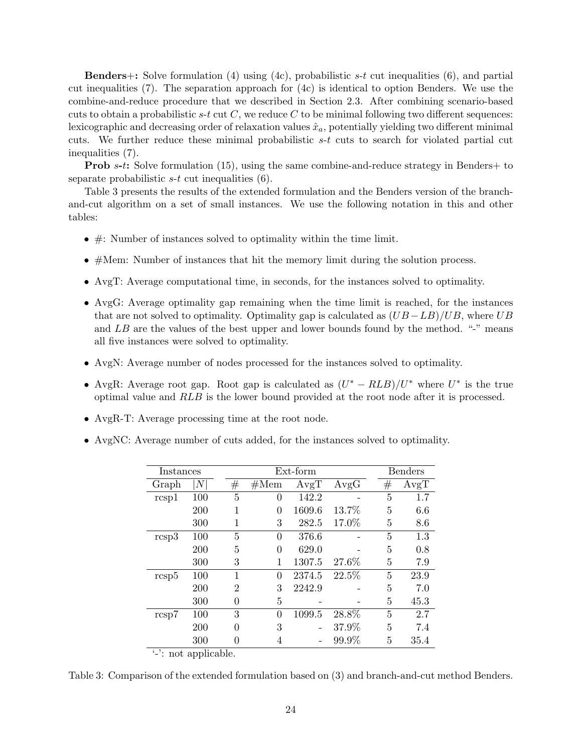**Benders+:** Solve formulation (4) using (4c), probabilistic $s$-$t$ cut inequalities (6), and partial cut inequalities (7). The separation approach for (4c) is identical to option Benders. We use the combine-and-reduce procedure that we described in Section 2.3. After combining scenario-based cuts to obtain a probabilistic $s$-$t$ cut $C$, we reduce $C$ to be minimal following two different sequences: lexicographic and decreasing order of relaxation values $\hat{x}_a$, potentially yielding two different minimal cuts. We further reduce these minimal probabilistic $s$-$t$ cuts to search for violated partial cut inequalities (7).

**Prob $s$-$t$:** Solve formulation (15), using the same combine-and-reduce strategy in Benders+ to separate probabilistic $s$-$t$ cut inequalities (6).

Table 3 presents the results of the extended formulation and the Benders version of the branch-and-cut algorithm on a set of small instances. We use the following notation in this and other tables:

- #: Number of instances solved to optimality within the time limit.
- #Mem: Number of instances that hit the memory limit during the solution process.
- AvgT: Average computational time, in seconds, for the instances solved to optimality.
- AvgG: Average optimality gap remaining when the time limit is reached, for the instances that are not solved to optimality. Optimality gap is calculated as $(UB - LB)/UB$, where $UB$ and $LB$ are the values of the best upper and lower bounds found by the method. "-" means all five instances were solved to optimality.
- AvgN: Average number of nodes processed for the instances solved to optimality.
- AvgR: Average root gap. Root gap is calculated as $(U^* - RLB)/U^*$ where $U^*$ is the true optimal value and $RLB$ is the lower bound provided at the root node after it is processed.
- AvgR-T: Average processing time at the root node.
- AvgNC: Average number of cuts added, for the instances solved to optimality.

| Instances | | Ext-form | | | | Benders | |
|---|---|---|---|---|---|---|---|
| Graph | $\lvert N \rvert$ | # | #Mem | AvgT | AvgG | # | AvgT |
| rcsp1 | 100 | 5 | 0 | 142.2 | - | 5 | 1.7 |
| | 200 | 1 | 0 | 1609.6 | 13.7% | 5 | 6.6 |
| | 300 | 1 | 3 | 282.5 | 17.0% | 5 | 8.6 |
| rcsp3 | 100 | 5 | 0 | 376.6 | - | 5 | 1.3 |
| | 200 | 5 | 0 | 629.0 | - | 5 | 0.8 |
| | 300 | 3 | 1 | 1307.5 | 27.6% | 5 | 7.9 |
| rcsp5 | 100 | 1 | 0 | 2374.5 | 22.5% | 5 | 23.9 |
| | 200 | 2 | 3 | 2242.9 | - | 5 | 7.0 |
| | 300 | 0 | 5 | - | - | 5 | 45.3 |
| rcsp7 | 100 | 3 | 0 | 1099.5 | 28.8% | 5 | 2.7 |
| | 200 | 0 | 3 | - | 37.9% | 5 | 7.4 |
| | 300 | 0 | 4 | - | 99.9% | 5 | 35.4 |

'-': not applicable.

Table 3: Comparison of the extended formulation based on (3) and branch-and-cut method Benders.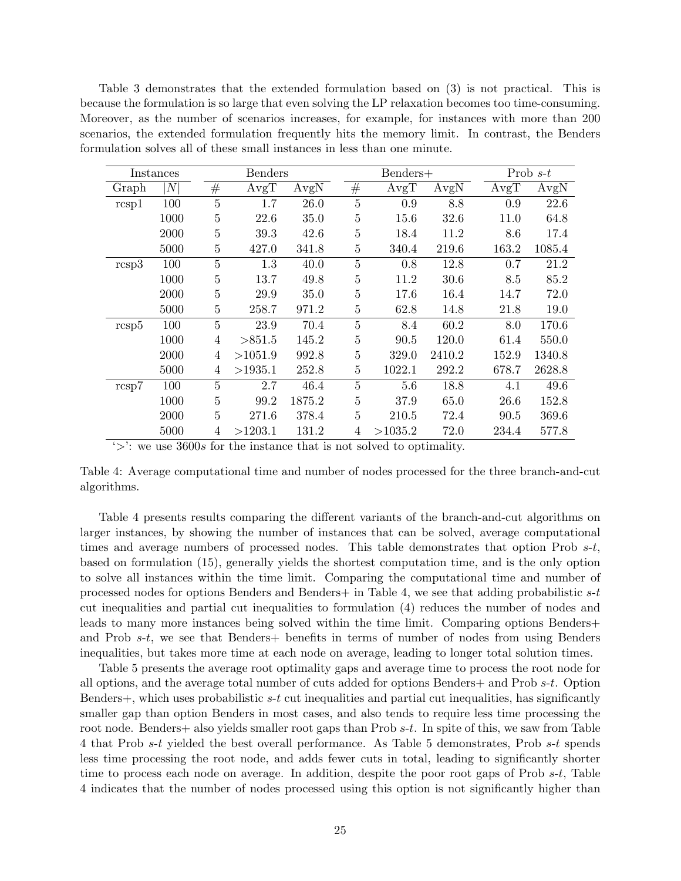Table 3 demonstrates that the extended formulation based on (3) is not practical. This is because the formulation is so large that even solving the LP relaxation becomes too time-consuming. Moreover, as the number of scenarios increases, for example, for instances with more than 200 scenarios, the extended formulation frequently hits the memory limit. In contrast, the Benders formulation solves all of these small instances in less than one minute.

| Instances | | Benders | | | Benders+ | | | Prob $s$-$t$ | |
|---|---|---|---|---|---|---|---|---|---|
| Graph | $\|N\|$ | # | AvgT | AvgN | # | AvgT | AvgN | AvgT | AvgN |
| rcsp1 | 100 | 5 | 1.7 | 26.0 | 5 | 0.9 | 8.8 | 0.9 | 22.6 |
| | 1000 | 5 | 22.6 | 35.0 | 5 | 15.6 | 32.6 | 11.0 | 64.8 |
| | 2000 | 5 | 39.3 | 42.6 | 5 | 18.4 | 11.2 | 8.6 | 17.4 |
| | 5000 | 5 | 427.0 | 341.8 | 5 | 340.4 | 219.6 | 163.2 | 1085.4 |
| rcsp3 | 100 | 5 | 1.3 | 40.0 | 5 | 0.8 | 12.8 | 0.7 | 21.2 |
| | 1000 | 5 | 13.7 | 49.8 | 5 | 11.2 | 30.6 | 8.5 | 85.2 |
| | 2000 | 5 | 29.9 | 35.0 | 5 | 17.6 | 16.4 | 14.7 | 72.0 |
| | 5000 | 5 | 258.7 | 971.2 | 5 | 62.8 | 14.8 | 21.8 | 19.0 |
| rcsp5 | 100 | 5 | 23.9 | 70.4 | 5 | 8.4 | 60.2 | 8.0 | 170.6 |
| | 1000 | 4 | >851.5 | 145.2 | 5 | 90.5 | 120.0 | 61.4 | 550.0 |
| | 2000 | 4 | >1051.9 | 992.8 | 5 | 329.0 | 2410.2 | 152.9 | 1340.8 |
| | 5000 | 4 | >1935.1 | 252.8 | 5 | 1022.1 | 292.2 | 678.7 | 2628.8 |
| rcsp7 | 100 | 5 | 2.7 | 46.4 | 5 | 5.6 | 18.8 | 4.1 | 49.6 |
| | 1000 | 5 | 99.2 | 1875.2 | 5 | 37.9 | 65.0 | 26.6 | 152.8 |
| | 2000 | 5 | 271.6 | 378.4 | 5 | 210.5 | 72.4 | 90.5 | 369.6 |
| | 5000 | 4 | >1203.1 | 131.2 | 4 | >1035.2 | 72.0 | 234.4 | 577.8 |

'>': we use 3600$s$ for the instance that is not solved to optimality.

Table 4: Average computational time and number of nodes processed for the three branch-and-cut algorithms.

Table 4 presents results comparing the different variants of the branch-and-cut algorithms on larger instances, by showing the number of instances that can be solved, average computational times and average numbers of processed nodes. This table demonstrates that option Prob $s$-$t$, based on formulation (15), generally yields the shortest computation time, and is the only option to solve all instances within the time limit. Comparing the computational time and number of processed nodes for options Benders and Benders+ in Table 4, we see that adding probabilistic $s$-$t$ cut inequalities and partial cut inequalities to formulation (4) reduces the number of nodes and leads to many more instances being solved within the time limit. Comparing options Benders+ and Prob $s$-$t$, we see that Benders+ benefits in terms of number of nodes from using Benders inequalities, but takes more time at each node on average, leading to longer total solution times.

Table 5 presents the average root optimality gaps and average time to process the root node for all options, and the average total number of cuts added for options Benders+ and Prob $s$-$t$. Option Benders+, which uses probabilistic $s$-$t$ cut inequalities and partial cut inequalities, has significantly smaller gap than option Benders in most cases, and also tends to require less time processing the root node. Benders+ also yields smaller root gaps than Prob $s$-$t$. In spite of this, we saw from Table 4 that Prob $s$-$t$ yielded the best overall performance. As Table 5 demonstrates, Prob $s$-$t$ spends less time processing the root node, and adds fewer cuts in total, leading to significantly shorter time to process each node on average. In addition, despite the poor root gaps of Prob $s$-$t$, Table 4 indicates that the number of nodes processed using this option is not significantly higher than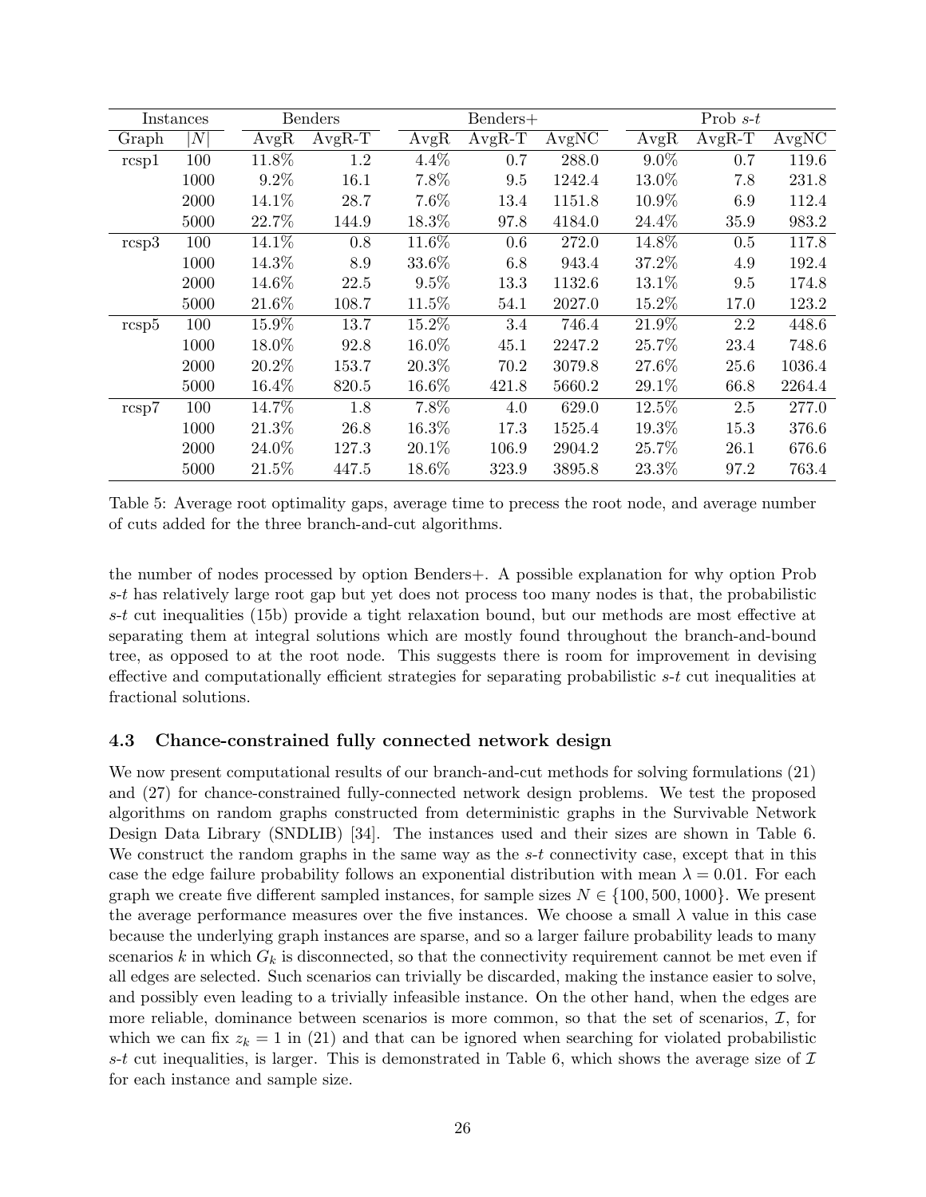| Instances | | Benders | | Benders+ | | | Prob $s$-$t$ | | |
|---|---|---|---|---|---|---|---|---|---|
| Graph | $\|N\|$ | AvgR | AvgR-T | AvgR | AvgR-T | AvgNC | AvgR | AvgR-T | AvgNC |
| rcsp1 | 100 | 11.8% | 1.2 | 4.4% | 0.7 | 288.0 | 9.0% | 0.7 | 119.6 |
| | 1000 | 9.2% | 16.1 | 7.8% | 9.5 | 1242.4 | 13.0% | 7.8 | 231.8 |
| | 2000 | 14.1% | 28.7 | 7.6% | 13.4 | 1151.8 | 10.9% | 6.9 | 112.4 |
| | 5000 | 22.7% | 144.9 | 18.3% | 97.8 | 4184.0 | 24.4% | 35.9 | 983.2 |
| rcsp3 | 100 | 14.1% | 0.8 | 11.6% | 0.6 | 272.0 | 14.8% | 0.5 | 117.8 |
| | 1000 | 14.3% | 8.9 | 33.6% | 6.8 | 943.4 | 37.2% | 4.9 | 192.4 |
| | 2000 | 14.6% | 22.5 | 9.5% | 13.3 | 1132.6 | 13.1% | 9.5 | 174.8 |
| | 5000 | 21.6% | 108.7 | 11.5% | 54.1 | 2027.0 | 15.2% | 17.0 | 123.2 |
| rcsp5 | 100 | 15.9% | 13.7 | 15.2% | 3.4 | 746.4 | 21.9% | 2.2 | 448.6 |
| | 1000 | 18.0% | 92.8 | 16.0% | 45.1 | 2247.2 | 25.7% | 23.4 | 748.6 |
| | 2000 | 20.2% | 153.7 | 20.3% | 70.2 | 3079.8 | 27.6% | 25.6 | 1036.4 |
| | 5000 | 16.4% | 820.5 | 16.6% | 421.8 | 5660.2 | 29.1% | 66.8 | 2264.4 |
| rcsp7 | 100 | 14.7% | 1.8 | 7.8% | 4.0 | 629.0 | 12.5% | 2.5 | 277.0 |
| | 1000 | 21.3% | 26.8 | 16.3% | 17.3 | 1525.4 | 19.3% | 15.3 | 376.6 |
| | 2000 | 24.0% | 127.3 | 20.1% | 106.9 | 2904.2 | 25.7% | 26.1 | 676.6 |
| | 5000 | 21.5% | 447.5 | 18.6% | 323.9 | 3895.8 | 23.3% | 97.2 | 763.4 |

Table 5: Average root optimality gaps, average time to precess the root node, and average number of cuts added for the three branch-and-cut algorithms.

the number of nodes processed by option Benders+. A possible explanation for why option Prob $s$-$t$ has relatively large root gap but yet does not process too many nodes is that, the probabilistic $s$-$t$ cut inequalities (15b) provide a tight relaxation bound, but our methods are most effective at separating them at integral solutions which are mostly found throughout the branch-and-bound tree, as opposed to at the root node. This suggests there is room for improvement in devising effective and computationally efficient strategies for separating probabilistic $s$-$t$ cut inequalities at fractional solutions.

### 4.3 Chance-constrained fully connected network design

We now present computational results of our branch-and-cut methods for solving formulations (21) and (27) for chance-constrained fully-connected network design problems. We test the proposed algorithms on random graphs constructed from deterministic graphs in the Survivable Network Design Data Library (SNDLIB) [34]. The instances used and their sizes are shown in Table 6. We construct the random graphs in the same way as the $s$-$t$ connectivity case, except that in this case the edge failure probability follows an exponential distribution with mean $\lambda = 0.01$. For each graph we create five different sampled instances, for sample sizes $N \in \{100, 500, 1000\}$. We present the average performance measures over the five instances. We choose a small $\lambda$ value in this case because the underlying graph instances are sparse, and so a larger failure probability leads to many scenarios $k$ in which $G_k$ is disconnected, so that the connectivity requirement cannot be met even if all edges are selected. Such scenarios can trivially be discarded, making the instance easier to solve, and possibly even leading to a trivially infeasible instance. On the other hand, when the edges are more reliable, dominance between scenarios is more common, so that the set of scenarios, $\mathcal{I}$, for which we can fix $z_k = 1$ in (21) and that can be ignored when searching for violated probabilistic $s$-$t$ cut inequalities, is larger. This is demonstrated in Table 6, which shows the average size of $\mathcal{I}$ for each instance and sample size.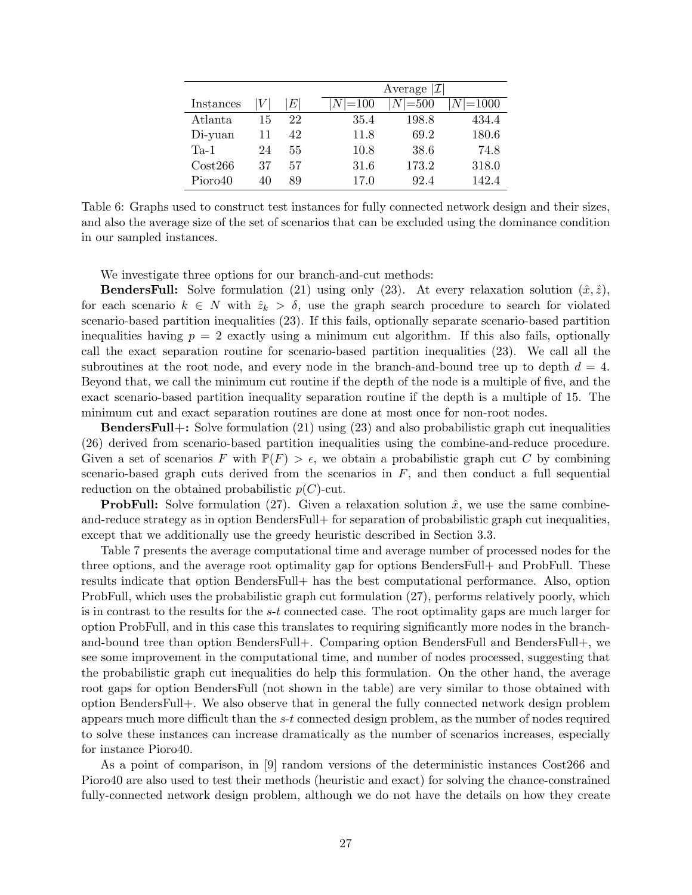| | | | Average $\|\mathcal{I}\|$ | | |
|---|---|---|---|---|---|
| Instances | $\|V\|$ | $\|E\|$ | $\|N\|$=100 | $\|N\|$=500 | $\|N\|$=1000 |
| Atlanta | 15 | 22 | 35.4 | 198.8 | 434.4 |
| Di-yuan | 11 | 42 | 11.8 | 69.2 | 180.6 |
| Ta-1 | 24 | 55 | 10.8 | 38.6 | 74.8 |
| Cost266 | 37 | 57 | 31.6 | 173.2 | 318.0 |
| Pioro40 | 40 | 89 | 17.0 | 92.4 | 142.4 |

Table 6: Graphs used to construct test instances for fully connected network design and their sizes, and also the average size of the set of scenarios that can be excluded using the dominance condition in our sampled instances.

We investigate three options for our branch-and-cut methods:

**BendersFull:** Solve formulation (21) using only (23). At every relaxation solution $(\hat{x}, \hat{z})$, for each scenario $k \in N$ with $\hat{z}_k > \delta$, use the graph search procedure to search for violated scenario-based partition inequalities (23). If this fails, optionally separate scenario-based partition inequalities having $p = 2$ exactly using a minimum cut algorithm. If this also fails, optionally call the exact separation routine for scenario-based partition inequalities (23). We call all the subroutines at the root node, and every node in the branch-and-bound tree up to depth $d = 4$. Beyond that, we call the minimum cut routine if the depth of the node is a multiple of five, and the exact scenario-based partition inequality separation routine if the depth is a multiple of 15. The minimum cut and exact separation routines are done at most once for non-root nodes.

**BendersFull+:** Solve formulation (21) using (23) and also probabilistic graph cut inequalities (26) derived from scenario-based partition inequalities using the combine-and-reduce procedure. Given a set of scenarios $F$ with $\mathbb{P}(F) > \epsilon$, we obtain a probabilistic graph cut $C$ by combining scenario-based graph cuts derived from the scenarios in $F$, and then conduct a full sequential reduction on the obtained probabilistic $p(C)$-cut.

**ProbFull:** Solve formulation (27). Given a relaxation solution $\hat{x}$, we use the same combine-and-reduce strategy as in option BendersFull+ for separation of probabilistic graph cut inequalities, except that we additionally use the greedy heuristic described in Section 3.3.

Table 7 presents the average computational time and average number of processed nodes for the three options, and the average root optimality gap for options BendersFull+ and ProbFull. These results indicate that option BendersFull+ has the best computational performance. Also, option ProbFull, which uses the probabilistic graph cut formulation (27), performs relatively poorly, which is in contrast to the results for the *s*-*t* connected case. The root optimality gaps are much larger for option ProbFull, and in this case this translates to requiring significantly more nodes in the branch-and-bound tree than option BendersFull+. Comparing option BendersFull and BendersFull+, we see some improvement in the computational time, and number of nodes processed, suggesting that the probabilistic graph cut inequalities do help this formulation. On the other hand, the average root gaps for option BendersFull (not shown in the table) are very similar to those obtained with option BendersFull+. We also observe that in general the fully connected network design problem appears much more difficult than the *s*-*t* connected design problem, as the number of nodes required to solve these instances can increase dramatically as the number of scenarios increases, especially for instance Pioro40.

As a point of comparison, in [9] random versions of the deterministic instances Cost266 and Pioro40 are also used to test their methods (heuristic and exact) for solving the chance-constrained fully-connected network design problem, although we do not have the details on how they create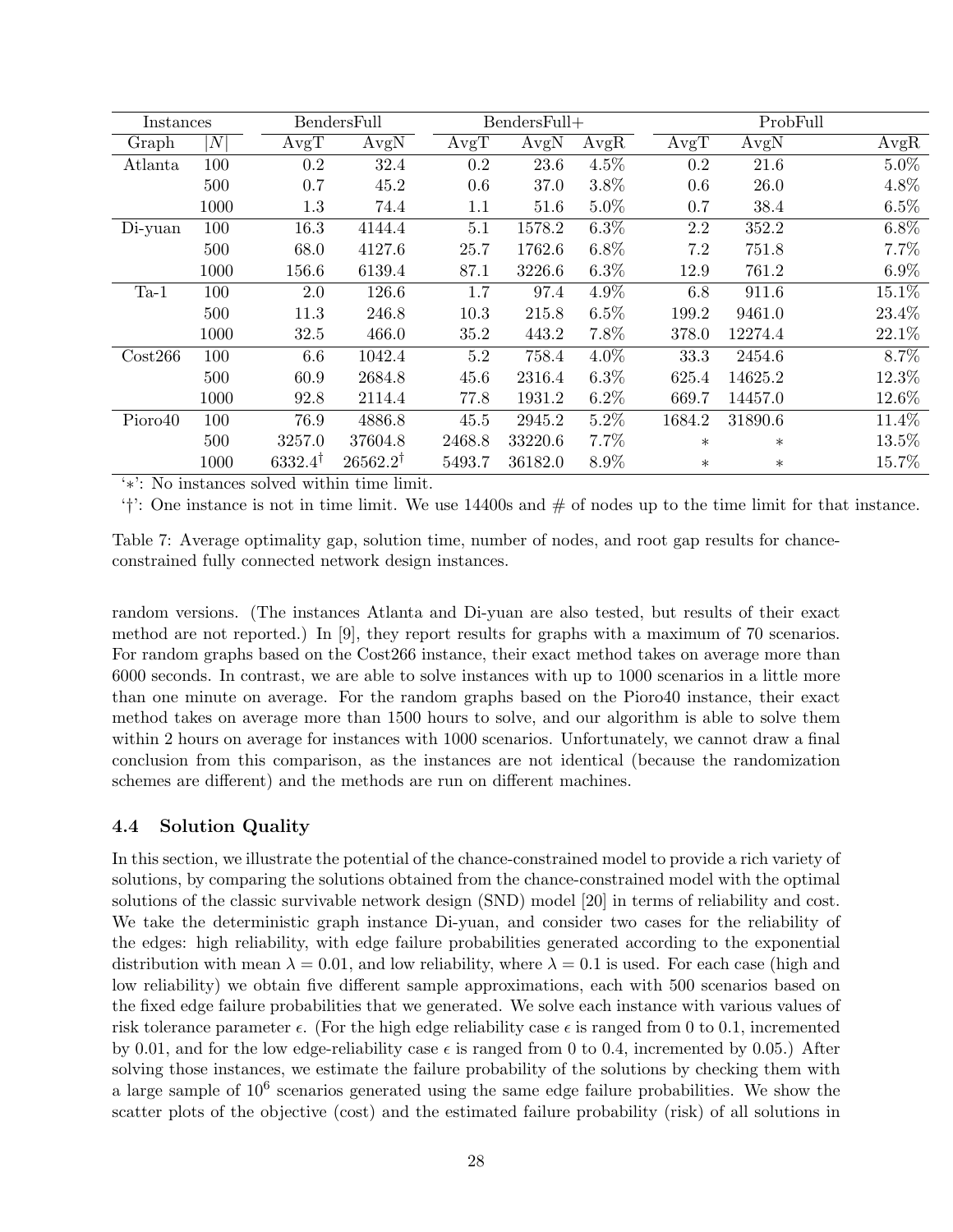| Instances | | BendersFull | | BendersFull+ | | | ProbFull | | |
|---|---|---|---|---|---|---|---|---|---|
| Graph | $\|N\|$ | AvgT | AvgN | AvgT | AvgN | AvgR | AvgT | AvgN | AvgR |
| Atlanta | 100 | 0.2 | 32.4 | 0.2 | 23.6 | 4.5% | 0.2 | 21.6 | 5.0% |
| | 500 | 0.7 | 45.2 | 0.6 | 37.0 | 3.8% | 0.6 | 26.0 | 4.8% |
| | 1000 | 1.3 | 74.4 | 1.1 | 51.6 | 5.0% | 0.7 | 38.4 | 6.5% |
| Di-yuan | 100 | 16.3 | 4144.4 | 5.1 | 1578.2 | 6.3% | 2.2 | 352.2 | 6.8% |
| | 500 | 68.0 | 4127.6 | 25.7 | 1762.6 | 6.8% | 7.2 | 751.8 | 7.7% |
| | 1000 | 156.6 | 6139.4 | 87.1 | 3226.6 | 6.3% | 12.9 | 761.2 | 6.9% |
| Ta-1 | 100 | 2.0 | 126.6 | 1.7 | 97.4 | 4.9% | 6.8 | 911.6 | 15.1% |
| | 500 | 11.3 | 246.8 | 10.3 | 215.8 | 6.5% | 199.2 | 9461.0 | 23.4% |
| | 1000 | 32.5 | 466.0 | 35.2 | 443.2 | 7.8% | 378.0 | 12274.4 | 22.1% |
| Cost266 | 100 | 6.6 | 1042.4 | 5.2 | 758.4 | 4.0% | 33.3 | 2454.6 | 8.7% |
| | 500 | 60.9 | 2684.8 | 45.6 | 2316.4 | 6.3% | 625.4 | 14625.2 | 12.3% |
| | 1000 | 92.8 | 2114.4 | 77.8 | 1931.2 | 6.2% | 669.7 | 14457.0 | 12.6% |
| Pioro40 | 100 | 76.9 | 4886.8 | 45.5 | 2945.2 | 5.2% | 1684.2 | 31890.6 | 11.4% |
| | 500 | 3257.0 | 37604.8 | 2468.8 | 33220.6 | 7.7% | * | * | 13.5% |
| | 1000 | 6332.4† | 26562.2† | 5493.7 | 36182.0 | 8.9% | * | * | 15.7% |

'*': No instances solved within time limit.

'†': One instance is not in time limit. We use 14400s and # of nodes up to the time limit for that instance.

Table 7: Average optimality gap, solution time, number of nodes, and root gap results for chance-constrained fully connected network design instances.

random versions. (The instances Atlanta and Di-yuan are also tested, but results of their exact method are not reported.) In [9], they report results for graphs with a maximum of 70 scenarios. For random graphs based on the Cost266 instance, their exact method takes on average more than 6000 seconds. In contrast, we are able to solve instances with up to 1000 scenarios in a little more than one minute on average. For the random graphs based on the Pioro40 instance, their exact method takes on average more than 1500 hours to solve, and our algorithm is able to solve them within 2 hours on average for instances with 1000 scenarios. Unfortunately, we cannot draw a final conclusion from this comparison, as the instances are not identical (because the randomization schemes are different) and the methods are run on different machines.

### 4.4 Solution Quality

In this section, we illustrate the potential of the chance-constrained model to provide a rich variety of solutions, by comparing the solutions obtained from the chance-constrained model with the optimal solutions of the classic survivable network design (SND) model [20] in terms of reliability and cost. We take the deterministic graph instance Di-yuan, and consider two cases for the reliability of the edges: high reliability, with edge failure probabilities generated according to the exponential distribution with mean $\lambda = 0.01$, and low reliability, where $\lambda = 0.1$ is used. For each case (high and low reliability) we obtain five different sample approximations, each with 500 scenarios based on the fixed edge failure probabilities that we generated. We solve each instance with various values of risk tolerance parameter $\epsilon$. (For the high edge reliability case $\epsilon$ is ranged from 0 to 0.1, incremented by 0.01, and for the low edge-reliability case $\epsilon$ is ranged from 0 to 0.4, incremented by 0.05.) After solving those instances, we estimate the failure probability of the solutions by checking them with a large sample of $10^6$ scenarios generated using the same edge failure probabilities. We show the scatter plots of the objective (cost) and the estimated failure probability (risk) of all solutions in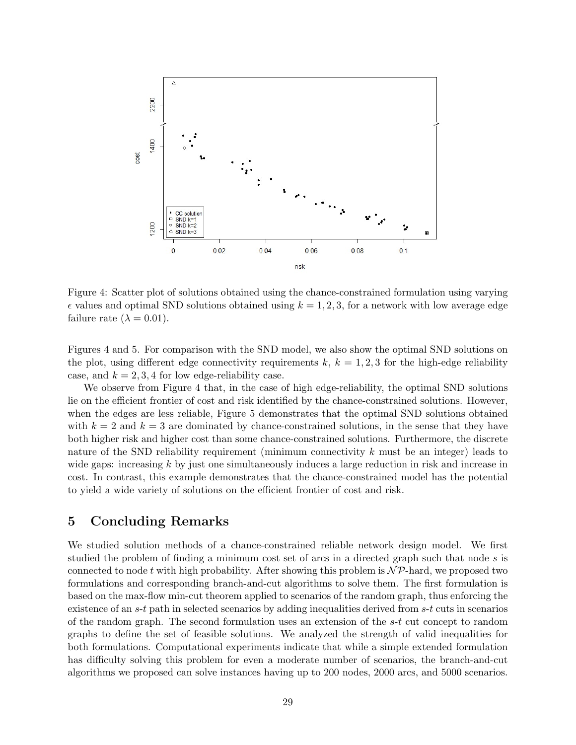Figure 4: Scatter plot of solutions obtained using the chance-constrained formulation using varying $\epsilon$ values and optimal SND solutions obtained using $k = 1, 2, 3$, for a network with low average edge failure rate ($\lambda = 0.01$).

Figures 4 and 5. For comparison with the SND model, we also show the optimal SND solutions on the plot, using different edge connectivity requirements $k$, $k = 1, 2, 3$ for the high-edge reliability case, and $k = 2, 3, 4$ for low edge-reliability case.

We observe from Figure 4 that, in the case of high edge-reliability, the optimal SND solutions lie on the efficient frontier of cost and risk identified by the chance-constrained solutions. However, when the edges are less reliable, Figure 5 demonstrates that the optimal SND solutions obtained with $k = 2$ and $k = 3$ are dominated by chance-constrained solutions, in the sense that they have both higher risk and higher cost than some chance-constrained solutions. Furthermore, the discrete nature of the SND reliability requirement (minimum connectivity $k$ must be an integer) leads to wide gaps: increasing $k$ by just one simultaneously induces a large reduction in risk and increase in cost. In contrast, this example demonstrates that the chance-constrained model has the potential to yield a wide variety of solutions on the efficient frontier of cost and risk.

## 5 Concluding Remarks

We studied solution methods of a chance-constrained reliable network design model. We first studied the problem of finding a minimum cost set of arcs in a directed graph such that node $s$ is connected to node $t$ with high probability. After showing this problem is $\mathcal{NP}$-hard, we proposed two formulations and corresponding branch-and-cut algorithms to solve them. The first formulation is based on the max-flow min-cut theorem applied to scenarios of the random graph, thus enforcing the existence of an $s$-$t$ path in selected scenarios by adding inequalities derived from $s$-$t$ cuts in scenarios of the random graph. The second formulation uses an extension of the $s$-$t$ cut concept to random graphs to define the set of feasible solutions. We analyzed the strength of valid inequalities for both formulations. Computational experiments indicate that while a simple extended formulation has difficulty solving this problem for even a moderate number of scenarios, the branch-and-cut algorithms we proposed can solve instances having up to 200 nodes, 2000 arcs, and 5000 scenarios.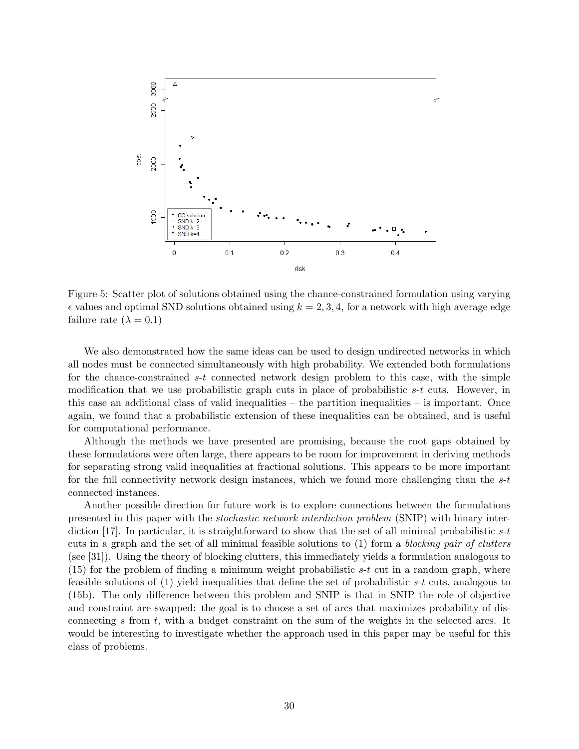Figure 5: Scatter plot of solutions obtained using the chance-constrained formulation using varying $\epsilon$ values and optimal SND solutions obtained using $k = 2, 3, 4$, for a network with high average edge failure rate ($\lambda = 0.1$)

We also demonstrated how the same ideas can be used to design undirected networks in which all nodes must be connected simultaneously with high probability. We extended both formulations for the chance-constrained $s$-$t$ connected network design problem to this case, with the simple modification that we use probabilistic graph cuts in place of probabilistic $s$-$t$ cuts. However, in this case an additional class of valid inequalities – the partition inequalities – is important. Once again, we found that a probabilistic extension of these inequalities can be obtained, and is useful for computational performance.

Although the methods we have presented are promising, because the root gaps obtained by these formulations were often large, there appears to be room for improvement in deriving methods for separating strong valid inequalities at fractional solutions. This appears to be more important for the full connectivity network design instances, which we found more challenging than the $s$-$t$ connected instances.

Another possible direction for future work is to explore connections between the formulations presented in this paper with the *stochastic network interdiction problem* (SNIP) with binary interdiction [17]. In particular, it is straightforward to show that the set of all minimal probabilistic $s$-$t$ cuts in a graph and the set of all minimal feasible solutions to (1) form a *blocking pair of clutters* (see [31]). Using the theory of blocking clutters, this immediately yields a formulation analogous to (15) for the problem of finding a minimum weight probabilistic $s$-$t$ cut in a random graph, where feasible solutions of (1) yield inequalities that define the set of probabilistic $s$-$t$ cuts, analogous to (15b). The only difference between this problem and SNIP is that in SNIP the role of objective and constraint are swapped: the goal is to choose a set of arcs that maximizes probability of disconnecting $s$ from $t$, with a budget constraint on the sum of the weights in the selected arcs. It would be interesting to investigate whether the approach used in this paper may be useful for this class of problems.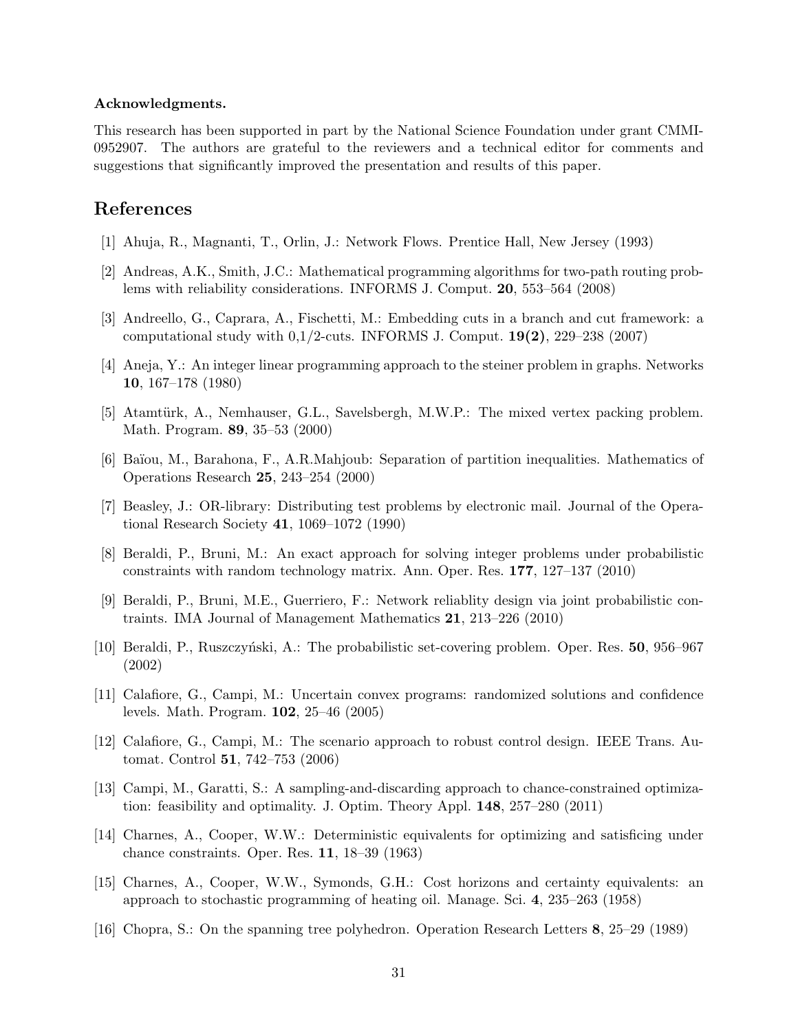**Acknowledgments.**

This research has been supported in part by the National Science Foundation under grant CMMI-0952907. The authors are grateful to the reviewers and a technical editor for comments and suggestions that significantly improved the presentation and results of this paper.

## References

[1] Ahuja, R., Magnanti, T., Orlin, J.: Network Flows. Prentice Hall, New Jersey (1993)

[2] Andreas, A.K., Smith, J.C.: Mathematical programming algorithms for two-path routing problems with reliability considerations. INFORMS J. Comput. **20**, 553–564 (2008)

[3] Andreello, G., Caprara, A., Fischetti, M.: Embedding cuts in a branch and cut framework: a computational study with 0,1/2-cuts. INFORMS J. Comput. **19(2)**, 229–238 (2007)

[4] Aneja, Y.: An integer linear programming approach to the steiner problem in graphs. Networks **10**, 167–178 (1980)

[5] Atamtürk, A., Nemhauser, G.L., Savelsbergh, M.W.P.: The mixed vertex packing problem. Math. Program. **89**, 35–53 (2000)

[6] Baïou, M., Barahona, F., A.R.Mahjoub: Separation of partition inequalities. Mathematics of Operations Research **25**, 243–254 (2000)

[7] Beasley, J.: OR-library: Distributing test problems by electronic mail. Journal of the Operational Research Society **41**, 1069–1072 (1990)

[8] Beraldi, P., Bruni, M.: An exact approach for solving integer problems under probabilistic constraints with random technology matrix. Ann. Oper. Res. **177**, 127–137 (2010)

[9] Beraldi, P., Bruni, M.E., Guerriero, F.: Network reliablity design via joint probabilistic contraints. IMA Journal of Management Mathematics **21**, 213–226 (2010)

[10] Beraldi, P., Ruszczyński, A.: The probabilistic set-covering problem. Oper. Res. **50**, 956–967 (2002)

[11] Calafiore, G., Campi, M.: Uncertain convex programs: randomized solutions and confidence levels. Math. Program. **102**, 25–46 (2005)

[12] Calafiore, G., Campi, M.: The scenario approach to robust control design. IEEE Trans. Automat. Control **51**, 742–753 (2006)

[13] Campi, M., Garatti, S.: A sampling-and-discarding approach to chance-constrained optimization: feasibility and optimality. J. Optim. Theory Appl. **148**, 257–280 (2011)

[14] Charnes, A., Cooper, W.W.: Deterministic equivalents for optimizing and satisficing under chance constraints. Oper. Res. **11**, 18–39 (1963)

[15] Charnes, A., Cooper, W.W., Symonds, G.H.: Cost horizons and certainty equivalents: an approach to stochastic programming of heating oil. Manage. Sci. **4**, 235–263 (1958)

[16] Chopra, S.: On the spanning tree polyhedron. Operation Research Letters **8**, 25–29 (1989)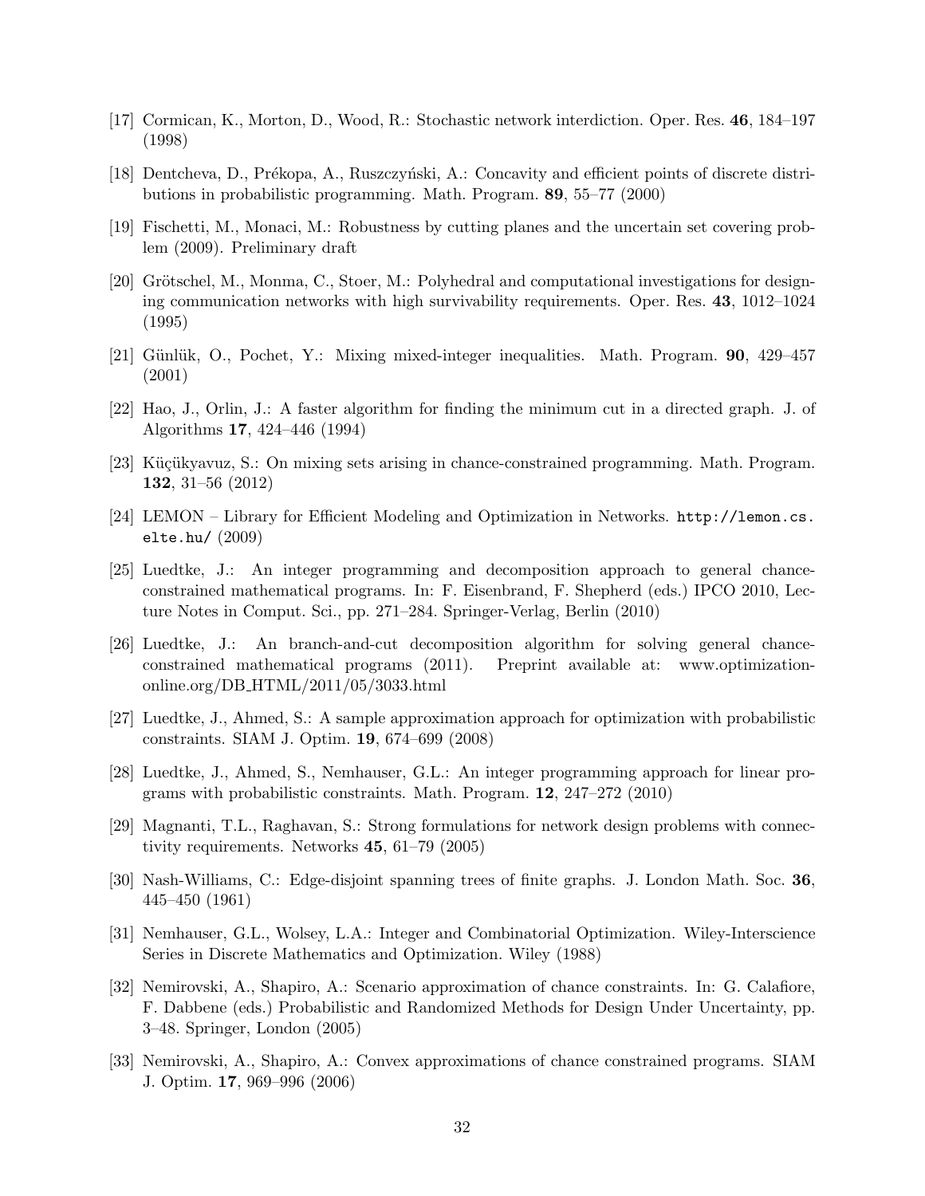[17] Cormican, K., Morton, D., Wood, R.: Stochastic network interdiction. Oper. Res. **46**, 184–197 (1998)

[18] Dentcheva, D., Prékopa, A., Ruszczyński, A.: Concavity and efficient points of discrete distributions in probabilistic programming. Math. Program. **89**, 55–77 (2000)

[19] Fischetti, M., Monaci, M.: Robustness by cutting planes and the uncertain set covering problem (2009). Preliminary draft

[20] Grötschel, M., Monma, C., Stoer, M.: Polyhedral and computational investigations for designing communication networks with high survivability requirements. Oper. Res. **43**, 1012–1024 (1995)

[21] Günlük, O., Pochet, Y.: Mixing mixed-integer inequalities. Math. Program. **90**, 429–457 (2001)

[22] Hao, J., Orlin, J.: A faster algorithm for finding the minimum cut in a directed graph. J. of Algorithms **17**, 424–446 (1994)

[23] Küçükyavuz, S.: On mixing sets arising in chance-constrained programming. Math. Program. **132**, 31–56 (2012)

[24] LEMON – Library for Efficient Modeling and Optimization in Networks. `http://lemon.cs.elte.hu/` (2009)

[25] Luedtke, J.: An integer programming and decomposition approach to general chance-constrained mathematical programs. In: F. Eisenbrand, F. Shepherd (eds.) IPCO 2010, Lecture Notes in Comput. Sci., pp. 271–284. Springer-Verlag, Berlin (2010)

[26] Luedtke, J.: An branch-and-cut decomposition algorithm for solving general chance-constrained mathematical programs (2011). Preprint available at: www.optimization-online.org/DB_HTML/2011/05/3033.html

[27] Luedtke, J., Ahmed, S.: A sample approximation approach for optimization with probabilistic constraints. SIAM J. Optim. **19**, 674–699 (2008)

[28] Luedtke, J., Ahmed, S., Nemhauser, G.L.: An integer programming approach for linear programs with probabilistic constraints. Math. Program. **12**, 247–272 (2010)

[29] Magnanti, T.L., Raghavan, S.: Strong formulations for network design problems with connectivity requirements. Networks **45**, 61–79 (2005)

[30] Nash-Williams, C.: Edge-disjoint spanning trees of finite graphs. J. London Math. Soc. **36**, 445–450 (1961)

[31] Nemhauser, G.L., Wolsey, L.A.: Integer and Combinatorial Optimization. Wiley-Interscience Series in Discrete Mathematics and Optimization. Wiley (1988)

[32] Nemirovski, A., Shapiro, A.: Scenario approximation of chance constraints. In: G. Calafiore, F. Dabbene (eds.) Probabilistic and Randomized Methods for Design Under Uncertainty, pp. 3–48. Springer, London (2005)

[33] Nemirovski, A., Shapiro, A.: Convex approximations of chance constrained programs. SIAM J. Optim. **17**, 969–996 (2006)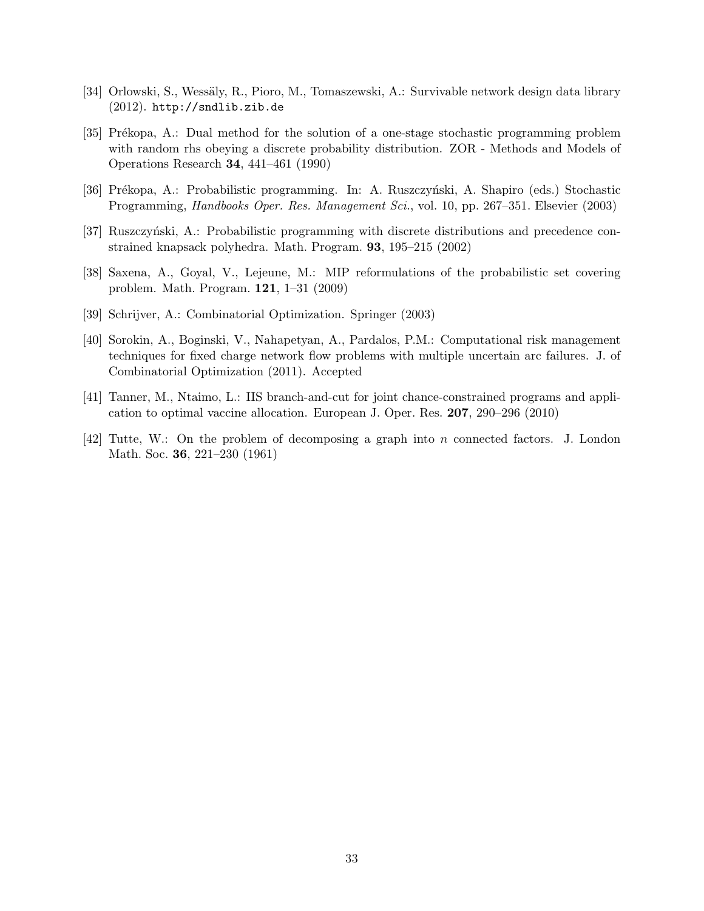[34] Orlowski, S., Wessäly, R., Pioro, M., Tomaszewski, A.: Survivable network design data library (2012). `http://sndlib.zib.de`

[35] Prékopa, A.: Dual method for the solution of a one-stage stochastic programming problem with random rhs obeying a discrete probability distribution. ZOR - Methods and Models of Operations Research **34**, 441–461 (1990)

[36] Prékopa, A.: Probabilistic programming. In: A. Ruszczyński, A. Shapiro (eds.) Stochastic Programming, *Handbooks Oper. Res. Management Sci.*, vol. 10, pp. 267–351. Elsevier (2003)

[37] Ruszczyński, A.: Probabilistic programming with discrete distributions and precedence constrained knapsack polyhedra. Math. Program. **93**, 195–215 (2002)

[38] Saxena, A., Goyal, V., Lejeune, M.: MIP reformulations of the probabilistic set covering problem. Math. Program. **121**, 1–31 (2009)

[39] Schrijver, A.: Combinatorial Optimization. Springer (2003)

[40] Sorokin, A., Boginski, V., Nahapetyan, A., Pardalos, P.M.: Computational risk management techniques for fixed charge network flow problems with multiple uncertain arc failures. J. of Combinatorial Optimization (2011). Accepted

[41] Tanner, M., Ntaimo, L.: IIS branch-and-cut for joint chance-constrained programs and application to optimal vaccine allocation. European J. Oper. Res. **207**, 290–296 (2010)

[42] Tutte, W.: On the problem of decomposing a graph into $n$ connected factors. J. London Math. Soc. **36**, 221–230 (1961)